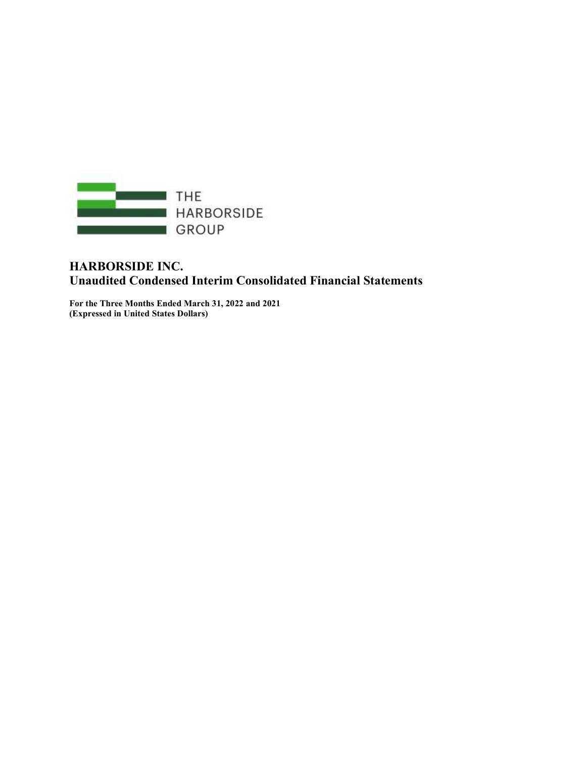THE HARBORSIDE GROUP

# HARBORSIDE INC.
## Unaudited Condensed Interim Consolidated Financial Statements

**For the Three Months Ended March 31, 2022 and 2021**
**(Expressed in United States Dollars)**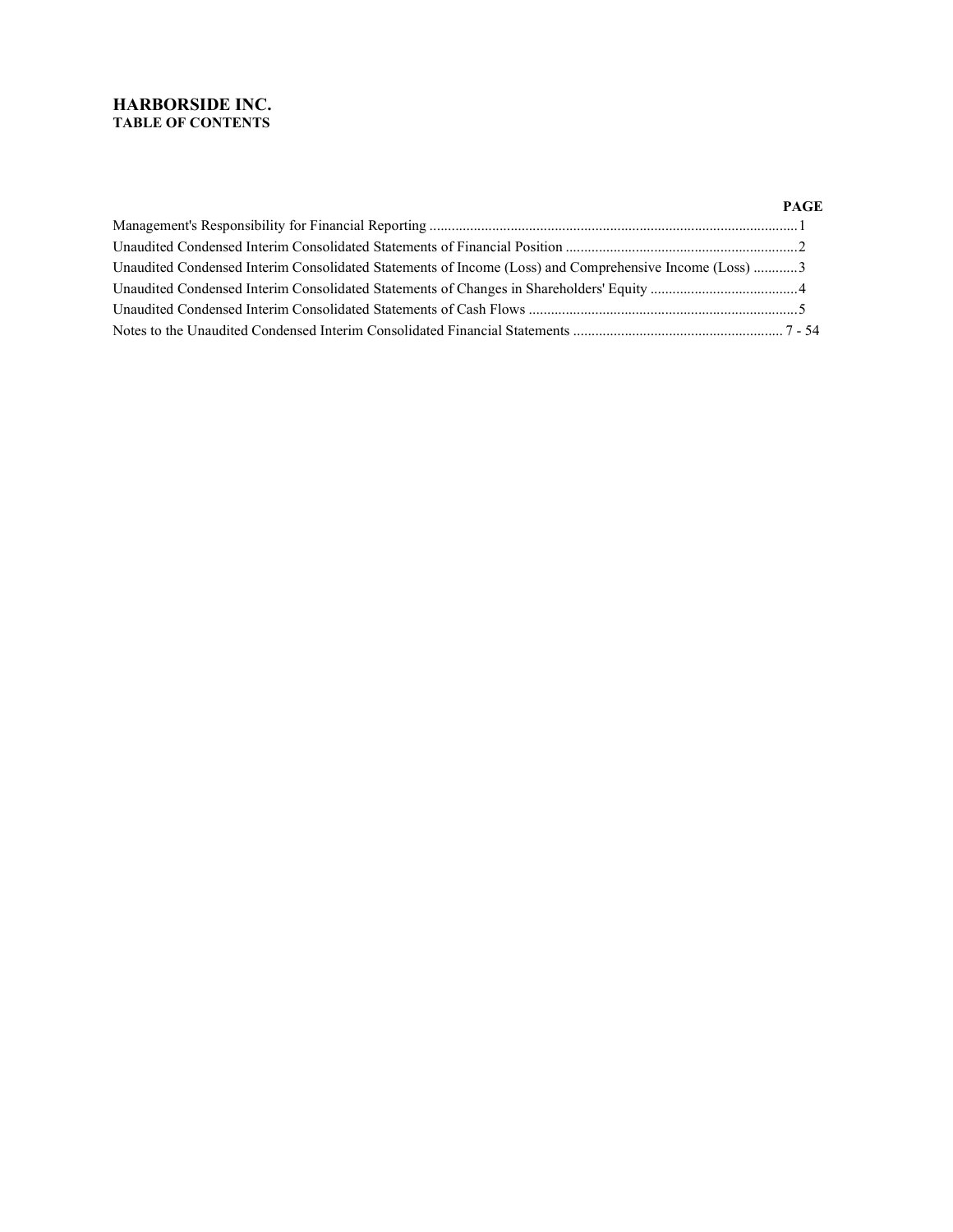# HARBORSIDE INC.
## TABLE OF CONTENTS

| | PAGE |
|---|---|
| Management's Responsibility for Financial Reporting | 1 |
| Unaudited Condensed Interim Consolidated Statements of Financial Position | 2 |
| Unaudited Condensed Interim Consolidated Statements of Income (Loss) and Comprehensive Income (Loss) | 3 |
| Unaudited Condensed Interim Consolidated Statements of Changes in Shareholders' Equity | 4 |
| Unaudited Condensed Interim Consolidated Statements of Cash Flows | 5 |
| Notes to the Unaudited Condensed Interim Consolidated Financial Statements | 7 - 54 |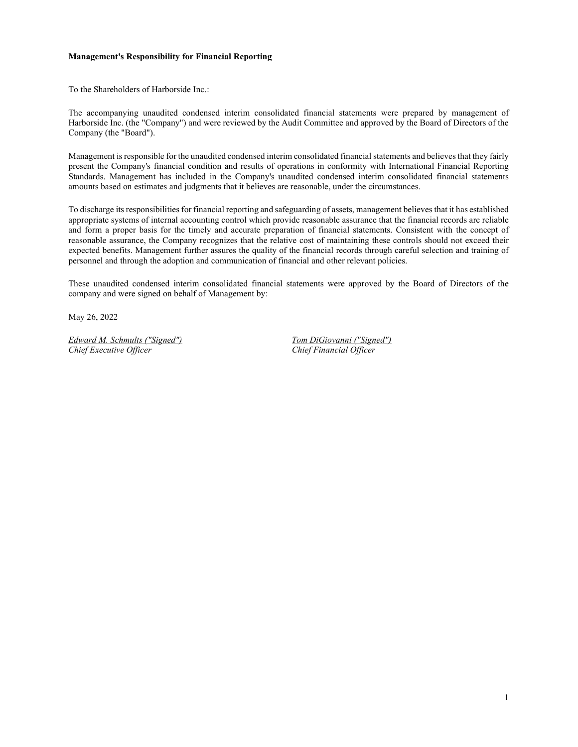**Management's Responsibility for Financial Reporting**

To the Shareholders of Harborside Inc.:

The accompanying unaudited condensed interim consolidated financial statements were prepared by management of Harborside Inc. (the "Company") and were reviewed by the Audit Committee and approved by the Board of Directors of the Company (the "Board").

Management is responsible for the unaudited condensed interim consolidated financial statements and believes that they fairly present the Company's financial condition and results of operations in conformity with International Financial Reporting Standards. Management has included in the Company's unaudited condensed interim consolidated financial statements amounts based on estimates and judgments that it believes are reasonable, under the circumstances.

To discharge its responsibilities for financial reporting and safeguarding of assets, management believes that it has established appropriate systems of internal accounting control which provide reasonable assurance that the financial records are reliable and form a proper basis for the timely and accurate preparation of financial statements. Consistent with the concept of reasonable assurance, the Company recognizes that the relative cost of maintaining these controls should not exceed their expected benefits. Management further assures the quality of the financial records through careful selection and training of personnel and through the adoption and communication of financial and other relevant policies.

These unaudited condensed interim consolidated financial statements were approved by the Board of Directors of the company and were signed on behalf of Management by:

May 26, 2022

*Edward M. Schmults ("Signed")*
*Chief Executive Officer*

*Tom DiGiovanni ("Signed")*
*Chief Financial Officer*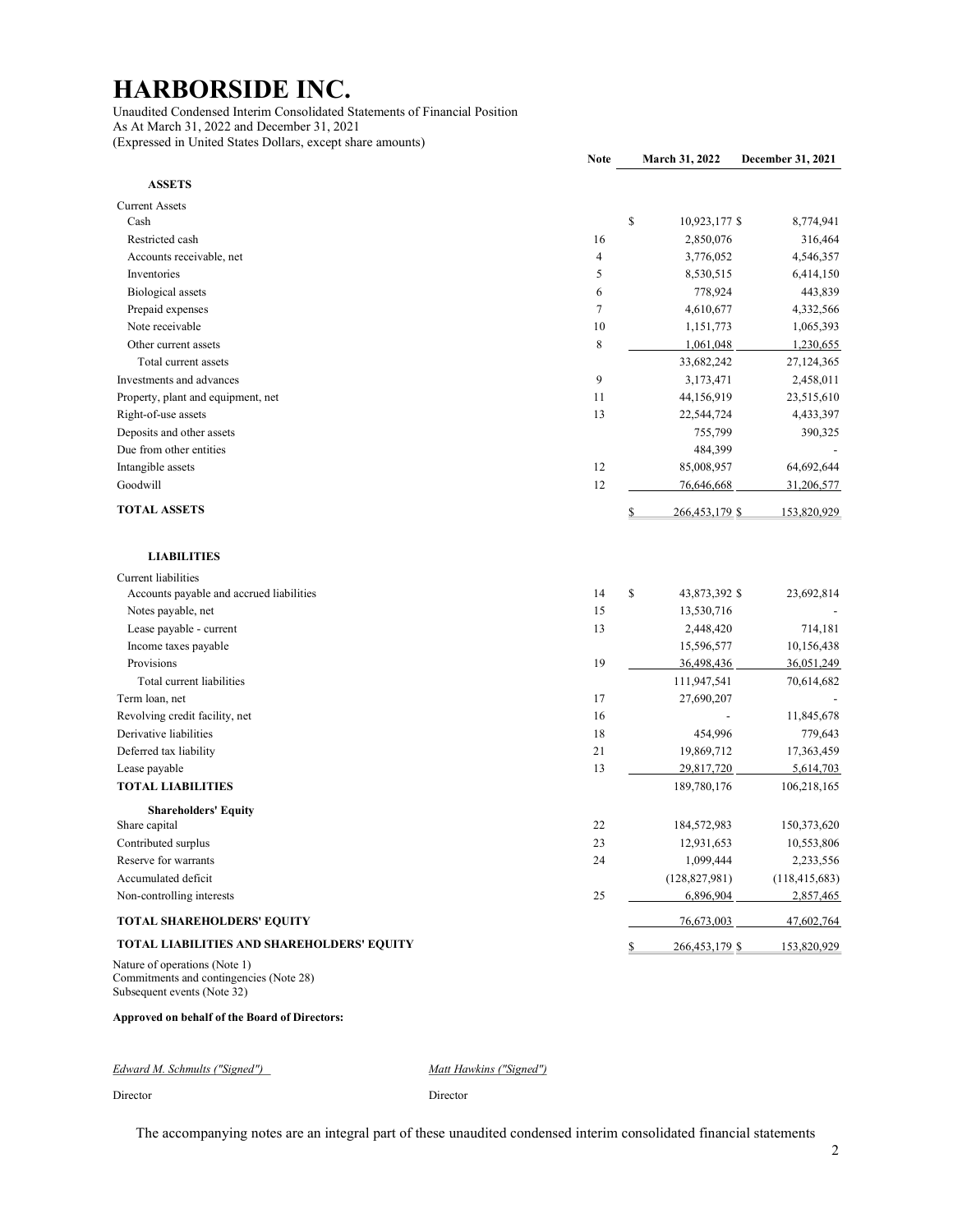# HARBORSIDE INC.

Unaudited Condensed Interim Consolidated Statements of Financial Position
As At March 31, 2022 and December 31, 2021
(Expressed in United States Dollars, except share amounts)

| | Note | March 31, 2022 | December 31, 2021 |
|---|---|---|---|
| **ASSETS** | | | |
| Current Assets | | | |
| Cash | | $ 10,923,177 | $ 8,774,941 |
| Restricted cash | 16 | 2,850,076 | 316,464 |
| Accounts receivable, net | 4 | 3,776,052 | 4,546,357 |
| Inventories | 5 | 8,530,515 | 6,414,150 |
| Biological assets | 6 | 778,924 | 443,839 |
| Prepaid expenses | 7 | 4,610,677 | 4,332,566 |
| Note receivable | 10 | 1,151,773 | 1,065,393 |
| Other current assets | 8 | 1,061,048 | 1,230,655 |
| Total current assets | | 33,682,242 | 27,124,365 |
| Investments and advances | 9 | 3,173,471 | 2,458,011 |
| Property, plant and equipment, net | 11 | 44,156,919 | 23,515,610 |
| Right-of-use assets | 13 | 22,544,724 | 4,433,397 |
| Deposits and other assets | | 755,799 | 390,325 |
| Due from other entities | | 484,399 | - |
| Intangible assets | 12 | 85,008,957 | 64,692,644 |
| Goodwill | 12 | 76,646,668 | 31,206,577 |
| **TOTAL ASSETS** | | $ 266,453,179 | $ 153,820,929 |
| **LIABILITIES** | | | |
| Current liabilities | | | |
| Accounts payable and accrued liabilities | 14 | $ 43,873,392 | $ 23,692,814 |
| Notes payable, net | 15 | 13,530,716 | - |
| Lease payable - current | 13 | 2,448,420 | 714,181 |
| Income taxes payable | | 15,596,577 | 10,156,438 |
| Provisions | 19 | 36,498,436 | 36,051,249 |
| Total current liabilities | | 111,947,541 | 70,614,682 |
| Term loan, net | 17 | 27,690,207 | - |
| Revolving credit facility, net | 16 | - | 11,845,678 |
| Derivative liabilities | 18 | 454,996 | 779,643 |
| Deferred tax liability | 21 | 19,869,712 | 17,363,459 |
| Lease payable | 13 | 29,817,720 | 5,614,703 |
| **TOTAL LIABILITIES** | | 189,780,176 | 106,218,165 |
| **Shareholders' Equity** | | | |
| Share capital | 22 | 184,572,983 | 150,373,620 |
| Contributed surplus | 23 | 12,931,653 | 10,553,806 |
| Reserve for warrants | 24 | 1,099,444 | 2,233,556 |
| Accumulated deficit | | (128,827,981) | (118,415,683) |
| Non-controlling interests | 25 | 6,896,904 | 2,857,465 |
| **TOTAL SHAREHOLDERS' EQUITY** | | 76,673,003 | 47,602,764 |
| **TOTAL LIABILITIES AND SHAREHOLDERS' EQUITY** | | $ 266,453,179 | $ 153,820,929 |

Nature of operations (Note 1)
Commitments and contingencies (Note 28)
Subsequent events (Note 32)

**Approved on behalf of the Board of Directors:**

*Edward M. Schmults ("Signed")* — Director

*Matt Hawkins ("Signed")* — Director

The accompanying notes are an integral part of these unaudited condensed interim consolidated financial statements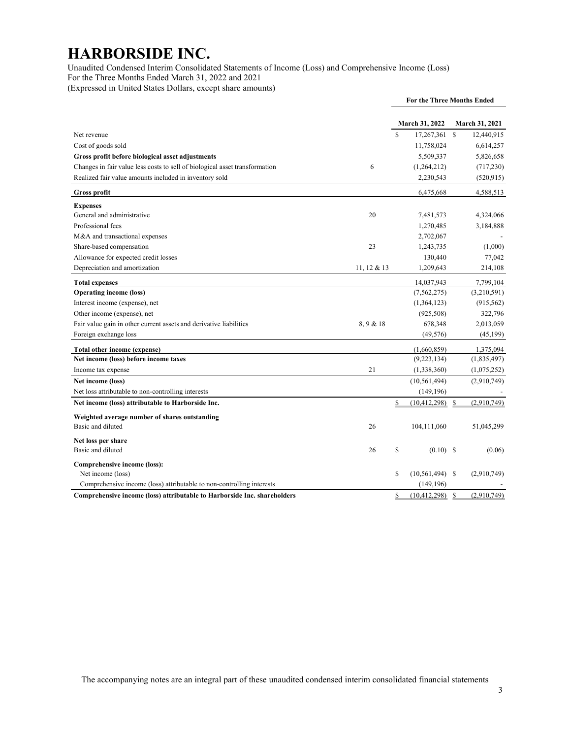# HARBORSIDE INC.

Unaudited Condensed Interim Consolidated Statements of Income (Loss) and Comprehensive Income (Loss)
For the Three Months Ended March 31, 2022 and 2021
(Expressed in United States Dollars, except share amounts)

| | | For the Three Months Ended | |
|---|---|---|---|
| | | **March 31, 2022** | **March 31, 2021** |
| Net revenue | | $ 17,267,361 | $ 12,440,915 |
| Cost of goods sold | | 11,758,024 | 6,614,257 |
| **Gross profit before biological asset adjustments** | | 5,509,337 | 5,826,658 |
| Changes in fair value less costs to sell of biological asset transformation | 6 | (1,264,212) | (717,230) |
| Realized fair value amounts included in inventory sold | | 2,230,543 | (520,915) |
| **Gross profit** | | 6,475,668 | 4,588,513 |
| **Expenses** | | | |
| General and administrative | 20 | 7,481,573 | 4,324,066 |
| Professional fees | | 1,270,485 | 3,184,888 |
| M&A and transactional expenses | | 2,702,067 | - |
| Share-based compensation | 23 | 1,243,735 | (1,000) |
| Allowance for expected credit losses | | 130,440 | 77,042 |
| Depreciation and amortization | 11, 12 & 13 | 1,209,643 | 214,108 |
| **Total expenses** | | 14,037,943 | 7,799,104 |
| **Operating income (loss)** | | (7,562,275) | (3,210,591) |
| Interest income (expense), net | | (1,364,123) | (915,562) |
| Other income (expense), net | | (925,508) | 322,796 |
| Fair value gain in other current assets and derivative liabilities | 8, 9 & 18 | 678,348 | 2,013,059 |
| Foreign exchange loss | | (49,576) | (45,199) |
| **Total other income (expense)** | | (1,660,859) | 1,375,094 |
| **Net income (loss) before income taxes** | | (9,223,134) | (1,835,497) |
| Income tax expense | 21 | (1,338,360) | (1,075,252) |
| **Net income (loss)** | | (10,561,494) | (2,910,749) |
| Net loss attributable to non-controlling interests | | (149,196) | - |
| **Net income (loss) attributable to Harborside Inc.** | | $ (10,412,298) | $ (2,910,749) |
| **Weighted average number of shares outstanding** | | | |
| Basic and diluted | 26 | 104,111,060 | 51,045,299 |
| **Net loss per share** | | | |
| Basic and diluted | 26 | $ (0.10) | $ (0.06) |
| **Comprehensive income (loss):** | | | |
| Net income (loss) | | $ (10,561,494) | $ (2,910,749) |
| Comprehensive income (loss) attributable to non-controlling interests | | (149,196) | - |
| **Comprehensive income (loss) attributable to Harborside Inc. shareholders** | | $ (10,412,298) | $ (2,910,749) |

The accompanying notes are an integral part of these unaudited condensed interim consolidated financial statements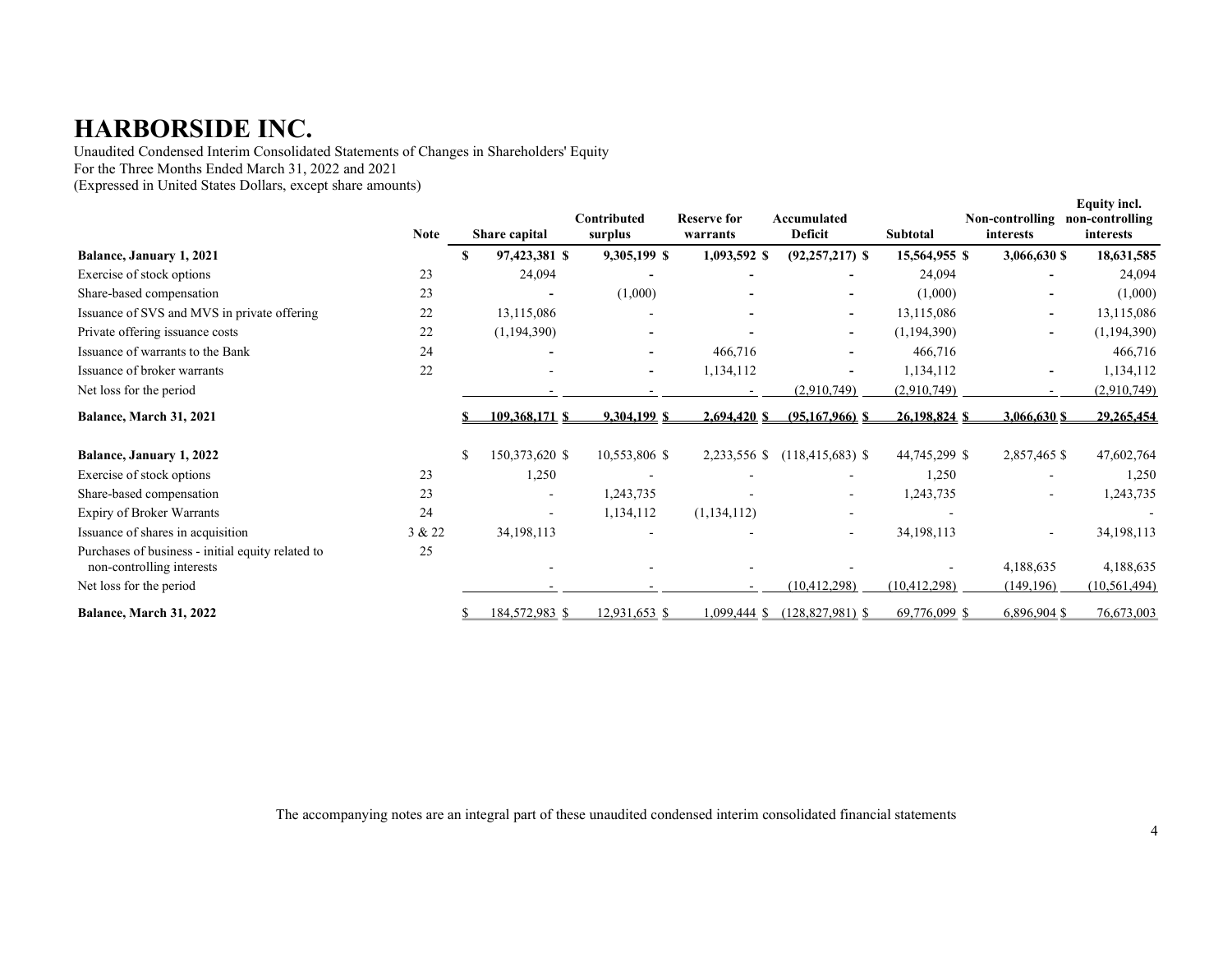# HARBORSIDE INC.

Unaudited Condensed Interim Consolidated Statements of Changes in Shareholders' Equity
For the Three Months Ended March 31, 2022 and 2021
(Expressed in United States Dollars, except share amounts)

| | Note | Share capital | Contributed surplus | Reserve for warrants | Accumulated Deficit | Subtotal | Non-controlling interests | Equity incl. non-controlling interests |
|---|---|---|---|---|---|---|---|---|
| **Balance, January 1, 2021** | | **$ 97,423,381** | **$ 9,305,199** | **$ 1,093,592** | **$ (92,257,217)** | **$ 15,564,955** | **$ 3,066,630** | **$ 18,631,585** |
| Exercise of stock options | 23 | 24,094 | - | - | - | 24,094 | - | 24,094 |
| Share-based compensation | 23 | - | (1,000) | - | - | (1,000) | - | (1,000) |
| Issuance of SVS and MVS in private offering | 22 | 13,115,086 | - | - | - | 13,115,086 | - | 13,115,086 |
| Private offering issuance costs | 22 | (1,194,390) | - | - | - | (1,194,390) | - | (1,194,390) |
| Issuance of warrants to the Bank | 24 | - | - | 466,716 | - | 466,716 | | 466,716 |
| Issuance of broker warrants | 22 | - | - | 1,134,112 | - | 1,134,112 | - | 1,134,112 |
| Net loss for the period | | - | - | - | (2,910,749) | (2,910,749) | - | (2,910,749) |
| **Balance, March 31, 2021** | | **$ 109,368,171** | **$ 9,304,199** | **$ 2,694,420** | **$ (95,167,966)** | **$ 26,198,824** | **$ 3,066,630** | **$ 29,265,454** |
| | | | | | | | | |
| **Balance, January 1, 2022** | | $ 150,373,620 | $ 10,553,806 | $ 2,233,556 | $ (118,415,683) | $ 44,745,299 | $ 2,857,465 | $ 47,602,764 |
| Exercise of stock options | 23 | 1,250 | - | - | - | 1,250 | - | 1,250 |
| Share-based compensation | 23 | - | 1,243,735 | - | - | 1,243,735 | - | 1,243,735 |
| Expiry of Broker Warrants | 24 | - | 1,134,112 | (1,134,112) | - | - | | - |
| Issuance of shares in acquisition | 3 & 22 | 34,198,113 | - | - | - | 34,198,113 | - | 34,198,113 |
| Purchases of business - initial equity related to non-controlling interests | 25 | - | - | - | - | - | 4,188,635 | 4,188,635 |
| Net loss for the period | | - | - | - | (10,412,298) | (10,412,298) | (149,196) | (10,561,494) |
| **Balance, March 31, 2022** | | $ 184,572,983 | $ 12,931,653 | $ 1,099,444 | $ (128,827,981) | $ 69,776,099 | $ 6,896,904 | $ 76,673,003 |

The accompanying notes are an integral part of these unaudited condensed interim consolidated financial statements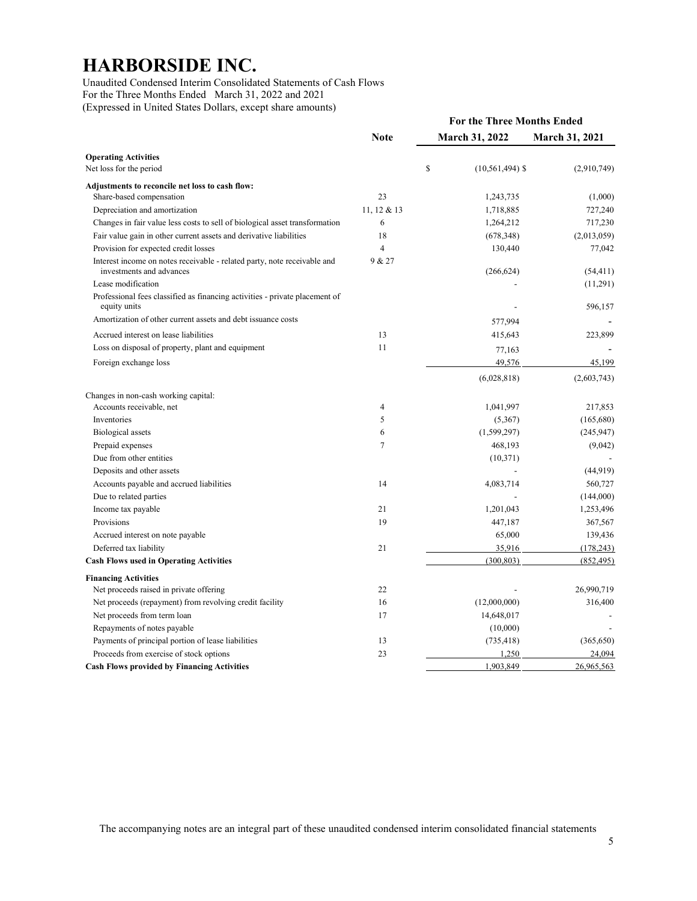# HARBORSIDE INC.

Unaudited Condensed Interim Consolidated Statements of Cash Flows
For the Three Months Ended March 31, 2022 and 2021
(Expressed in United States Dollars, except share amounts)

| | Note | For the Three Months Ended March 31, 2022 | March 31, 2021 |
|---|---|---|---|
| **Operating Activities** | | | |
| Net loss for the period | | $ (10,561,494) | $ (2,910,749) |
| **Adjustments to reconcile net loss to cash flow:** | | | |
| Share-based compensation | 23 | 1,243,735 | (1,000) |
| Depreciation and amortization | 11, 12 & 13 | 1,718,885 | 727,240 |
| Changes in fair value less costs to sell of biological asset transformation | 6 | 1,264,212 | 717,230 |
| Fair value gain in other current assets and derivative liabilities | 18 | (678,348) | (2,013,059) |
| Provision for expected credit losses | 4 | 130,440 | 77,042 |
| Interest income on notes receivable - related party, note receivable and investments and advances | 9 & 27 | (266,624) | (54,411) |
| Lease modification | | - | (11,291) |
| Professional fees classified as financing activities - private placement of equity units | | - | 596,157 |
| Amortization of other current assets and debt issuance costs | | 577,994 | - |
| Accrued interest on lease liabilities | 13 | 415,643 | 223,899 |
| Loss on disposal of property, plant and equipment | 11 | 77,163 | - |
| Foreign exchange loss | | 49,576 | 45,199 |
| | | (6,028,818) | (2,603,743) |
| Changes in non-cash working capital: | | | |
| Accounts receivable, net | 4 | 1,041,997 | 217,853 |
| Inventories | 5 | (5,367) | (165,680) |
| Biological assets | 6 | (1,599,297) | (245,947) |
| Prepaid expenses | 7 | 468,193 | (9,042) |
| Due from other entities | | (10,371) | - |
| Deposits and other assets | | - | (44,919) |
| Accounts payable and accrued liabilities | 14 | 4,083,714 | 560,727 |
| Due to related parties | | - | (144,000) |
| Income tax payable | 21 | 1,201,043 | 1,253,496 |
| Provisions | 19 | 447,187 | 367,567 |
| Accrued interest on note payable | | 65,000 | 139,436 |
| Deferred tax liability | 21 | 35,916 | (178,243) |
| **Cash Flows used in Operating Activities** | | (300,803) | (852,495) |
| **Financing Activities** | | | |
| Net proceeds raised in private offering | 22 | - | 26,990,719 |
| Net proceeds (repayment) from revolving credit facility | 16 | (12,000,000) | 316,400 |
| Net proceeds from term loan | 17 | 14,648,017 | - |
| Repayments of notes payable | | (10,000) | - |
| Payments of principal portion of lease liabilities | 13 | (735,418) | (365,650) |
| Proceeds from exercise of stock options | 23 | 1,250 | 24,094 |
| **Cash Flows provided by Financing Activities** | | 1,903,849 | 26,965,563 |

The accompanying notes are an integral part of these unaudited condensed interim consolidated financial statements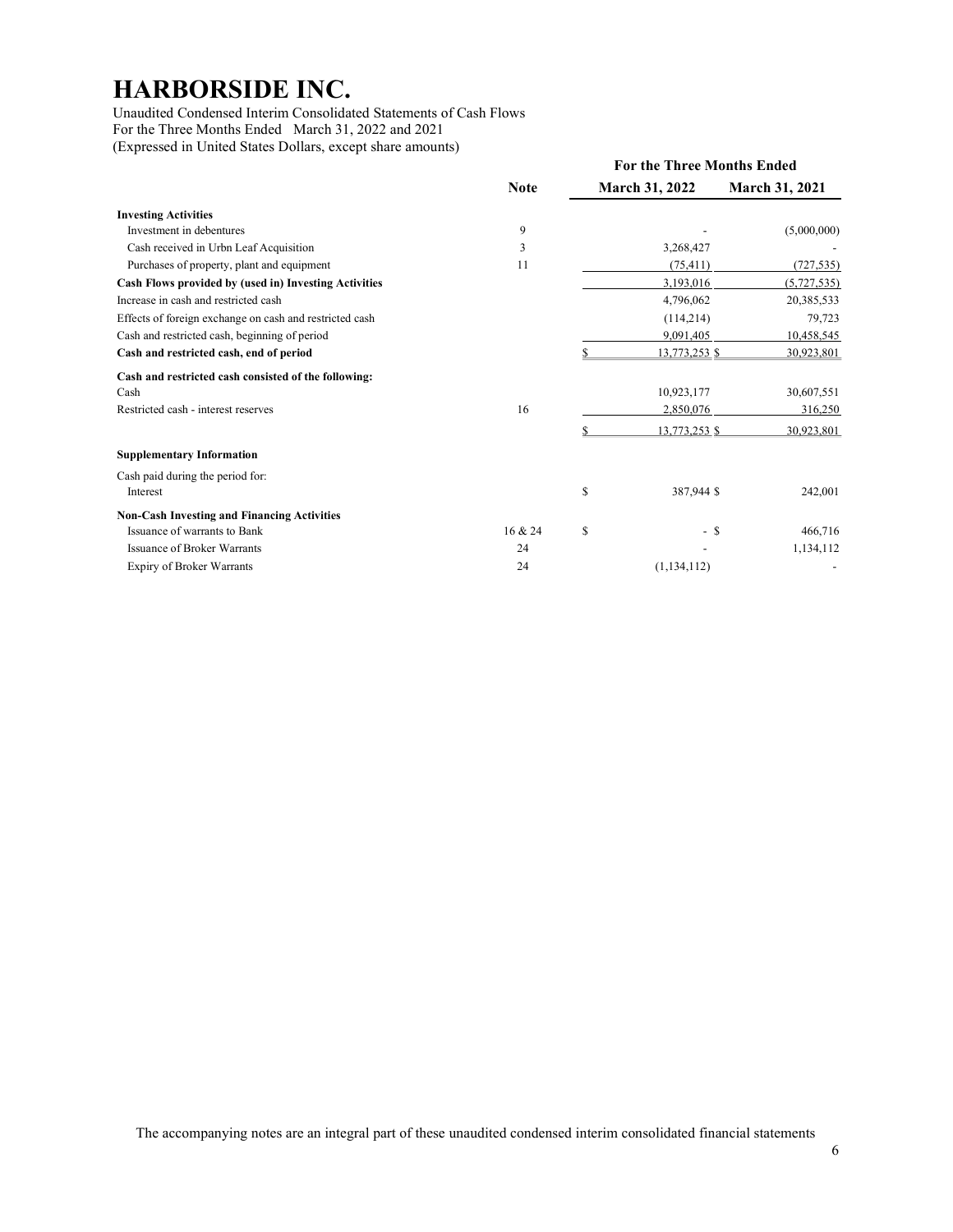# HARBORSIDE INC.

Unaudited Condensed Interim Consolidated Statements of Cash Flows
For the Three Months Ended March 31, 2022 and 2021
(Expressed in United States Dollars, except share amounts)

| | Note | For the Three Months Ended March 31, 2022 | March 31, 2021 |
|---|---|---|---|
| **Investing Activities** | | | |
| Investment in debentures | 9 | - | (5,000,000) |
| Cash received in Urbn Leaf Acquisition | 3 | 3,268,427 | - |
| Purchases of property, plant and equipment | 11 | (75,411) | (727,535) |
| **Cash Flows provided by (used in) Investing Activities** | | 3,193,016 | (5,727,535) |
| Increase in cash and restricted cash | | 4,796,062 | 20,385,533 |
| Effects of foreign exchange on cash and restricted cash | | (114,214) | 79,723 |
| Cash and restricted cash, beginning of period | | 9,091,405 | 10,458,545 |
| **Cash and restricted cash, end of period** | | $ 13,773,253 | $ 30,923,801 |
| **Cash and restricted cash consisted of the following:** | | | |
| Cash | | 10,923,177 | 30,607,551 |
| Restricted cash - interest reserves | 16 | 2,850,076 | 316,250 |
| | | $ 13,773,253 | $ 30,923,801 |
| **Supplementary Information** | | | |
| Cash paid during the period for: | | | |
| Interest | | $ 387,944 | $ 242,001 |
| **Non-Cash Investing and Financing Activities** | | | |
| Issuance of warrants to Bank | 16 & 24 | $ - | $ 466,716 |
| Issuance of Broker Warrants | 24 | - | 1,134,112 |
| Expiry of Broker Warrants | 24 | (1,134,112) | - |

The accompanying notes are an integral part of these unaudited condensed interim consolidated financial statements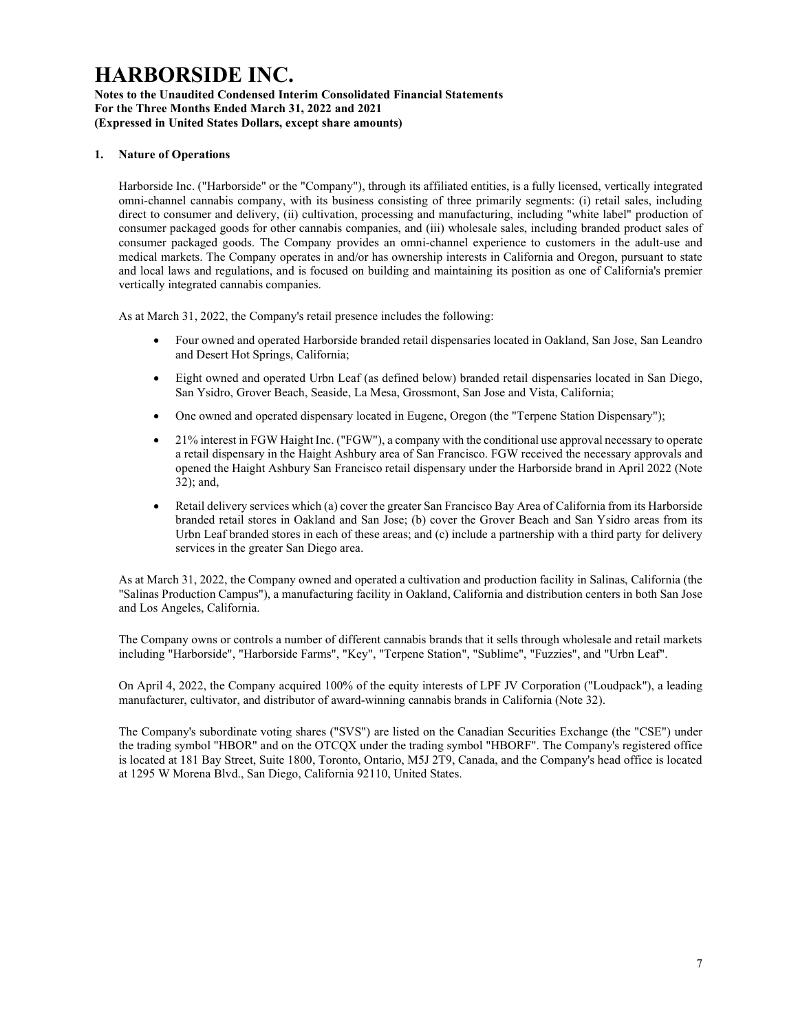## 1. Nature of Operations

Harborside Inc. ("Harborside" or the "Company"), through its affiliated entities, is a fully licensed, vertically integrated omni-channel cannabis company, with its business consisting of three primarily segments: (i) retail sales, including direct to consumer and delivery, (ii) cultivation, processing and manufacturing, including "white label" production of consumer packaged goods for other cannabis companies, and (iii) wholesale sales, including branded product sales of consumer packaged goods. The Company provides an omni-channel experience to customers in the adult-use and medical markets. The Company operates in and/or has ownership interests in California and Oregon, pursuant to state and local laws and regulations, and is focused on building and maintaining its position as one of California's premier vertically integrated cannabis companies.

As at March 31, 2022, the Company's retail presence includes the following:

- Four owned and operated Harborside branded retail dispensaries located in Oakland, San Jose, San Leandro and Desert Hot Springs, California;
- Eight owned and operated Urbn Leaf (as defined below) branded retail dispensaries located in San Diego, San Ysidro, Grover Beach, Seaside, La Mesa, Grossmont, San Jose and Vista, California;
- One owned and operated dispensary located in Eugene, Oregon (the "Terpene Station Dispensary");
- 21% interest in FGW Haight Inc. ("FGW"), a company with the conditional use approval necessary to operate a retail dispensary in the Haight Ashbury area of San Francisco. FGW received the necessary approvals and opened the Haight Ashbury San Francisco retail dispensary under the Harborside brand in April 2022 (Note 32); and,
- Retail delivery services which (a) cover the greater San Francisco Bay Area of California from its Harborside branded retail stores in Oakland and San Jose; (b) cover the Grover Beach and San Ysidro areas from its Urbn Leaf branded stores in each of these areas; and (c) include a partnership with a third party for delivery services in the greater San Diego area.

As at March 31, 2022, the Company owned and operated a cultivation and production facility in Salinas, California (the "Salinas Production Campus"), a manufacturing facility in Oakland, California and distribution centers in both San Jose and Los Angeles, California.

The Company owns or controls a number of different cannabis brands that it sells through wholesale and retail markets including "Harborside", "Harborside Farms", "Key", "Terpene Station", "Sublime", "Fuzzies", and "Urbn Leaf".

On April 4, 2022, the Company acquired 100% of the equity interests of LPF JV Corporation ("Loudpack"), a leading manufacturer, cultivator, and distributor of award-winning cannabis brands in California (Note 32).

The Company's subordinate voting shares ("SVS") are listed on the Canadian Securities Exchange (the "CSE") under the trading symbol "HBOR" and on the OTCQX under the trading symbol "HBORF". The Company's registered office is located at 181 Bay Street, Suite 1800, Toronto, Ontario, M5J 2T9, Canada, and the Company's head office is located at 1295 W Morena Blvd., San Diego, California 92110, United States.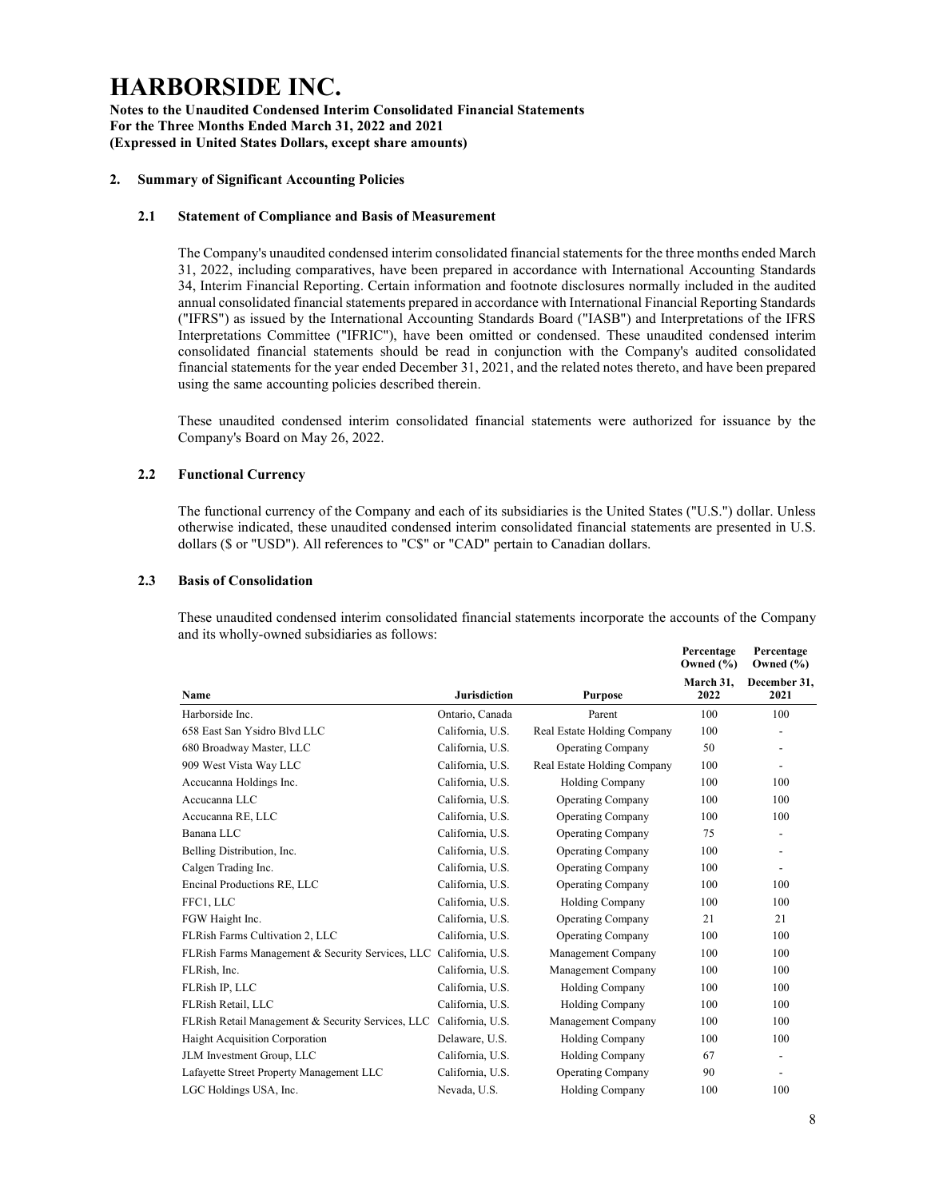# HARBORSIDE INC.

**Notes to the Unaudited Condensed Interim Consolidated Financial Statements**
**For the Three Months Ended March 31, 2022 and 2021**
**(Expressed in United States Dollars, except share amounts)**

## 2. Summary of Significant Accounting Policies

### 2.1 Statement of Compliance and Basis of Measurement

The Company's unaudited condensed interim consolidated financial statements for the three months ended March 31, 2022, including comparatives, have been prepared in accordance with International Accounting Standards 34, Interim Financial Reporting. Certain information and footnote disclosures normally included in the audited annual consolidated financial statements prepared in accordance with International Financial Reporting Standards ("IFRS") as issued by the International Accounting Standards Board ("IASB") and Interpretations of the IFRS Interpretations Committee ("IFRIC"), have been omitted or condensed. These unaudited condensed interim consolidated financial statements should be read in conjunction with the Company's audited consolidated financial statements for the year ended December 31, 2021, and the related notes thereto, and have been prepared using the same accounting policies described therein.

These unaudited condensed interim consolidated financial statements were authorized for issuance by the Company's Board on May 26, 2022.

### 2.2 Functional Currency

The functional currency of the Company and each of its subsidiaries is the United States ("U.S.") dollar. Unless otherwise indicated, these unaudited condensed interim consolidated financial statements are presented in U.S. dollars ($ or "USD"). All references to "C$" or "CAD" pertain to Canadian dollars.

### 2.3 Basis of Consolidation

These unaudited condensed interim consolidated financial statements incorporate the accounts of the Company and its wholly-owned subsidiaries as follows:

| Name | Jurisdiction | Purpose | Percentage Owned (%) March 31, 2022 | Percentage Owned (%) December 31, 2021 |
|---|---|---|---|---|
| Harborside Inc. | Ontario, Canada | Parent | 100 | 100 |
| 658 East San Ysidro Blvd LLC | California, U.S. | Real Estate Holding Company | 100 | - |
| 680 Broadway Master, LLC | California, U.S. | Operating Company | 50 | - |
| 909 West Vista Way LLC | California, U.S. | Real Estate Holding Company | 100 | - |
| Accucanna Holdings Inc. | California, U.S. | Holding Company | 100 | 100 |
| Accucanna LLC | California, U.S. | Operating Company | 100 | 100 |
| Accucanna RE, LLC | California, U.S. | Operating Company | 100 | 100 |
| Banana LLC | California, U.S. | Operating Company | 75 | - |
| Belling Distribution, Inc. | California, U.S. | Operating Company | 100 | - |
| Calgen Trading Inc. | California, U.S. | Operating Company | 100 | - |
| Encinal Productions RE, LLC | California, U.S. | Operating Company | 100 | 100 |
| FFC1, LLC | California, U.S. | Holding Company | 100 | 100 |
| FGW Haight Inc. | California, U.S. | Operating Company | 21 | 21 |
| FLRish Farms Cultivation 2, LLC | California, U.S. | Operating Company | 100 | 100 |
| FLRish Farms Management & Security Services, LLC | California, U.S. | Management Company | 100 | 100 |
| FLRish, Inc. | California, U.S. | Management Company | 100 | 100 |
| FLRish IP, LLC | California, U.S. | Holding Company | 100 | 100 |
| FLRish Retail, LLC | California, U.S. | Holding Company | 100 | 100 |
| FLRish Retail Management & Security Services, LLC | California, U.S. | Management Company | 100 | 100 |
| Haight Acquisition Corporation | Delaware, U.S. | Holding Company | 100 | 100 |
| JLM Investment Group, LLC | California, U.S. | Holding Company | 67 | - |
| Lafayette Street Property Management LLC | California, U.S. | Operating Company | 90 | - |
| LGC Holdings USA, Inc. | Nevada, U.S. | Holding Company | 100 | 100 |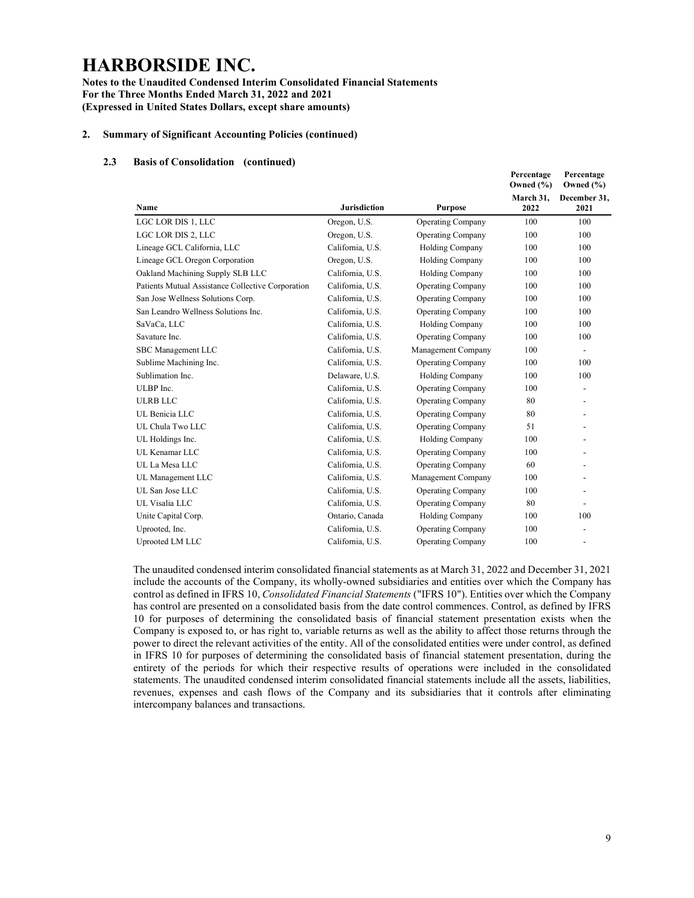# HARBORSIDE INC.

**Notes to the Unaudited Condensed Interim Consolidated Financial Statements**
**For the Three Months Ended March 31, 2022 and 2021**
**(Expressed in United States Dollars, except share amounts)**

## 2. Summary of Significant Accounting Policies (continued)

### 2.3 Basis of Consolidation (continued)

| Name | Jurisdiction | Purpose | Percentage Owned (%) March 31, 2022 | Percentage Owned (%) December 31, 2021 |
|---|---|---|---|---|
| LGC LOR DIS 1, LLC | Oregon, U.S. | Operating Company | 100 | 100 |
| LGC LOR DIS 2, LLC | Oregon, U.S. | Operating Company | 100 | 100 |
| Lineage GCL California, LLC | California, U.S. | Holding Company | 100 | 100 |
| Lineage GCL Oregon Corporation | Oregon, U.S. | Holding Company | 100 | 100 |
| Oakland Machining Supply SLB LLC | California, U.S. | Holding Company | 100 | 100 |
| Patients Mutual Assistance Collective Corporation | California, U.S. | Operating Company | 100 | 100 |
| San Jose Wellness Solutions Corp. | California, U.S. | Operating Company | 100 | 100 |
| San Leandro Wellness Solutions Inc. | California, U.S. | Operating Company | 100 | 100 |
| SaVaCa, LLC | California, U.S. | Holding Company | 100 | 100 |
| Savature Inc. | California, U.S. | Operating Company | 100 | 100 |
| SBC Management LLC | California, U.S. | Management Company | 100 | - |
| Sublime Machining Inc. | California, U.S. | Operating Company | 100 | 100 |
| Sublimation Inc. | Delaware, U.S. | Holding Company | 100 | 100 |
| ULBP Inc. | California, U.S. | Operating Company | 100 | - |
| ULRB LLC | California, U.S. | Operating Company | 80 | - |
| UL Benicia LLC | California, U.S. | Operating Company | 80 | - |
| UL Chula Two LLC | California, U.S. | Operating Company | 51 | - |
| UL Holdings Inc. | California, U.S. | Holding Company | 100 | - |
| UL Kenamar LLC | California, U.S. | Operating Company | 100 | - |
| UL La Mesa LLC | California, U.S. | Operating Company | 60 | - |
| UL Management LLC | California, U.S. | Management Company | 100 | - |
| UL San Jose LLC | California, U.S. | Operating Company | 100 | - |
| UL Visalia LLC | California, U.S. | Operating Company | 80 | - |
| Unite Capital Corp. | Ontario, Canada | Holding Company | 100 | 100 |
| Uprooted, Inc. | California, U.S. | Operating Company | 100 | - |
| Uprooted LM LLC | California, U.S. | Operating Company | 100 | - |

The unaudited condensed interim consolidated financial statements as at March 31, 2022 and December 31, 2021 include the accounts of the Company, its wholly-owned subsidiaries and entities over which the Company has control as defined in IFRS 10, *Consolidated Financial Statements* ("IFRS 10"). Entities over which the Company has control are presented on a consolidated basis from the date control commences. Control, as defined by IFRS 10 for purposes of determining the consolidated basis of financial statement presentation exists when the Company is exposed to, or has right to, variable returns as well as the ability to affect those returns through the power to direct the relevant activities of the entity. All of the consolidated entities were under control, as defined in IFRS 10 for purposes of determining the consolidated basis of financial statement presentation, during the entirety of the periods for which their respective results of operations were included in the consolidated statements. The unaudited condensed interim consolidated financial statements include all the assets, liabilities, revenues, expenses and cash flows of the Company and its subsidiaries that it controls after eliminating intercompany balances and transactions.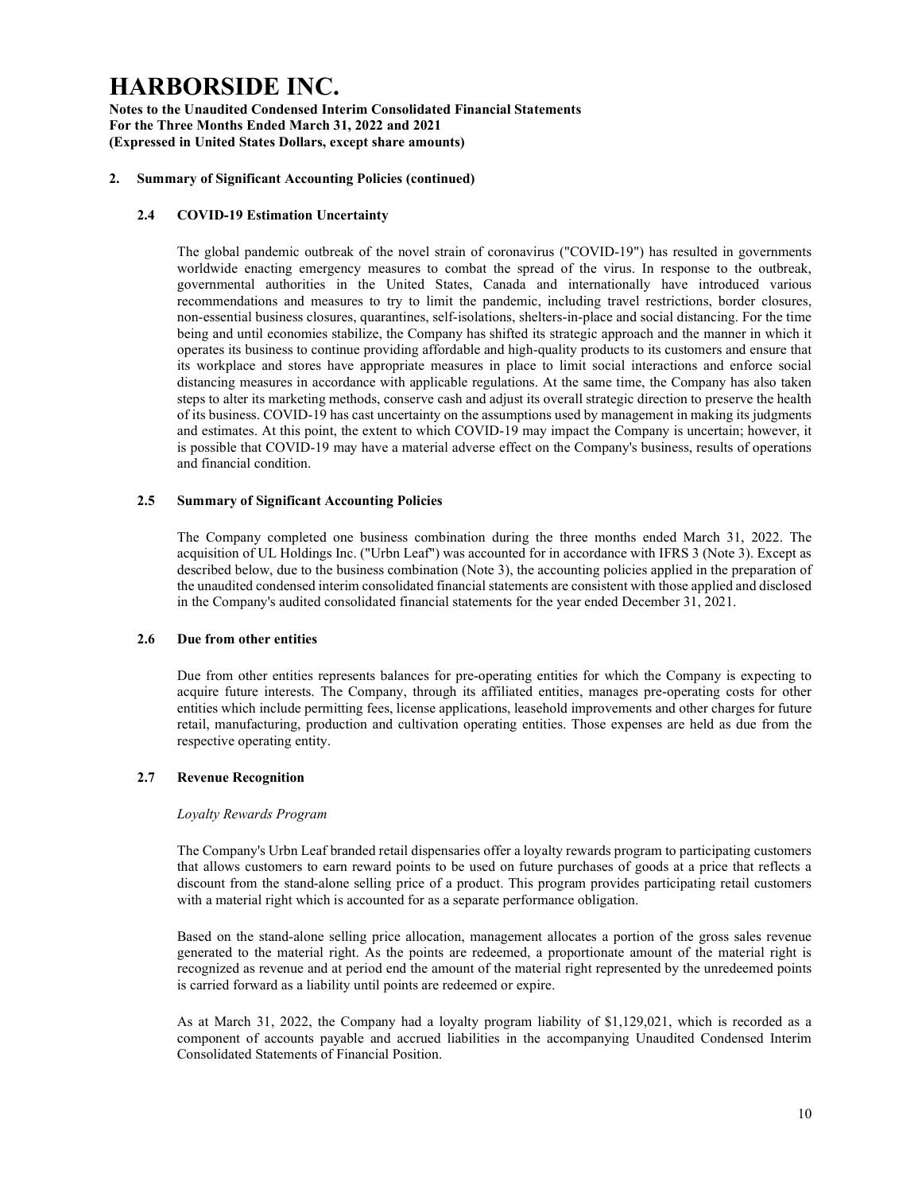## 2. Summary of Significant Accounting Policies (continued)

### 2.4 COVID-19 Estimation Uncertainty

The global pandemic outbreak of the novel strain of coronavirus ("COVID-19") has resulted in governments worldwide enacting emergency measures to combat the spread of the virus. In response to the outbreak, governmental authorities in the United States, Canada and internationally have introduced various recommendations and measures to try to limit the pandemic, including travel restrictions, border closures, non-essential business closures, quarantines, self-isolations, shelters-in-place and social distancing. For the time being and until economies stabilize, the Company has shifted its strategic approach and the manner in which it operates its business to continue providing affordable and high-quality products to its customers and ensure that its workplace and stores have appropriate measures in place to limit social interactions and enforce social distancing measures in accordance with applicable regulations. At the same time, the Company has also taken steps to alter its marketing methods, conserve cash and adjust its overall strategic direction to preserve the health of its business. COVID-19 has cast uncertainty on the assumptions used by management in making its judgments and estimates. At this point, the extent to which COVID-19 may impact the Company is uncertain; however, it is possible that COVID-19 may have a material adverse effect on the Company's business, results of operations and financial condition.

### 2.5 Summary of Significant Accounting Policies

The Company completed one business combination during the three months ended March 31, 2022. The acquisition of UL Holdings Inc. ("Urbn Leaf") was accounted for in accordance with IFRS 3 (Note 3). Except as described below, due to the business combination (Note 3), the accounting policies applied in the preparation of the unaudited condensed interim consolidated financial statements are consistent with those applied and disclosed in the Company's audited consolidated financial statements for the year ended December 31, 2021.

### 2.6 Due from other entities

Due from other entities represents balances for pre-operating entities for which the Company is expecting to acquire future interests. The Company, through its affiliated entities, manages pre-operating costs for other entities which include permitting fees, license applications, leasehold improvements and other charges for future retail, manufacturing, production and cultivation operating entities. Those expenses are held as due from the respective operating entity.

### 2.7 Revenue Recognition

*Loyalty Rewards Program*

The Company's Urbn Leaf branded retail dispensaries offer a loyalty rewards program to participating customers that allows customers to earn reward points to be used on future purchases of goods at a price that reflects a discount from the stand-alone selling price of a product. This program provides participating retail customers with a material right which is accounted for as a separate performance obligation.

Based on the stand-alone selling price allocation, management allocates a portion of the gross sales revenue generated to the material right. As the points are redeemed, a proportionate amount of the material right is recognized as revenue and at period end the amount of the material right represented by the unredeemed points is carried forward as a liability until points are redeemed or expire.

As at March 31, 2022, the Company had a loyalty program liability of $1,129,021, which is recorded as a component of accounts payable and accrued liabilities in the accompanying Unaudited Condensed Interim Consolidated Statements of Financial Position.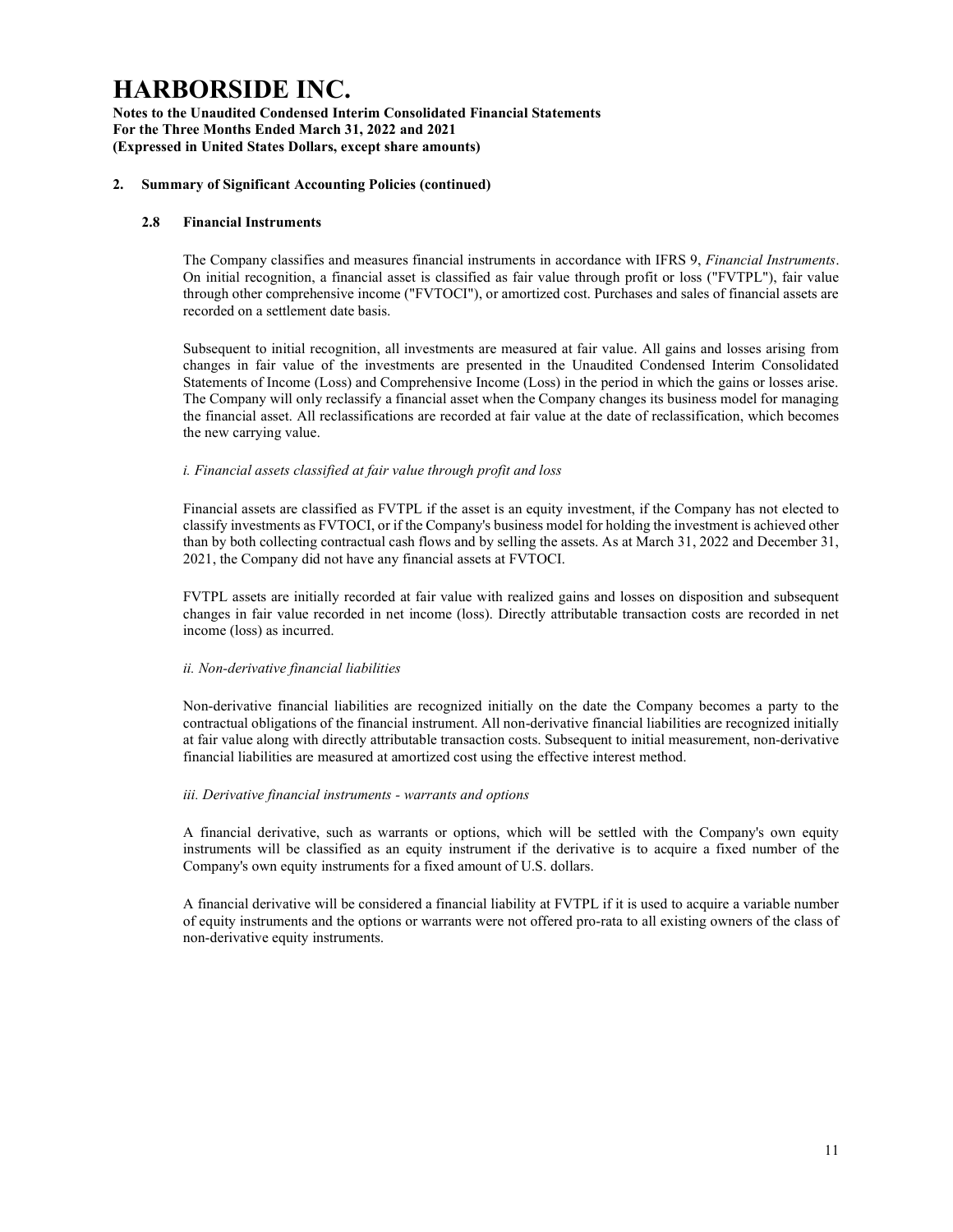# HARBORSIDE INC.

**Notes to the Unaudited Condensed Interim Consolidated Financial Statements**
**For the Three Months Ended March 31, 2022 and 2021**
**(Expressed in United States Dollars, except share amounts)**

## 2. Summary of Significant Accounting Policies (continued)

### 2.8 Financial Instruments

The Company classifies and measures financial instruments in accordance with IFRS 9, *Financial Instruments*. On initial recognition, a financial asset is classified as fair value through profit or loss ("FVTPL"), fair value through other comprehensive income ("FVTOCI"), or amortized cost. Purchases and sales of financial assets are recorded on a settlement date basis.

Subsequent to initial recognition, all investments are measured at fair value. All gains and losses arising from changes in fair value of the investments are presented in the Unaudited Condensed Interim Consolidated Statements of Income (Loss) and Comprehensive Income (Loss) in the period in which the gains or losses arise. The Company will only reclassify a financial asset when the Company changes its business model for managing the financial asset. All reclassifications are recorded at fair value at the date of reclassification, which becomes the new carrying value.

*i. Financial assets classified at fair value through profit and loss*

Financial assets are classified as FVTPL if the asset is an equity investment, if the Company has not elected to classify investments as FVTOCI, or if the Company's business model for holding the investment is achieved other than by both collecting contractual cash flows and by selling the assets. As at March 31, 2022 and December 31, 2021, the Company did not have any financial assets at FVTOCI.

FVTPL assets are initially recorded at fair value with realized gains and losses on disposition and subsequent changes in fair value recorded in net income (loss). Directly attributable transaction costs are recorded in net income (loss) as incurred.

*ii. Non-derivative financial liabilities*

Non-derivative financial liabilities are recognized initially on the date the Company becomes a party to the contractual obligations of the financial instrument. All non-derivative financial liabilities are recognized initially at fair value along with directly attributable transaction costs. Subsequent to initial measurement, non-derivative financial liabilities are measured at amortized cost using the effective interest method.

*iii. Derivative financial instruments - warrants and options*

A financial derivative, such as warrants or options, which will be settled with the Company's own equity instruments will be classified as an equity instrument if the derivative is to acquire a fixed number of the Company's own equity instruments for a fixed amount of U.S. dollars.

A financial derivative will be considered a financial liability at FVTPL if it is used to acquire a variable number of equity instruments and the options or warrants were not offered pro-rata to all existing owners of the class of non-derivative equity instruments.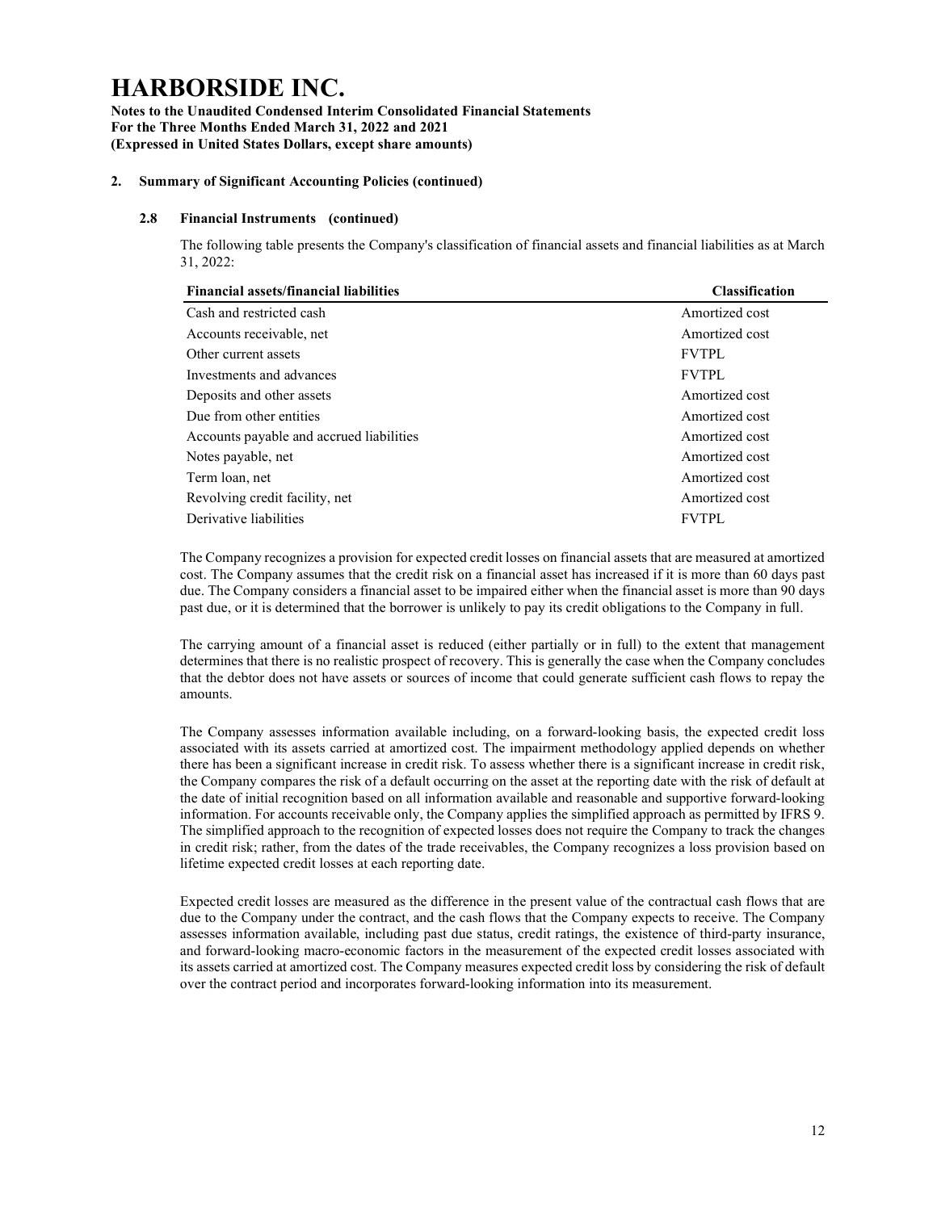## 2. Summary of Significant Accounting Policies (continued)

### 2.8 Financial Instruments (continued)

The following table presents the Company's classification of financial assets and financial liabilities as at March 31, 2022:

| Financial assets/financial liabilities | Classification |
|---|---|
| Cash and restricted cash | Amortized cost |
| Accounts receivable, net | Amortized cost |
| Other current assets | FVTPL |
| Investments and advances | FVTPL |
| Deposits and other assets | Amortized cost |
| Due from other entities | Amortized cost |
| Accounts payable and accrued liabilities | Amortized cost |
| Notes payable, net | Amortized cost |
| Term loan, net | Amortized cost |
| Revolving credit facility, net | Amortized cost |
| Derivative liabilities | FVTPL |

The Company recognizes a provision for expected credit losses on financial assets that are measured at amortized cost. The Company assumes that the credit risk on a financial asset has increased if it is more than 60 days past due. The Company considers a financial asset to be impaired either when the financial asset is more than 90 days past due, or it is determined that the borrower is unlikely to pay its credit obligations to the Company in full.

The carrying amount of a financial asset is reduced (either partially or in full) to the extent that management determines that there is no realistic prospect of recovery. This is generally the case when the Company concludes that the debtor does not have assets or sources of income that could generate sufficient cash flows to repay the amounts.

The Company assesses information available including, on a forward-looking basis, the expected credit loss associated with its assets carried at amortized cost. The impairment methodology applied depends on whether there has been a significant increase in credit risk. To assess whether there is a significant increase in credit risk, the Company compares the risk of a default occurring on the asset at the reporting date with the risk of default at the date of initial recognition based on all information available and reasonable and supportive forward-looking information. For accounts receivable only, the Company applies the simplified approach as permitted by IFRS 9. The simplified approach to the recognition of expected losses does not require the Company to track the changes in credit risk; rather, from the dates of the trade receivables, the Company recognizes a loss provision based on lifetime expected credit losses at each reporting date.

Expected credit losses are measured as the difference in the present value of the contractual cash flows that are due to the Company under the contract, and the cash flows that the Company expects to receive. The Company assesses information available, including past due status, credit ratings, the existence of third-party insurance, and forward-looking macro-economic factors in the measurement of the expected credit losses associated with its assets carried at amortized cost. The Company measures expected credit loss by considering the risk of default over the contract period and incorporates forward-looking information into its measurement.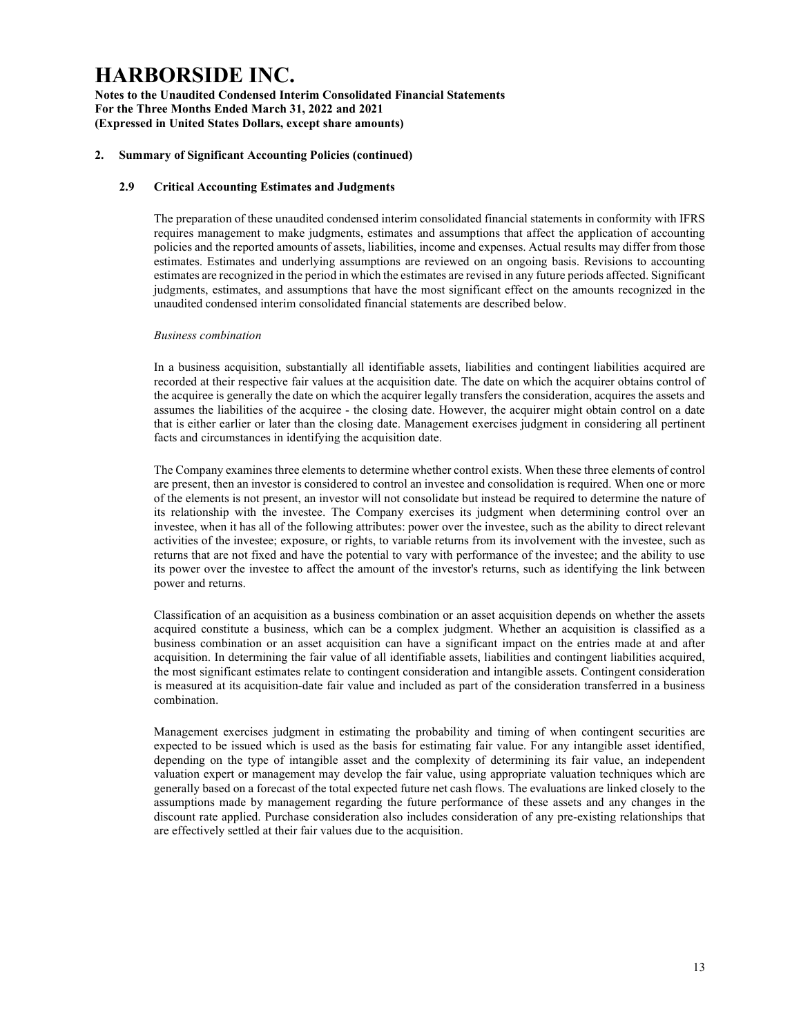## 2. Summary of Significant Accounting Policies (continued)

### 2.9 Critical Accounting Estimates and Judgments

The preparation of these unaudited condensed interim consolidated financial statements in conformity with IFRS requires management to make judgments, estimates and assumptions that affect the application of accounting policies and the reported amounts of assets, liabilities, income and expenses. Actual results may differ from those estimates. Estimates and underlying assumptions are reviewed on an ongoing basis. Revisions to accounting estimates are recognized in the period in which the estimates are revised in any future periods affected. Significant judgments, estimates, and assumptions that have the most significant effect on the amounts recognized in the unaudited condensed interim consolidated financial statements are described below.

*Business combination*

In a business acquisition, substantially all identifiable assets, liabilities and contingent liabilities acquired are recorded at their respective fair values at the acquisition date. The date on which the acquirer obtains control of the acquiree is generally the date on which the acquirer legally transfers the consideration, acquires the assets and assumes the liabilities of the acquiree - the closing date. However, the acquirer might obtain control on a date that is either earlier or later than the closing date. Management exercises judgment in considering all pertinent facts and circumstances in identifying the acquisition date.

The Company examines three elements to determine whether control exists. When these three elements of control are present, then an investor is considered to control an investee and consolidation is required. When one or more of the elements is not present, an investor will not consolidate but instead be required to determine the nature of its relationship with the investee. The Company exercises its judgment when determining control over an investee, when it has all of the following attributes: power over the investee, such as the ability to direct relevant activities of the investee; exposure, or rights, to variable returns from its involvement with the investee, such as returns that are not fixed and have the potential to vary with performance of the investee; and the ability to use its power over the investee to affect the amount of the investor's returns, such as identifying the link between power and returns.

Classification of an acquisition as a business combination or an asset acquisition depends on whether the assets acquired constitute a business, which can be a complex judgment. Whether an acquisition is classified as a business combination or an asset acquisition can have a significant impact on the entries made at and after acquisition. In determining the fair value of all identifiable assets, liabilities and contingent liabilities acquired, the most significant estimates relate to contingent consideration and intangible assets. Contingent consideration is measured at its acquisition-date fair value and included as part of the consideration transferred in a business combination.

Management exercises judgment in estimating the probability and timing of when contingent securities are expected to be issued which is used as the basis for estimating fair value. For any intangible asset identified, depending on the type of intangible asset and the complexity of determining its fair value, an independent valuation expert or management may develop the fair value, using appropriate valuation techniques which are generally based on a forecast of the total expected future net cash flows. The evaluations are linked closely to the assumptions made by management regarding the future performance of these assets and any changes in the discount rate applied. Purchase consideration also includes consideration of any pre-existing relationships that are effectively settled at their fair values due to the acquisition.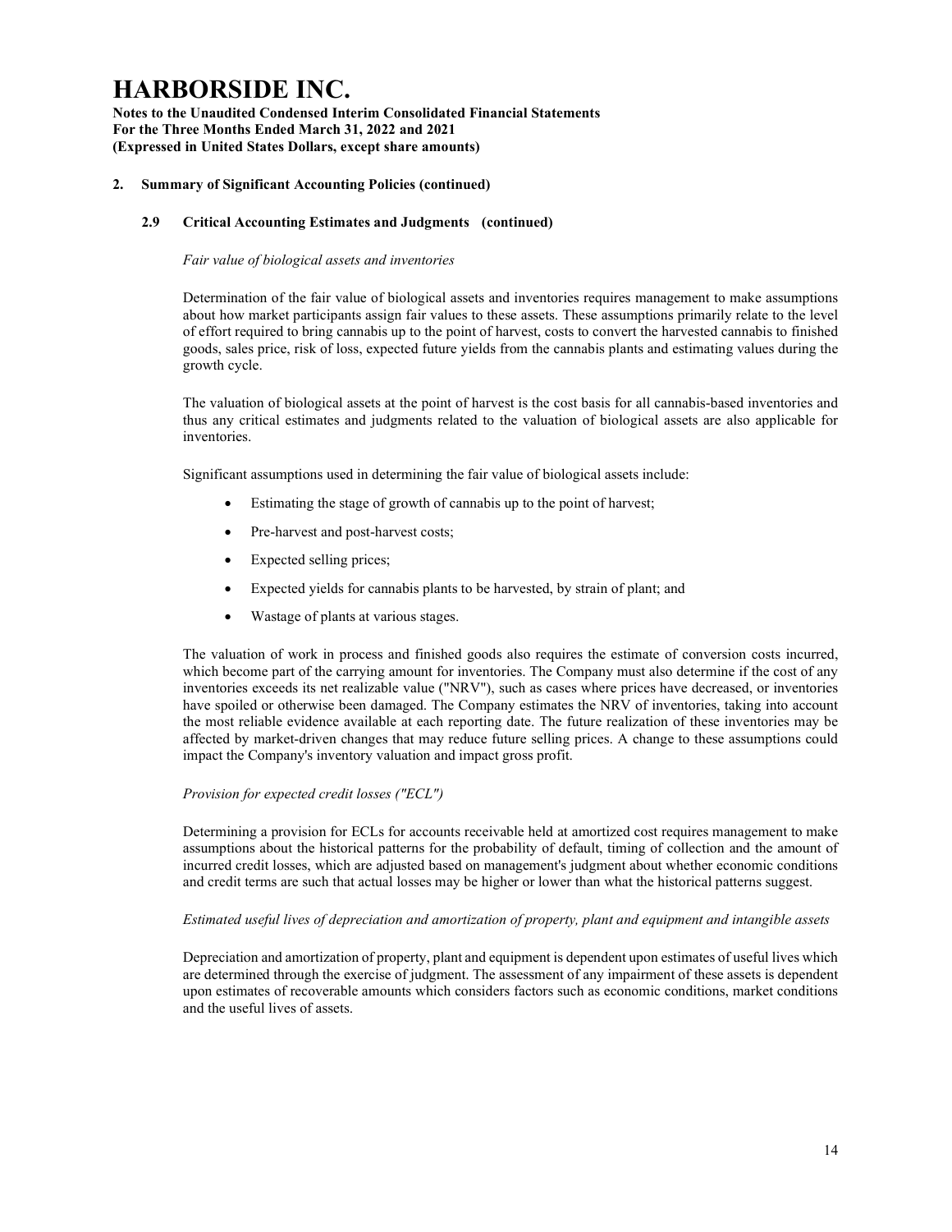# HARBORSIDE INC.

**Notes to the Unaudited Condensed Interim Consolidated Financial Statements**
**For the Three Months Ended March 31, 2022 and 2021**
**(Expressed in United States Dollars, except share amounts)**

## 2. Summary of Significant Accounting Policies (continued)

### 2.9 Critical Accounting Estimates and Judgments (continued)

*Fair value of biological assets and inventories*

Determination of the fair value of biological assets and inventories requires management to make assumptions about how market participants assign fair values to these assets. These assumptions primarily relate to the level of effort required to bring cannabis up to the point of harvest, costs to convert the harvested cannabis to finished goods, sales price, risk of loss, expected future yields from the cannabis plants and estimating values during the growth cycle.

The valuation of biological assets at the point of harvest is the cost basis for all cannabis-based inventories and thus any critical estimates and judgments related to the valuation of biological assets are also applicable for inventories.

Significant assumptions used in determining the fair value of biological assets include:

- Estimating the stage of growth of cannabis up to the point of harvest;
- Pre-harvest and post-harvest costs;
- Expected selling prices;
- Expected yields for cannabis plants to be harvested, by strain of plant; and
- Wastage of plants at various stages.

The valuation of work in process and finished goods also requires the estimate of conversion costs incurred, which become part of the carrying amount for inventories. The Company must also determine if the cost of any inventories exceeds its net realizable value ("NRV"), such as cases where prices have decreased, or inventories have spoiled or otherwise been damaged. The Company estimates the NRV of inventories, taking into account the most reliable evidence available at each reporting date. The future realization of these inventories may be affected by market-driven changes that may reduce future selling prices. A change to these assumptions could impact the Company's inventory valuation and impact gross profit.

*Provision for expected credit losses ("ECL")*

Determining a provision for ECLs for accounts receivable held at amortized cost requires management to make assumptions about the historical patterns for the probability of default, timing of collection and the amount of incurred credit losses, which are adjusted based on management's judgment about whether economic conditions and credit terms are such that actual losses may be higher or lower than what the historical patterns suggest.

*Estimated useful lives of depreciation and amortization of property, plant and equipment and intangible assets*

Depreciation and amortization of property, plant and equipment is dependent upon estimates of useful lives which are determined through the exercise of judgment. The assessment of any impairment of these assets is dependent upon estimates of recoverable amounts which considers factors such as economic conditions, market conditions and the useful lives of assets.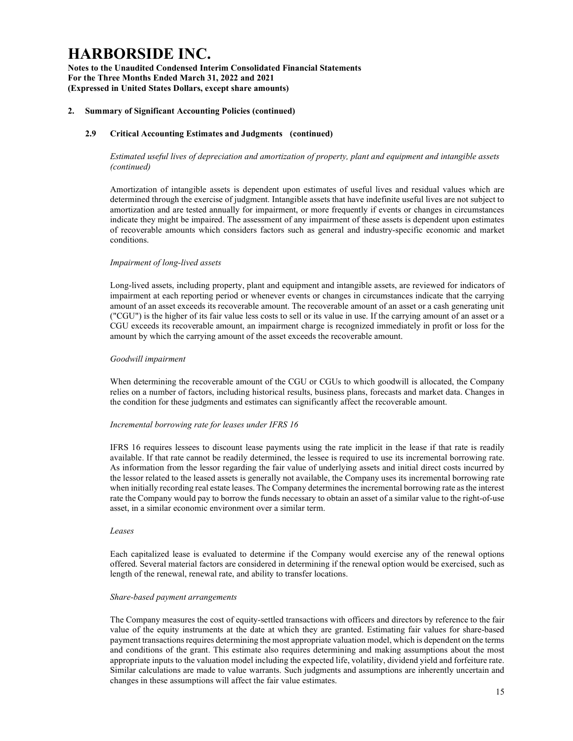# HARBORSIDE INC.

**Notes to the Unaudited Condensed Interim Consolidated Financial Statements**
**For the Three Months Ended March 31, 2022 and 2021**
**(Expressed in United States Dollars, except share amounts)**

## 2. Summary of Significant Accounting Policies (continued)

### 2.9 Critical Accounting Estimates and Judgments (continued)

*Estimated useful lives of depreciation and amortization of property, plant and equipment and intangible assets (continued)*

Amortization of intangible assets is dependent upon estimates of useful lives and residual values which are determined through the exercise of judgment. Intangible assets that have indefinite useful lives are not subject to amortization and are tested annually for impairment, or more frequently if events or changes in circumstances indicate they might be impaired. The assessment of any impairment of these assets is dependent upon estimates of recoverable amounts which considers factors such as general and industry-specific economic and market conditions.

*Impairment of long-lived assets*

Long-lived assets, including property, plant and equipment and intangible assets, are reviewed for indicators of impairment at each reporting period or whenever events or changes in circumstances indicate that the carrying amount of an asset exceeds its recoverable amount. The recoverable amount of an asset or a cash generating unit ("CGU") is the higher of its fair value less costs to sell or its value in use. If the carrying amount of an asset or a CGU exceeds its recoverable amount, an impairment charge is recognized immediately in profit or loss for the amount by which the carrying amount of the asset exceeds the recoverable amount.

*Goodwill impairment*

When determining the recoverable amount of the CGU or CGUs to which goodwill is allocated, the Company relies on a number of factors, including historical results, business plans, forecasts and market data. Changes in the condition for these judgments and estimates can significantly affect the recoverable amount.

*Incremental borrowing rate for leases under IFRS 16*

IFRS 16 requires lessees to discount lease payments using the rate implicit in the lease if that rate is readily available. If that rate cannot be readily determined, the lessee is required to use its incremental borrowing rate. As information from the lessor regarding the fair value of underlying assets and initial direct costs incurred by the lessor related to the leased assets is generally not available, the Company uses its incremental borrowing rate when initially recording real estate leases. The Company determines the incremental borrowing rate as the interest rate the Company would pay to borrow the funds necessary to obtain an asset of a similar value to the right-of-use asset, in a similar economic environment over a similar term.

*Leases*

Each capitalized lease is evaluated to determine if the Company would exercise any of the renewal options offered. Several material factors are considered in determining if the renewal option would be exercised, such as length of the renewal, renewal rate, and ability to transfer locations.

*Share-based payment arrangements*

The Company measures the cost of equity-settled transactions with officers and directors by reference to the fair value of the equity instruments at the date at which they are granted. Estimating fair values for share-based payment transactions requires determining the most appropriate valuation model, which is dependent on the terms and conditions of the grant. This estimate also requires determining and making assumptions about the most appropriate inputs to the valuation model including the expected life, volatility, dividend yield and forfeiture rate. Similar calculations are made to value warrants. Such judgments and assumptions are inherently uncertain and changes in these assumptions will affect the fair value estimates.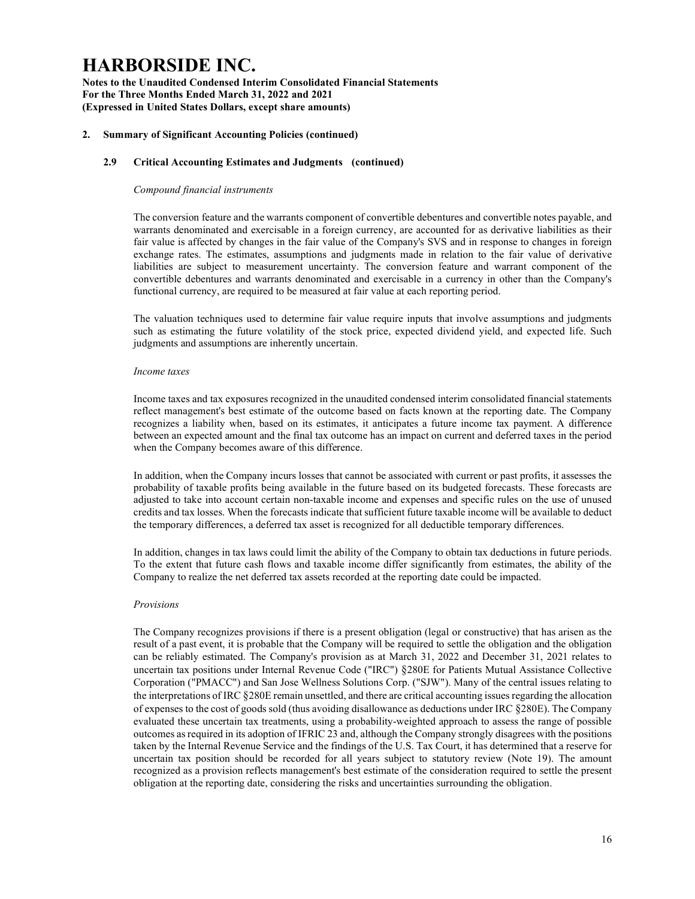# HARBORSIDE INC.

**Notes to the Unaudited Condensed Interim Consolidated Financial Statements**
**For the Three Months Ended March 31, 2022 and 2021**
**(Expressed in United States Dollars, except share amounts)**

## 2. Summary of Significant Accounting Policies (continued)

### 2.9 Critical Accounting Estimates and Judgments (continued)

*Compound financial instruments*

The conversion feature and the warrants component of convertible debentures and convertible notes payable, and warrants denominated and exercisable in a foreign currency, are accounted for as derivative liabilities as their fair value is affected by changes in the fair value of the Company's SVS and in response to changes in foreign exchange rates. The estimates, assumptions and judgments made in relation to the fair value of derivative liabilities are subject to measurement uncertainty. The conversion feature and warrant component of the convertible debentures and warrants denominated and exercisable in a currency in other than the Company's functional currency, are required to be measured at fair value at each reporting period.

The valuation techniques used to determine fair value require inputs that involve assumptions and judgments such as estimating the future volatility of the stock price, expected dividend yield, and expected life. Such judgments and assumptions are inherently uncertain.

*Income taxes*

Income taxes and tax exposures recognized in the unaudited condensed interim consolidated financial statements reflect management's best estimate of the outcome based on facts known at the reporting date. The Company recognizes a liability when, based on its estimates, it anticipates a future income tax payment. A difference between an expected amount and the final tax outcome has an impact on current and deferred taxes in the period when the Company becomes aware of this difference.

In addition, when the Company incurs losses that cannot be associated with current or past profits, it assesses the probability of taxable profits being available in the future based on its budgeted forecasts. These forecasts are adjusted to take into account certain non-taxable income and expenses and specific rules on the use of unused credits and tax losses. When the forecasts indicate that sufficient future taxable income will be available to deduct the temporary differences, a deferred tax asset is recognized for all deductible temporary differences.

In addition, changes in tax laws could limit the ability of the Company to obtain tax deductions in future periods. To the extent that future cash flows and taxable income differ significantly from estimates, the ability of the Company to realize the net deferred tax assets recorded at the reporting date could be impacted.

*Provisions*

The Company recognizes provisions if there is a present obligation (legal or constructive) that has arisen as the result of a past event, it is probable that the Company will be required to settle the obligation and the obligation can be reliably estimated. The Company's provision as at March 31, 2022 and December 31, 2021 relates to uncertain tax positions under Internal Revenue Code ("IRC") §280E for Patients Mutual Assistance Collective Corporation ("PMACC") and San Jose Wellness Solutions Corp. ("SJW"). Many of the central issues relating to the interpretations of IRC §280E remain unsettled, and there are critical accounting issues regarding the allocation of expenses to the cost of goods sold (thus avoiding disallowance as deductions under IRC §280E). The Company evaluated these uncertain tax treatments, using a probability-weighted approach to assess the range of possible outcomes as required in its adoption of IFRIC 23 and, although the Company strongly disagrees with the positions taken by the Internal Revenue Service and the findings of the U.S. Tax Court, it has determined that a reserve for uncertain tax position should be recorded for all years subject to statutory review (Note 19). The amount recognized as a provision reflects management's best estimate of the consideration required to settle the present obligation at the reporting date, considering the risks and uncertainties surrounding the obligation.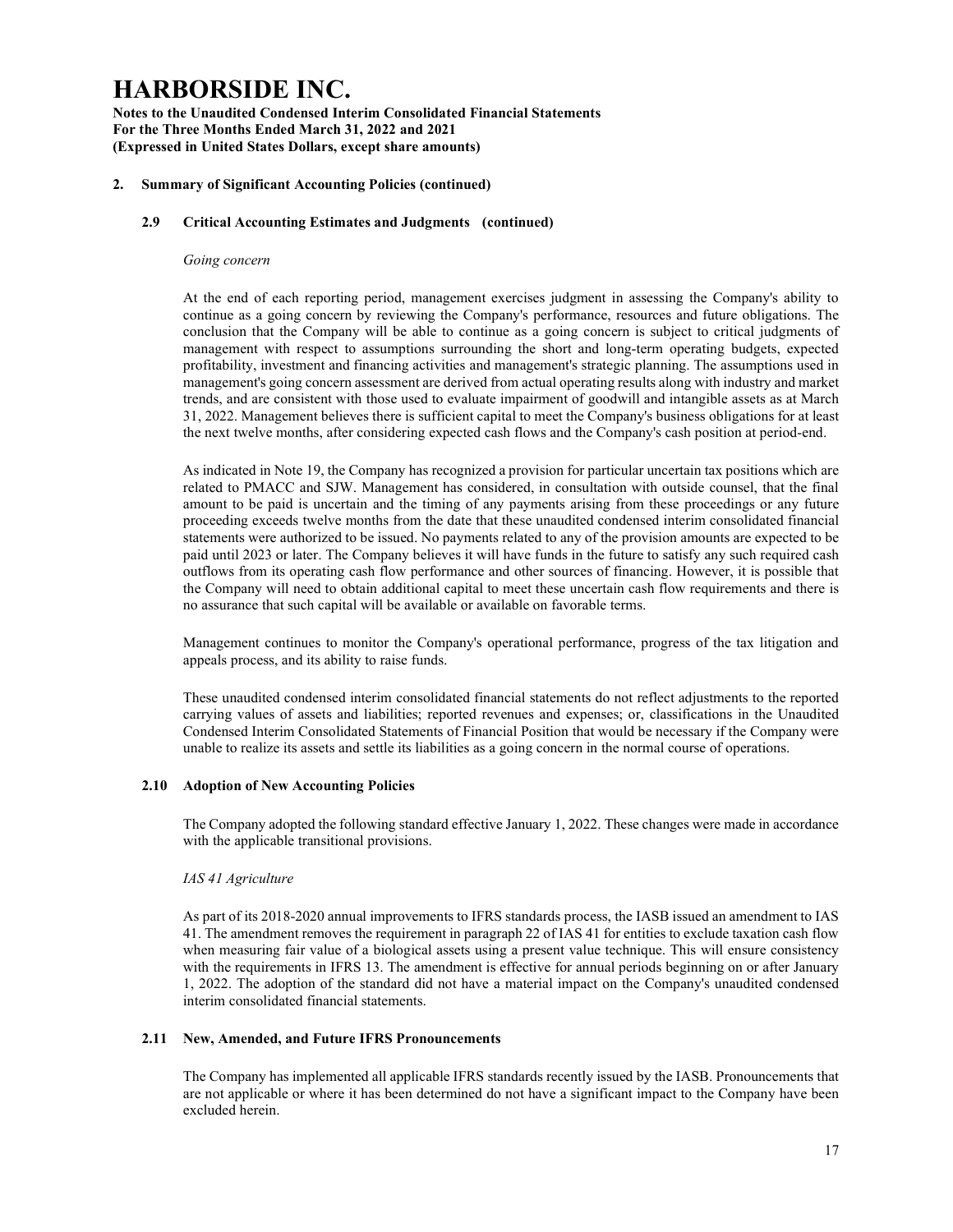## 2. Summary of Significant Accounting Policies (continued)

### 2.9 Critical Accounting Estimates and Judgments (continued)

*Going concern*

At the end of each reporting period, management exercises judgment in assessing the Company's ability to continue as a going concern by reviewing the Company's performance, resources and future obligations. The conclusion that the Company will be able to continue as a going concern is subject to critical judgments of management with respect to assumptions surrounding the short and long-term operating budgets, expected profitability, investment and financing activities and management's strategic planning. The assumptions used in management's going concern assessment are derived from actual operating results along with industry and market trends, and are consistent with those used to evaluate impairment of goodwill and intangible assets as at March 31, 2022. Management believes there is sufficient capital to meet the Company's business obligations for at least the next twelve months, after considering expected cash flows and the Company's cash position at period-end.

As indicated in Note 19, the Company has recognized a provision for particular uncertain tax positions which are related to PMACC and SJW. Management has considered, in consultation with outside counsel, that the final amount to be paid is uncertain and the timing of any payments arising from these proceedings or any future proceeding exceeds twelve months from the date that these unaudited condensed interim consolidated financial statements were authorized to be issued. No payments related to any of the provision amounts are expected to be paid until 2023 or later. The Company believes it will have funds in the future to satisfy any such required cash outflows from its operating cash flow performance and other sources of financing. However, it is possible that the Company will need to obtain additional capital to meet these uncertain cash flow requirements and there is no assurance that such capital will be available or available on favorable terms.

Management continues to monitor the Company's operational performance, progress of the tax litigation and appeals process, and its ability to raise funds.

These unaudited condensed interim consolidated financial statements do not reflect adjustments to the reported carrying values of assets and liabilities; reported revenues and expenses; or, classifications in the Unaudited Condensed Interim Consolidated Statements of Financial Position that would be necessary if the Company were unable to realize its assets and settle its liabilities as a going concern in the normal course of operations.

### 2.10 Adoption of New Accounting Policies

The Company adopted the following standard effective January 1, 2022. These changes were made in accordance with the applicable transitional provisions.

*IAS 41 Agriculture*

As part of its 2018-2020 annual improvements to IFRS standards process, the IASB issued an amendment to IAS 41. The amendment removes the requirement in paragraph 22 of IAS 41 for entities to exclude taxation cash flow when measuring fair value of a biological assets using a present value technique. This will ensure consistency with the requirements in IFRS 13. The amendment is effective for annual periods beginning on or after January 1, 2022. The adoption of the standard did not have a material impact on the Company's unaudited condensed interim consolidated financial statements.

### 2.11 New, Amended, and Future IFRS Pronouncements

The Company has implemented all applicable IFRS standards recently issued by the IASB. Pronouncements that are not applicable or where it has been determined do not have a significant impact to the Company have been excluded herein.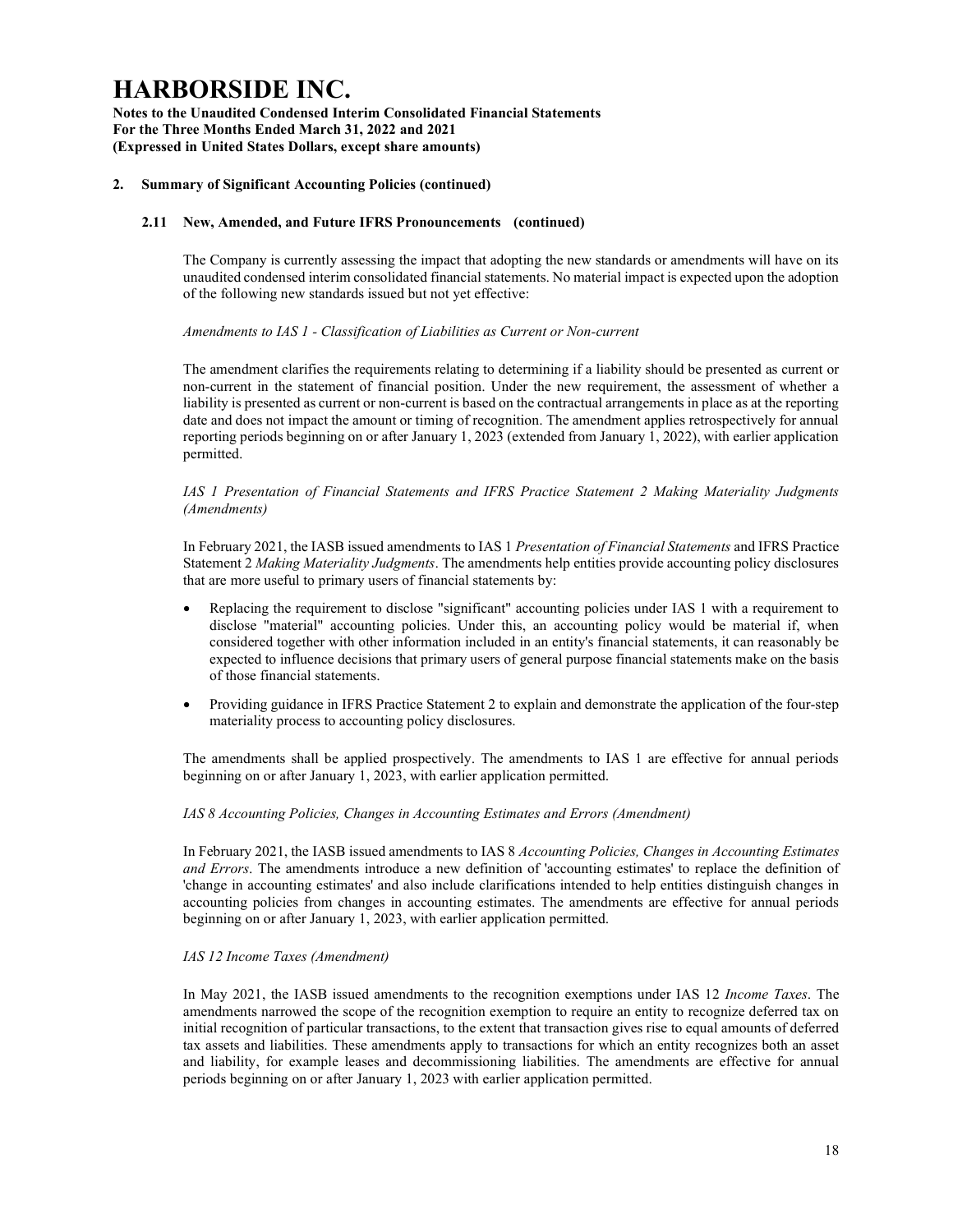# HARBORSIDE INC.

**Notes to the Unaudited Condensed Interim Consolidated Financial Statements**
**For the Three Months Ended March 31, 2022 and 2021**
**(Expressed in United States Dollars, except share amounts)**

## 2. Summary of Significant Accounting Policies (continued)

### 2.11 New, Amended, and Future IFRS Pronouncements (continued)

The Company is currently assessing the impact that adopting the new standards or amendments will have on its unaudited condensed interim consolidated financial statements. No material impact is expected upon the adoption of the following new standards issued but not yet effective:

*Amendments to IAS 1 - Classification of Liabilities as Current or Non-current*

The amendment clarifies the requirements relating to determining if a liability should be presented as current or non-current in the statement of financial position. Under the new requirement, the assessment of whether a liability is presented as current or non-current is based on the contractual arrangements in place as at the reporting date and does not impact the amount or timing of recognition. The amendment applies retrospectively for annual reporting periods beginning on or after January 1, 2023 (extended from January 1, 2022), with earlier application permitted.

*IAS 1 Presentation of Financial Statements and IFRS Practice Statement 2 Making Materiality Judgments (Amendments)*

In February 2021, the IASB issued amendments to IAS 1 *Presentation of Financial Statements* and IFRS Practice Statement 2 *Making Materiality Judgments*. The amendments help entities provide accounting policy disclosures that are more useful to primary users of financial statements by:

- Replacing the requirement to disclose "significant" accounting policies under IAS 1 with a requirement to disclose "material" accounting policies. Under this, an accounting policy would be material if, when considered together with other information included in an entity's financial statements, it can reasonably be expected to influence decisions that primary users of general purpose financial statements make on the basis of those financial statements.
- Providing guidance in IFRS Practice Statement 2 to explain and demonstrate the application of the four-step materiality process to accounting policy disclosures.

The amendments shall be applied prospectively. The amendments to IAS 1 are effective for annual periods beginning on or after January 1, 2023, with earlier application permitted.

*IAS 8 Accounting Policies, Changes in Accounting Estimates and Errors (Amendment)*

In February 2021, the IASB issued amendments to IAS 8 *Accounting Policies, Changes in Accounting Estimates and Errors*. The amendments introduce a new definition of 'accounting estimates' to replace the definition of 'change in accounting estimates' and also include clarifications intended to help entities distinguish changes in accounting policies from changes in accounting estimates. The amendments are effective for annual periods beginning on or after January 1, 2023, with earlier application permitted.

*IAS 12 Income Taxes (Amendment)*

In May 2021, the IASB issued amendments to the recognition exemptions under IAS 12 *Income Taxes*. The amendments narrowed the scope of the recognition exemption to require an entity to recognize deferred tax on initial recognition of particular transactions, to the extent that transaction gives rise to equal amounts of deferred tax assets and liabilities. These amendments apply to transactions for which an entity recognizes both an asset and liability, for example leases and decommissioning liabilities. The amendments are effective for annual periods beginning on or after January 1, 2023 with earlier application permitted.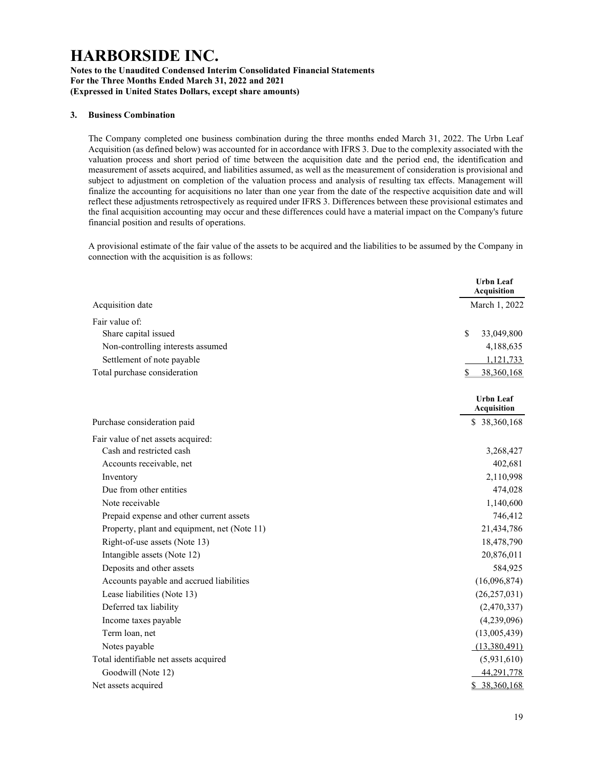# HARBORSIDE INC.

**Notes to the Unaudited Condensed Interim Consolidated Financial Statements**
**For the Three Months Ended March 31, 2022 and 2021**
**(Expressed in United States Dollars, except share amounts)**

### 3. Business Combination

The Company completed one business combination during the three months ended March 31, 2022. The Urbn Leaf Acquisition (as defined below) was accounted for in accordance with IFRS 3. Due to the complexity associated with the valuation process and short period of time between the acquisition date and the period end, the identification and measurement of assets acquired, and liabilities assumed, as well as the measurement of consideration is provisional and subject to adjustment on completion of the valuation process and analysis of resulting tax effects. Management will finalize the accounting for acquisitions no later than one year from the date of the respective acquisition date and will reflect these adjustments retrospectively as required under IFRS 3. Differences between these provisional estimates and the final acquisition accounting may occur and these differences could have a material impact on the Company's future financial position and results of operations.

A provisional estimate of the fair value of the assets to be acquired and the liabilities to be assumed by the Company in connection with the acquisition is as follows:

| | Urbn Leaf Acquisition |
|---|---|
| Acquisition date | March 1, 2022 |
| Fair value of: | |
| Share capital issued | $ 33,049,800 |
| Non-controlling interests assumed | 4,188,635 |
| Settlement of note payable | 1,121,733 |
| Total purchase consideration | $ 38,360,168 |

| | Urbn Leaf Acquisition |
|---|---|
| Purchase consideration paid | $ 38,360,168 |
| Fair value of net assets acquired: | |
| Cash and restricted cash | 3,268,427 |
| Accounts receivable, net | 402,681 |
| Inventory | 2,110,998 |
| Due from other entities | 474,028 |
| Note receivable | 1,140,600 |
| Prepaid expense and other current assets | 746,412 |
| Property, plant and equipment, net (Note 11) | 21,434,786 |
| Right-of-use assets (Note 13) | 18,478,790 |
| Intangible assets (Note 12) | 20,876,011 |
| Deposits and other assets | 584,925 |
| Accounts payable and accrued liabilities | (16,096,874) |
| Lease liabilities (Note 13) | (26,257,031) |
| Deferred tax liability | (2,470,337) |
| Income taxes payable | (4,239,096) |
| Term loan, net | (13,005,439) |
| Notes payable | (13,380,491) |
| Total identifiable net assets acquired | (5,931,610) |
| Goodwill (Note 12) | 44,291,778 |
| Net assets acquired | $ 38,360,168 |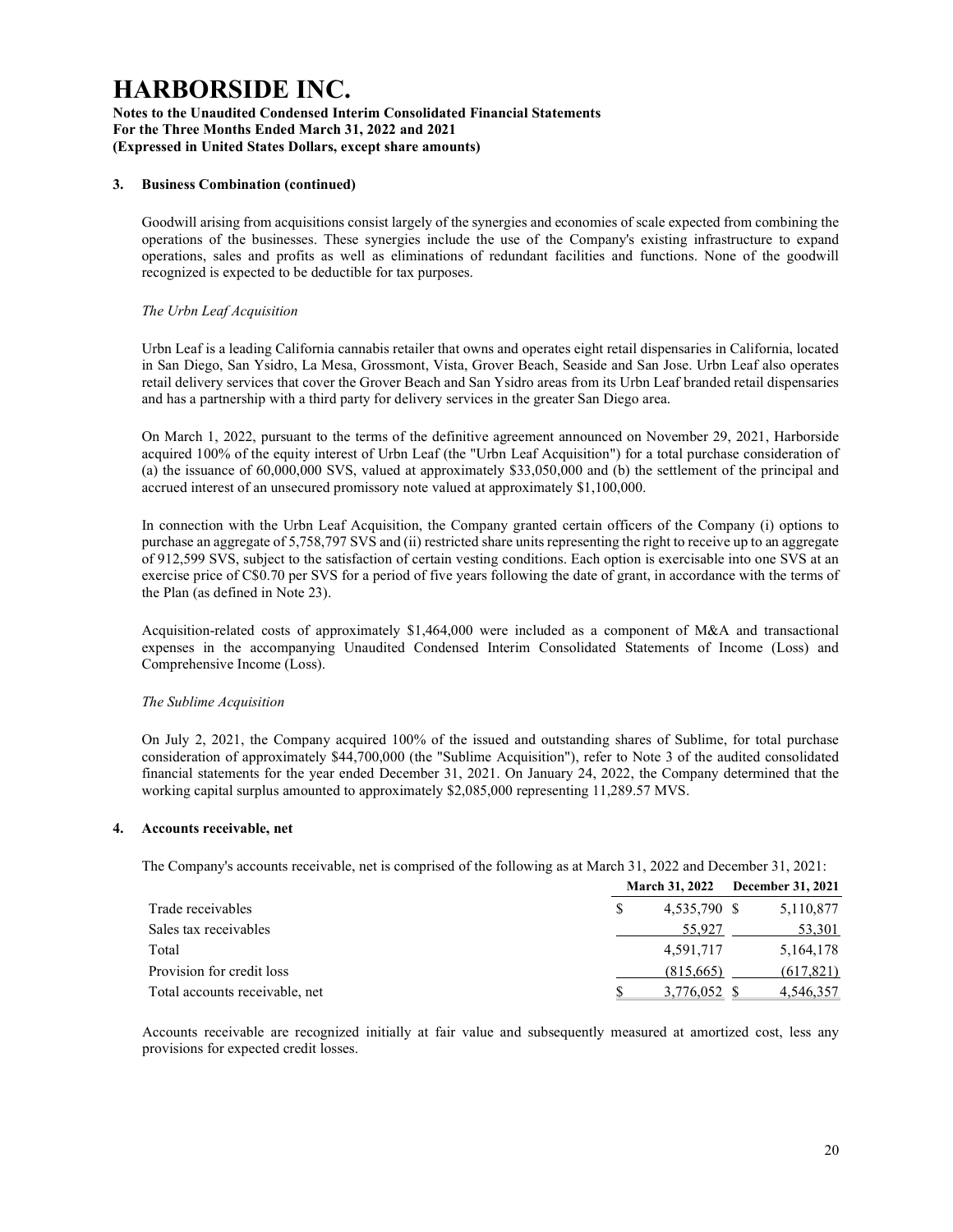### 3. Business Combination (continued)

Goodwill arising from acquisitions consist largely of the synergies and economies of scale expected from combining the operations of the businesses. These synergies include the use of the Company's existing infrastructure to expand operations, sales and profits as well as eliminations of redundant facilities and functions. None of the goodwill recognized is expected to be deductible for tax purposes.

*The Urbn Leaf Acquisition*

Urbn Leaf is a leading California cannabis retailer that owns and operates eight retail dispensaries in California, located in San Diego, San Ysidro, La Mesa, Grossmont, Vista, Grover Beach, Seaside and San Jose. Urbn Leaf also operates retail delivery services that cover the Grover Beach and San Ysidro areas from its Urbn Leaf branded retail dispensaries and has a partnership with a third party for delivery services in the greater San Diego area.

On March 1, 2022, pursuant to the terms of the definitive agreement announced on November 29, 2021, Harborside acquired 100% of the equity interest of Urbn Leaf (the "Urbn Leaf Acquisition") for a total purchase consideration of (a) the issuance of 60,000,000 SVS, valued at approximately $33,050,000 and (b) the settlement of the principal and accrued interest of an unsecured promissory note valued at approximately $1,100,000.

In connection with the Urbn Leaf Acquisition, the Company granted certain officers of the Company (i) options to purchase an aggregate of 5,758,797 SVS and (ii) restricted share units representing the right to receive up to an aggregate of 912,599 SVS, subject to the satisfaction of certain vesting conditions. Each option is exercisable into one SVS at an exercise price of C$0.70 per SVS for a period of five years following the date of grant, in accordance with the terms of the Plan (as defined in Note 23).

Acquisition-related costs of approximately $1,464,000 were included as a component of M&A and transactional expenses in the accompanying Unaudited Condensed Interim Consolidated Statements of Income (Loss) and Comprehensive Income (Loss).

*The Sublime Acquisition*

On July 2, 2021, the Company acquired 100% of the issued and outstanding shares of Sublime, for total purchase consideration of approximately $44,700,000 (the "Sublime Acquisition"), refer to Note 3 of the audited consolidated financial statements for the year ended December 31, 2021. On January 24, 2022, the Company determined that the working capital surplus amounted to approximately $2,085,000 representing 11,289.57 MVS.

### 4. Accounts receivable, net

The Company's accounts receivable, net is comprised of the following as at March 31, 2022 and December 31, 2021:

| | March 31, 2022 | December 31, 2021 |
|---|---|---|
| Trade receivables | $ 4,535,790 | $ 5,110,877 |
| Sales tax receivables | 55,927 | 53,301 |
| Total | 4,591,717 | 5,164,178 |
| Provision for credit loss | (815,665) | (617,821) |
| Total accounts receivable, net | $ 3,776,052 | $ 4,546,357 |

Accounts receivable are recognized initially at fair value and subsequently measured at amortized cost, less any provisions for expected credit losses.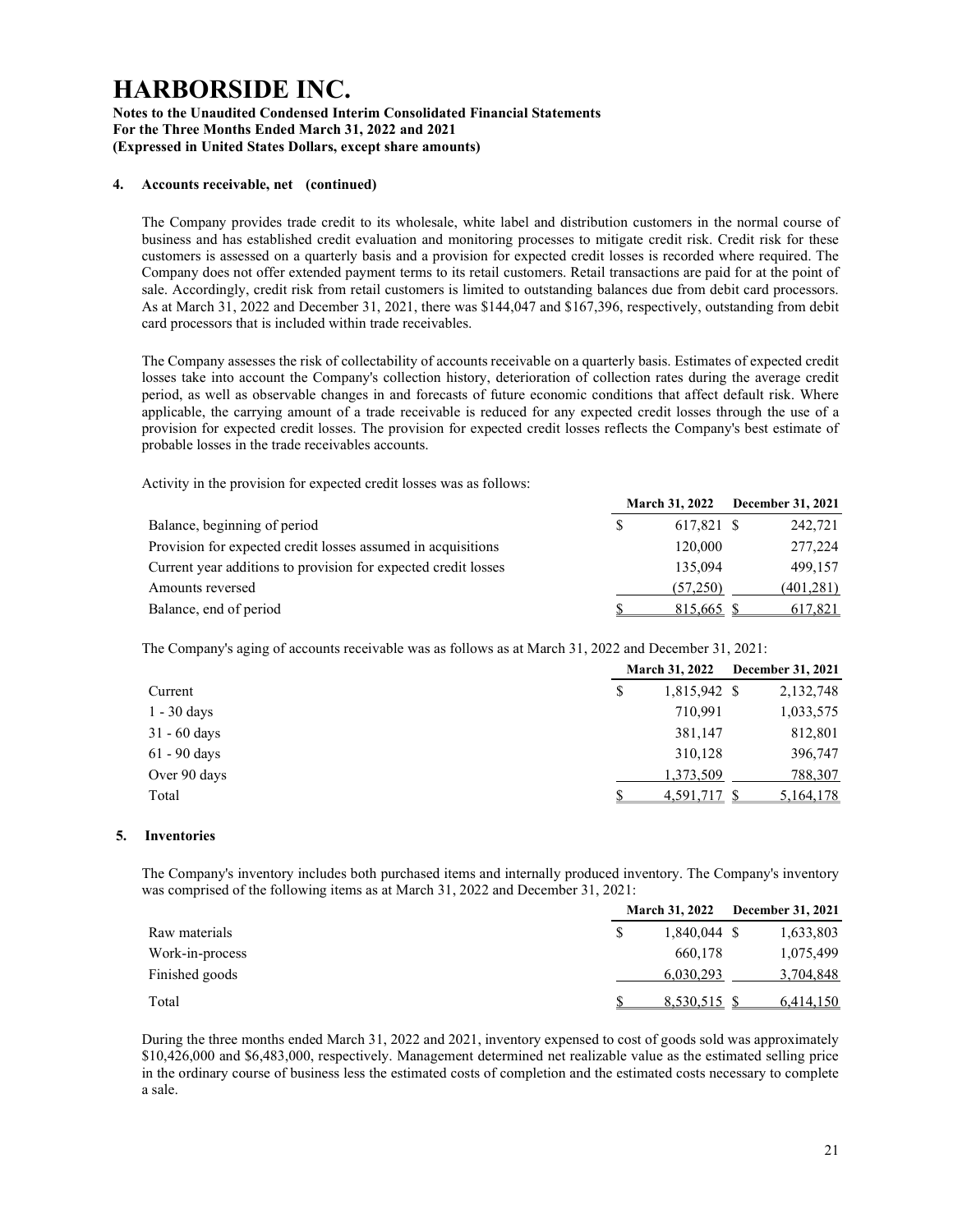# HARBORSIDE INC.

**Notes to the Unaudited Condensed Interim Consolidated Financial Statements**
**For the Three Months Ended March 31, 2022 and 2021**
**(Expressed in United States Dollars, except share amounts)**

### 4. Accounts receivable, net (continued)

The Company provides trade credit to its wholesale, white label and distribution customers in the normal course of business and has established credit evaluation and monitoring processes to mitigate credit risk. Credit risk for these customers is assessed on a quarterly basis and a provision for expected credit losses is recorded where required. The Company does not offer extended payment terms to its retail customers. Retail transactions are paid for at the point of sale. Accordingly, credit risk from retail customers is limited to outstanding balances due from debit card processors. As at March 31, 2022 and December 31, 2021, there was $144,047 and $167,396, respectively, outstanding from debit card processors that is included within trade receivables.

The Company assesses the risk of collectability of accounts receivable on a quarterly basis. Estimates of expected credit losses take into account the Company's collection history, deterioration of collection rates during the average credit period, as well as observable changes in and forecasts of future economic conditions that affect default risk. Where applicable, the carrying amount of a trade receivable is reduced for any expected credit losses through the use of a provision for expected credit losses. The provision for expected credit losses reflects the Company's best estimate of probable losses in the trade receivables accounts.

Activity in the provision for expected credit losses was as follows:

| | March 31, 2022 | December 31, 2021 |
|---|---|---|
| Balance, beginning of period | $ 617,821 | $ 242,721 |
| Provision for expected credit losses assumed in acquisitions | 120,000 | 277,224 |
| Current year additions to provision for expected credit losses | 135,094 | 499,157 |
| Amounts reversed | (57,250) | (401,281) |
| Balance, end of period | $ 815,665 | $ 617,821 |

The Company's aging of accounts receivable was as follows as at March 31, 2022 and December 31, 2021:

| | March 31, 2022 | December 31, 2021 |
|---|---|---|
| Current | $ 1,815,942 | $ 2,132,748 |
| 1 - 30 days | 710,991 | 1,033,575 |
| 31 - 60 days | 381,147 | 812,801 |
| 61 - 90 days | 310,128 | 396,747 |
| Over 90 days | 1,373,509 | 788,307 |
| Total | $ 4,591,717 | $ 5,164,178 |

### 5. Inventories

The Company's inventory includes both purchased items and internally produced inventory. The Company's inventory was comprised of the following items as at March 31, 2022 and December 31, 2021:

| | March 31, 2022 | December 31, 2021 |
|---|---|---|
| Raw materials | $ 1,840,044 | $ 1,633,803 |
| Work-in-process | 660,178 | 1,075,499 |
| Finished goods | 6,030,293 | 3,704,848 |
| Total | $ 8,530,515 | $ 6,414,150 |

During the three months ended March 31, 2022 and 2021, inventory expensed to cost of goods sold was approximately $10,426,000 and $6,483,000, respectively. Management determined net realizable value as the estimated selling price in the ordinary course of business less the estimated costs of completion and the estimated costs necessary to complete a sale.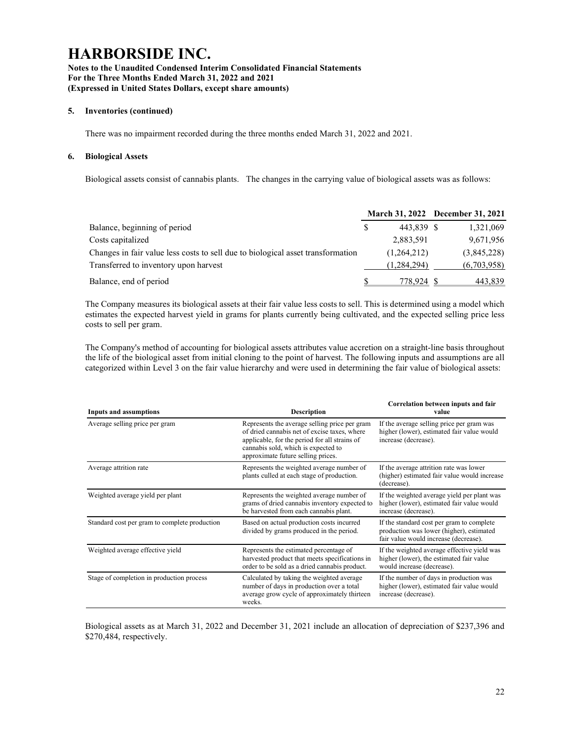**5. Inventories (continued)**

There was no impairment recorded during the three months ended March 31, 2022 and 2021.

**6. Biological Assets**

Biological assets consist of cannabis plants. The changes in the carrying value of biological assets was as follows:

| | March 31, 2022 | December 31, 2021 |
|---|---|---|
| Balance, beginning of period | $ 443,839 | $ 1,321,069 |
| Costs capitalized | 2,883,591 | 9,671,956 |
| Changes in fair value less costs to sell due to biological asset transformation | (1,264,212) | (3,845,228) |
| Transferred to inventory upon harvest | (1,284,294) | (6,703,958) |
| Balance, end of period | $ 778,924 | $ 443,839 |

The Company measures its biological assets at their fair value less costs to sell. This is determined using a model which estimates the expected harvest yield in grams for plants currently being cultivated, and the expected selling price less costs to sell per gram.

The Company's method of accounting for biological assets attributes value accretion on a straight-line basis throughout the life of the biological asset from initial cloning to the point of harvest. The following inputs and assumptions are all categorized within Level 3 on the fair value hierarchy and were used in determining the fair value of biological assets:

| Inputs and assumptions | Description | Correlation between inputs and fair value |
|---|---|---|
| Average selling price per gram | Represents the average selling price per gram of dried cannabis net of excise taxes, where applicable, for the period for all strains of cannabis sold, which is expected to approximate future selling prices. | If the average selling price per gram was higher (lower), estimated fair value would increase (decrease). |
| Average attrition rate | Represents the weighted average number of plants culled at each stage of production. | If the average attrition rate was lower (higher) estimated fair value would increase (decrease). |
| Weighted average yield per plant | Represents the weighted average number of grams of dried cannabis inventory expected to be harvested from each cannabis plant. | If the weighted average yield per plant was higher (lower), estimated fair value would increase (decrease). |
| Standard cost per gram to complete production | Based on actual production costs incurred divided by grams produced in the period. | If the standard cost per gram to complete production was lower (higher), estimated fair value would increase (decrease). |
| Weighted average effective yield | Represents the estimated percentage of harvested product that meets specifications in order to be sold as a dried cannabis product. | If the weighted average effective yield was higher (lower), the estimated fair value would increase (decrease). |
| Stage of completion in production process | Calculated by taking the weighted average number of days in production over a total average grow cycle of approximately thirteen weeks. | If the number of days in production was higher (lower), estimated fair value would increase (decrease). |

Biological assets as at March 31, 2022 and December 31, 2021 include an allocation of depreciation of $237,396 and $270,484, respectively.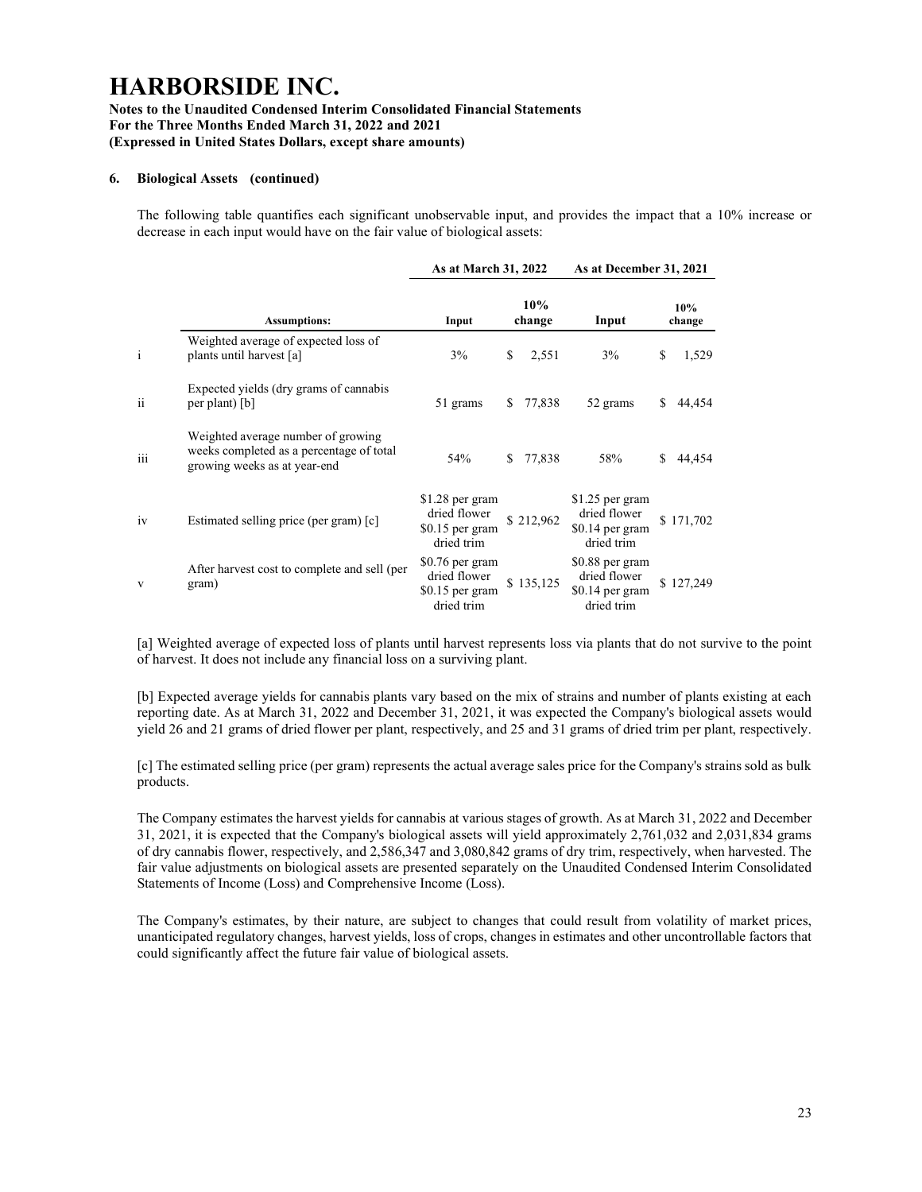# HARBORSIDE INC.

**Notes to the Unaudited Condensed Interim Consolidated Financial Statements**
**For the Three Months Ended March 31, 2022 and 2021**
**(Expressed in United States Dollars, except share amounts)**

**6. Biological Assets (continued)**

The following table quantifies each significant unobservable input, and provides the impact that a 10% increase or decrease in each input would have on the fair value of biological assets:

| | | As at March 31, 2022 | | As at December 31, 2021 | |
|---|---|---|---|---|---|
| | **Assumptions:** | **Input** | **10% change** | **Input** | **10% change** |
| i | Weighted average of expected loss of plants until harvest [a] | 3% | $ 2,551 | 3% | $ 1,529 |
| ii | Expected yields (dry grams of cannabis per plant) [b] | 51 grams | $ 77,838 | 52 grams | $ 44,454 |
| iii | Weighted average number of growing weeks completed as a percentage of total growing weeks as at year-end | 54% | $ 77,838 | 58% | $ 44,454 |
| iv | Estimated selling price (per gram) [c] | $1.28 per gram dried flower $0.15 per gram dried trim | $ 212,962 | $1.25 per gram dried flower $0.14 per gram dried trim | $ 171,702 |
| v | After harvest cost to complete and sell (per gram) | $0.76 per gram dried flower $0.15 per gram dried trim | $ 135,125 | $0.88 per gram dried flower $0.14 per gram dried trim | $ 127,249 |

[a] Weighted average of expected loss of plants until harvest represents loss via plants that do not survive to the point of harvest. It does not include any financial loss on a surviving plant.

[b] Expected average yields for cannabis plants vary based on the mix of strains and number of plants existing at each reporting date. As at March 31, 2022 and December 31, 2021, it was expected the Company's biological assets would yield 26 and 21 grams of dried flower per plant, respectively, and 25 and 31 grams of dried trim per plant, respectively.

[c] The estimated selling price (per gram) represents the actual average sales price for the Company's strains sold as bulk products.

The Company estimates the harvest yields for cannabis at various stages of growth. As at March 31, 2022 and December 31, 2021, it is expected that the Company's biological assets will yield approximately 2,761,032 and 2,031,834 grams of dry cannabis flower, respectively, and 2,586,347 and 3,080,842 grams of dry trim, respectively, when harvested. The fair value adjustments on biological assets are presented separately on the Unaudited Condensed Interim Consolidated Statements of Income (Loss) and Comprehensive Income (Loss).

The Company's estimates, by their nature, are subject to changes that could result from volatility of market prices, unanticipated regulatory changes, harvest yields, loss of crops, changes in estimates and other uncontrollable factors that could significantly affect the future fair value of biological assets.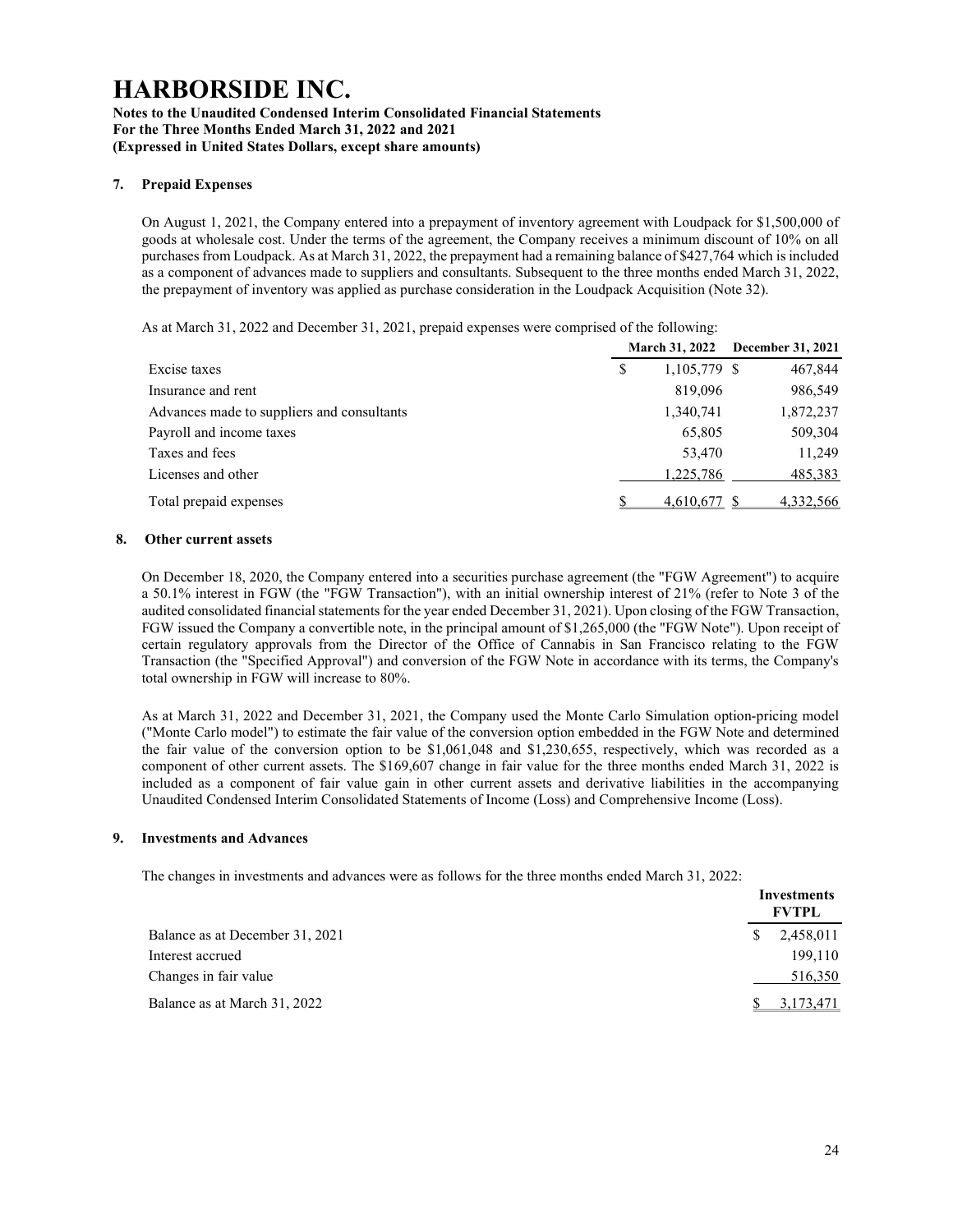# HARBORSIDE INC.

**Notes to the Unaudited Condensed Interim Consolidated Financial Statements**
**For the Three Months Ended March 31, 2022 and 2021**
**(Expressed in United States Dollars, except share amounts)**

## 7. Prepaid Expenses

On August 1, 2021, the Company entered into a prepayment of inventory agreement with Loudpack for $1,500,000 of goods at wholesale cost. Under the terms of the agreement, the Company receives a minimum discount of 10% on all purchases from Loudpack. As at March 31, 2022, the prepayment had a remaining balance of $427,764 which is included as a component of advances made to suppliers and consultants. Subsequent to the three months ended March 31, 2022, the prepayment of inventory was applied as purchase consideration in the Loudpack Acquisition (Note 32).

As at March 31, 2022 and December 31, 2021, prepaid expenses were comprised of the following:

| | March 31, 2022 | December 31, 2021 |
|---|---|---|
| Excise taxes | $ 1,105,779 | $ 467,844 |
| Insurance and rent | 819,096 | 986,549 |
| Advances made to suppliers and consultants | 1,340,741 | 1,872,237 |
| Payroll and income taxes | 65,805 | 509,304 |
| Taxes and fees | 53,470 | 11,249 |
| Licenses and other | 1,225,786 | 485,383 |
| Total prepaid expenses | $ 4,610,677 | $ 4,332,566 |

## 8. Other current assets

On December 18, 2020, the Company entered into a securities purchase agreement (the "FGW Agreement") to acquire a 50.1% interest in FGW (the "FGW Transaction"), with an initial ownership interest of 21% (refer to Note 3 of the audited consolidated financial statements for the year ended December 31, 2021). Upon closing of the FGW Transaction, FGW issued the Company a convertible note, in the principal amount of $1,265,000 (the "FGW Note"). Upon receipt of certain regulatory approvals from the Director of the Office of Cannabis in San Francisco relating to the FGW Transaction (the "Specified Approval") and conversion of the FGW Note in accordance with its terms, the Company's total ownership in FGW will increase to 80%.

As at March 31, 2022 and December 31, 2021, the Company used the Monte Carlo Simulation option-pricing model ("Monte Carlo model") to estimate the fair value of the conversion option embedded in the FGW Note and determined the fair value of the conversion option to be $1,061,048 and $1,230,655, respectively, which was recorded as a component of other current assets. The $169,607 change in fair value for the three months ended March 31, 2022 is included as a component of fair value gain in other current assets and derivative liabilities in the accompanying Unaudited Condensed Interim Consolidated Statements of Income (Loss) and Comprehensive Income (Loss).

## 9. Investments and Advances

The changes in investments and advances were as follows for the three months ended March 31, 2022:

| | Investments FVTPL |
|---|---|
| Balance as at December 31, 2021 | $ 2,458,011 |
| Interest accrued | 199,110 |
| Changes in fair value | 516,350 |
| Balance as at March 31, 2022 | $ 3,173,471 |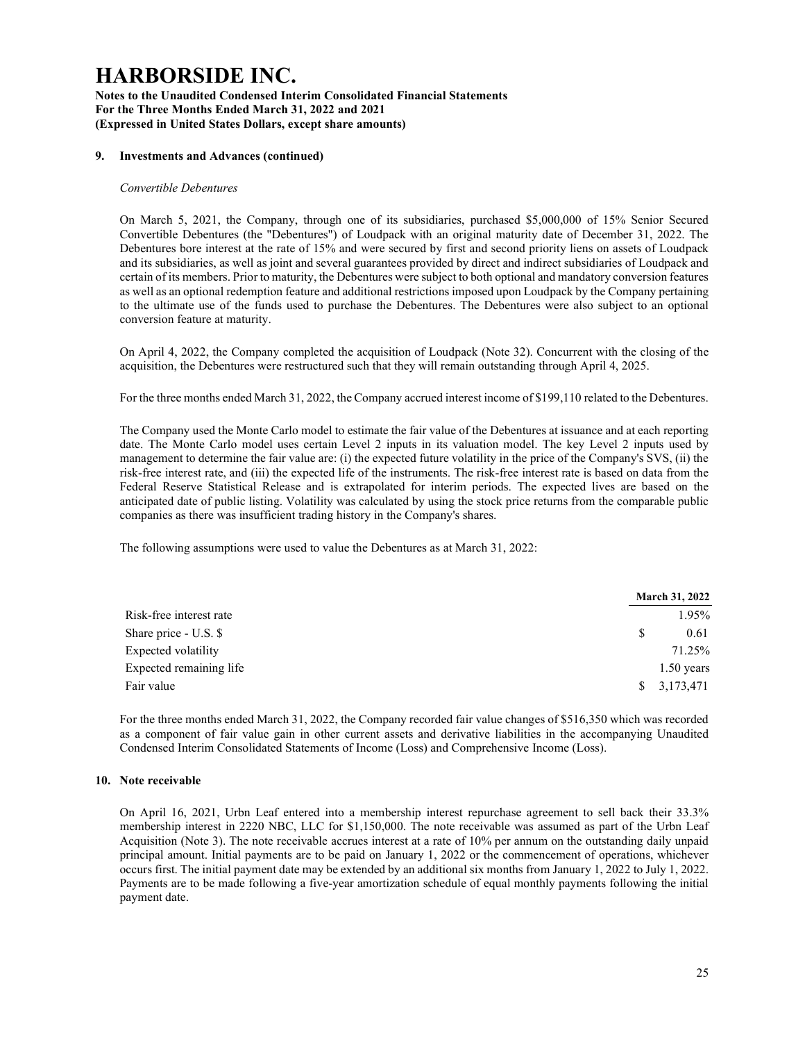## 9. Investments and Advances (continued)

*Convertible Debentures*

On March 5, 2021, the Company, through one of its subsidiaries, purchased $5,000,000 of 15% Senior Secured Convertible Debentures (the "Debentures") of Loudpack with an original maturity date of December 31, 2022. The Debentures bore interest at the rate of 15% and were secured by first and second priority liens on assets of Loudpack and its subsidiaries, as well as joint and several guarantees provided by direct and indirect subsidiaries of Loudpack and certain of its members. Prior to maturity, the Debentures were subject to both optional and mandatory conversion features as well as an optional redemption feature and additional restrictions imposed upon Loudpack by the Company pertaining to the ultimate use of the funds used to purchase the Debentures. The Debentures were also subject to an optional conversion feature at maturity.

On April 4, 2022, the Company completed the acquisition of Loudpack (Note 32). Concurrent with the closing of the acquisition, the Debentures were restructured such that they will remain outstanding through April 4, 2025.

For the three months ended March 31, 2022, the Company accrued interest income of $199,110 related to the Debentures.

The Company used the Monte Carlo model to estimate the fair value of the Debentures at issuance and at each reporting date. The Monte Carlo model uses certain Level 2 inputs in its valuation model. The key Level 2 inputs used by management to determine the fair value are: (i) the expected future volatility in the price of the Company's SVS, (ii) the risk-free interest rate, and (iii) the expected life of the instruments. The risk-free interest rate is based on data from the Federal Reserve Statistical Release and is extrapolated for interim periods. The expected lives are based on the anticipated date of public listing. Volatility was calculated by using the stock price returns from the comparable public companies as there was insufficient trading history in the Company's shares.

The following assumptions were used to value the Debentures as at March 31, 2022:

| | March 31, 2022 |
|---|---|
| Risk-free interest rate | 1.95% |
| Share price - U.S. $ | $ 0.61 |
| Expected volatility | 71.25% |
| Expected remaining life | 1.50 years |
| Fair value | $ 3,173,471 |

For the three months ended March 31, 2022, the Company recorded fair value changes of $516,350 which was recorded as a component of fair value gain in other current assets and derivative liabilities in the accompanying Unaudited Condensed Interim Consolidated Statements of Income (Loss) and Comprehensive Income (Loss).

## 10. Note receivable

On April 16, 2021, Urbn Leaf entered into a membership interest repurchase agreement to sell back their 33.3% membership interest in 2220 NBC, LLC for $1,150,000. The note receivable was assumed as part of the Urbn Leaf Acquisition (Note 3). The note receivable accrues interest at a rate of 10% per annum on the outstanding daily unpaid principal amount. Initial payments are to be paid on January 1, 2022 or the commencement of operations, whichever occurs first. The initial payment date may be extended by an additional six months from January 1, 2022 to July 1, 2022. Payments are to be made following a five-year amortization schedule of equal monthly payments following the initial payment date.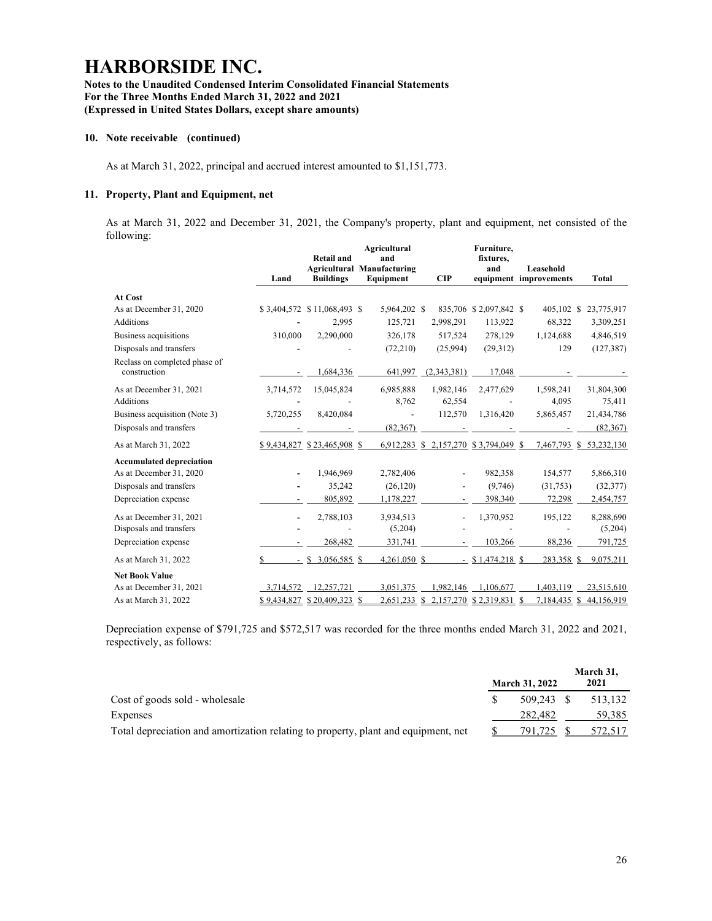# HARBORSIDE INC.

**Notes to the Unaudited Condensed Interim Consolidated Financial Statements**
**For the Three Months Ended March 31, 2022 and 2021**
**(Expressed in United States Dollars, except share amounts)**

## 10. Note receivable (continued)

As at March 31, 2022, principal and accrued interest amounted to $1,151,773.

## 11. Property, Plant and Equipment, net

As at March 31, 2022 and December 31, 2021, the Company's property, plant and equipment, net consisted of the following:

| | Land | Retail and Agricultural Buildings | Agricultural and Manufacturing Equipment | CIP | Furniture, fixtures, and equipment | Leasehold improvements | Total |
|---|---|---|---|---|---|---|---|
| **At Cost** | | | | | | | |
| As at December 31, 2020 | $ 3,404,572 | $ 11,068,493 | $ 5,964,202 | $ 835,706 | $ 2,097,842 | $ 405,102 | $ 23,775,917 |
| Additions | - | 2,995 | 125,721 | 2,998,291 | 113,922 | 68,322 | 3,309,251 |
| Business acquisitions | 310,000 | 2,290,000 | 326,178 | 517,524 | 278,129 | 1,124,688 | 4,846,519 |
| Disposals and transfers | - | - | (72,210) | (25,994) | (29,312) | 129 | (127,387) |
| Reclass on completed phase of construction | - | 1,684,336 | 641,997 | (2,343,381) | 17,048 | - | - |
| As at December 31, 2021 | 3,714,572 | 15,045,824 | 6,985,888 | 1,982,146 | 2,477,629 | 1,598,241 | 31,804,300 |
| Additions | - | - | 8,762 | 62,554 | - | 4,095 | 75,411 |
| Business acquisition (Note 3) | 5,720,255 | 8,420,084 | - | 112,570 | 1,316,420 | 5,865,457 | 21,434,786 |
| Disposals and transfers | - | - | (82,367) | - | - | - | (82,367) |
| As at March 31, 2022 | $ 9,434,827 | $ 23,465,908 | $ 6,912,283 | $ 2,157,270 | $ 3,794,049 | $ 7,467,793 | $ 53,232,130 |
| **Accumulated depreciation** | | | | | | | |
| As at December 31, 2020 | - | 1,946,969 | 2,782,406 | - | 982,358 | 154,577 | 5,866,310 |
| Disposals and transfers | - | 35,242 | (26,120) | - | (9,746) | (31,753) | (32,377) |
| Depreciation expense | - | 805,892 | 1,178,227 | - | 398,340 | 72,298 | 2,454,757 |
| As at December 31, 2021 | - | 2,788,103 | 3,934,513 | - | 1,370,952 | 195,122 | 8,288,690 |
| Disposals and transfers | - | - | (5,204) | - | - | - | (5,204) |
| Depreciation expense | - | 268,482 | 331,741 | - | 103,266 | 88,236 | 791,725 |
| As at March 31, 2022 | $ - | $ 3,056,585 | $ 4,261,050 | $ - | $ 1,474,218 | $ 283,358 | $ 9,075,211 |
| **Net Book Value** | | | | | | | |
| As at December 31, 2021 | 3,714,572 | 12,257,721 | 3,051,375 | 1,982,146 | 1,106,677 | 1,403,119 | 23,515,610 |
| As at March 31, 2022 | $ 9,434,827 | $ 20,409,323 | $ 2,651,233 | $ 2,157,270 | $ 2,319,831 | $ 7,184,435 | $ 44,156,919 |

Depreciation expense of $791,725 and $572,517 was recorded for the three months ended March 31, 2022 and 2021, respectively, as follows:

| | March 31, 2022 | March 31, 2021 |
|---|---|---|
| Cost of goods sold - wholesale | $ 509,243 | $ 513,132 |
| Expenses | 282,482 | 59,385 |
| Total depreciation and amortization relating to property, plant and equipment, net | $ 791,725 | $ 572,517 |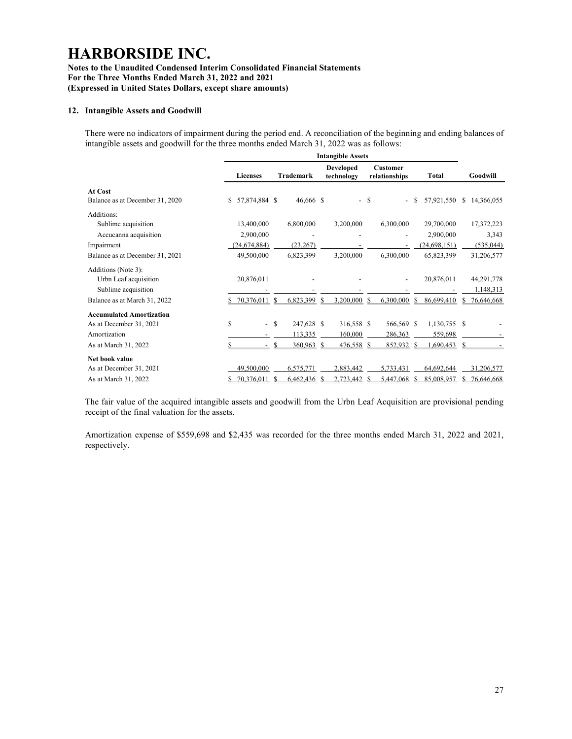# HARBORSIDE INC.

**Notes to the Unaudited Condensed Interim Consolidated Financial Statements**
**For the Three Months Ended March 31, 2022 and 2021**
**(Expressed in United States Dollars, except share amounts)**

## 12. Intangible Assets and Goodwill

There were no indicators of impairment during the period end. A reconciliation of the beginning and ending balances of intangible assets and goodwill for the three months ended March 31, 2022 was as follows:

| | Intangible Assets | | | | | |
|---|---|---|---|---|---|---|
| | Licenses | Trademark | Developed technology | Customer relationships | Total | Goodwill |
| **At Cost** | | | | | | |
| Balance as at December 31, 2020 | $ 57,874,884 | $ 46,666 | $ - | $ - | $ 57,921,550 | $ 14,366,055 |
| Additions: | | | | | | |
| Sublime acquisition | 13,400,000 | 6,800,000 | 3,200,000 | 6,300,000 | 29,700,000 | 17,372,223 |
| Accucanna acquisition | 2,900,000 | - | - | - | 2,900,000 | 3,343 |
| Impairment | (24,674,884) | (23,267) | - | - | (24,698,151) | (535,044) |
| Balance as at December 31, 2021 | 49,500,000 | 6,823,399 | 3,200,000 | 6,300,000 | 65,823,399 | 31,206,577 |
| Additions (Note 3): | | | | | | |
| Urbn Leaf acquisition | 20,876,011 | - | - | - | 20,876,011 | 44,291,778 |
| Sublime acquisition | - | - | - | - | - | 1,148,313 |
| Balance as at March 31, 2022 | $ 70,376,011 | $ 6,823,399 | $ 3,200,000 | $ 6,300,000 | $ 86,699,410 | $ 76,646,668 |
| **Accumulated Amortization** | | | | | | |
| As at December 31, 2021 | $ - | $ 247,628 | $ 316,558 | $ 566,569 | $ 1,130,755 | $ - |
| Amortization | - | 113,335 | 160,000 | 286,363 | 559,698 | - |
| As at March 31, 2022 | $ - | $ 360,963 | $ 476,558 | $ 852,932 | $ 1,690,453 | $ - |
| **Net book value** | | | | | | |
| As at December 31, 2021 | 49,500,000 | 6,575,771 | 2,883,442 | 5,733,431 | 64,692,644 | 31,206,577 |
| As at March 31, 2022 | $ 70,376,011 | $ 6,462,436 | $ 2,723,442 | $ 5,447,068 | $ 85,008,957 | $ 76,646,668 |

The fair value of the acquired intangible assets and goodwill from the Urbn Leaf Acquisition are provisional pending receipt of the final valuation for the assets.

Amortization expense of $559,698 and $2,435 was recorded for the three months ended March 31, 2022 and 2021, respectively.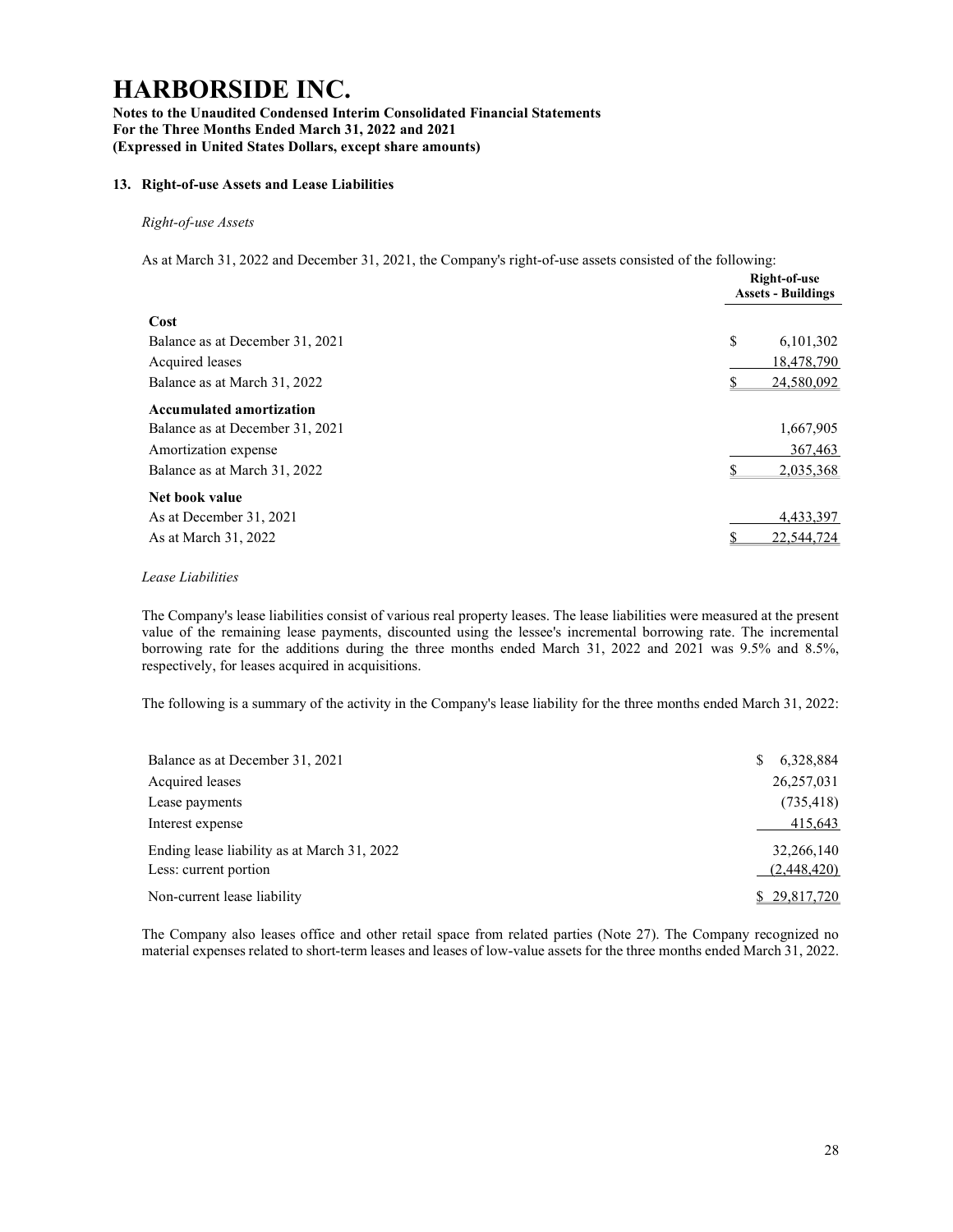# HARBORSIDE INC.

**Notes to the Unaudited Condensed Interim Consolidated Financial Statements**
**For the Three Months Ended March 31, 2022 and 2021**
**(Expressed in United States Dollars, except share amounts)**

## 13. Right-of-use Assets and Lease Liabilities

*Right-of-use Assets*

As at March 31, 2022 and December 31, 2021, the Company's right-of-use assets consisted of the following:

| | Right-of-use Assets - Buildings |
|---|---|
| **Cost** | |
| Balance as at December 31, 2021 | $ 6,101,302 |
| Acquired leases | 18,478,790 |
| Balance as at March 31, 2022 | $ 24,580,092 |
| **Accumulated amortization** | |
| Balance as at December 31, 2021 | 1,667,905 |
| Amortization expense | 367,463 |
| Balance as at March 31, 2022 | $ 2,035,368 |
| **Net book value** | |
| As at December 31, 2021 | 4,433,397 |
| As at March 31, 2022 | $ 22,544,724 |

*Lease Liabilities*

The Company's lease liabilities consist of various real property leases. The lease liabilities were measured at the present value of the remaining lease payments, discounted using the lessee's incremental borrowing rate. The incremental borrowing rate for the additions during the three months ended March 31, 2022 and 2021 was 9.5% and 8.5%, respectively, for leases acquired in acquisitions.

The following is a summary of the activity in the Company's lease liability for the three months ended March 31, 2022:

| | |
|---|---|
| Balance as at December 31, 2021 | $ 6,328,884 |
| Acquired leases | 26,257,031 |
| Lease payments | (735,418) |
| Interest expense | 415,643 |
| Ending lease liability as at March 31, 2022 | 32,266,140 |
| Less: current portion | (2,448,420) |
| Non-current lease liability | $ 29,817,720 |

The Company also leases office and other retail space from related parties (Note 27). The Company recognized no material expenses related to short-term leases and leases of low-value assets for the three months ended March 31, 2022.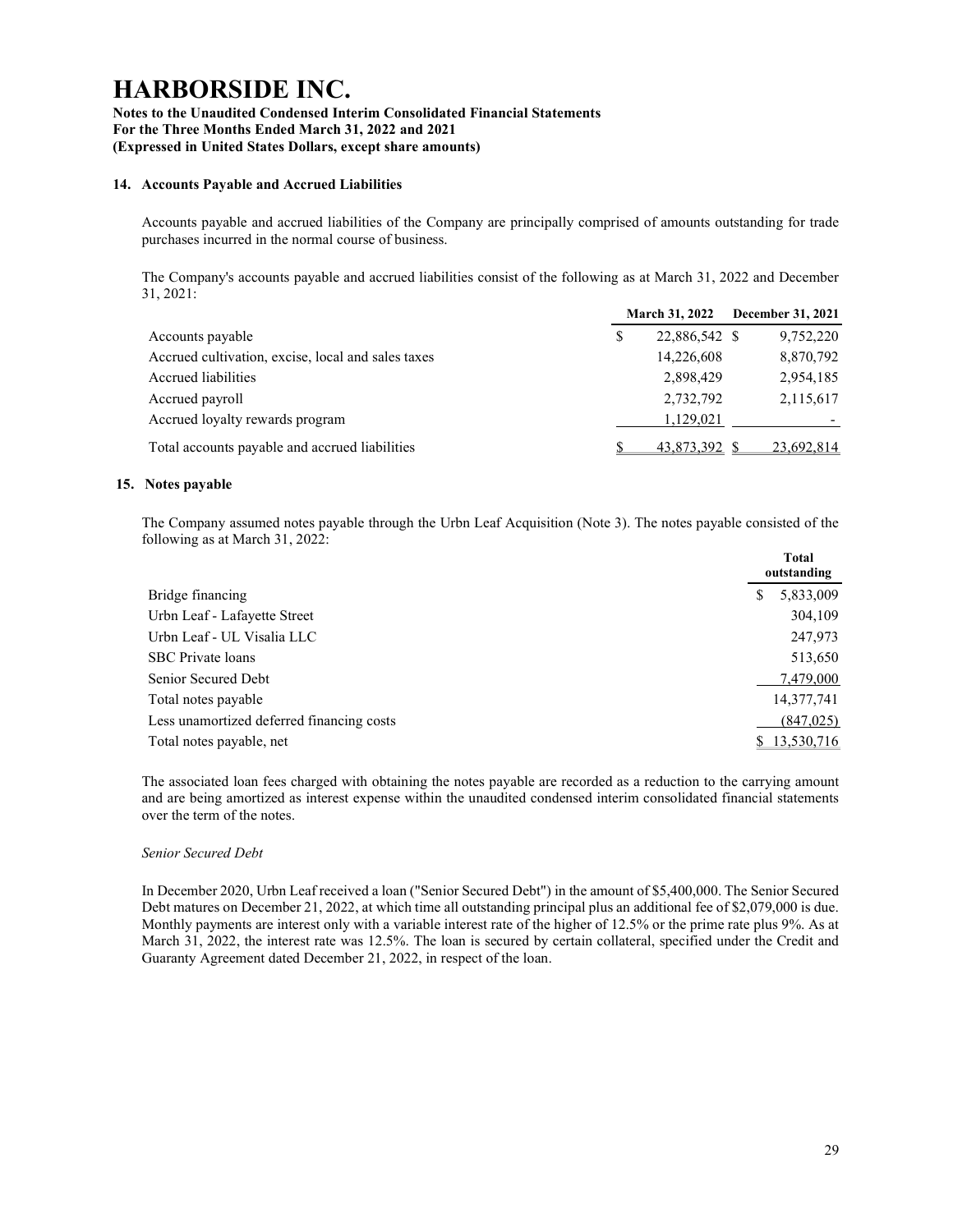# HARBORSIDE INC.

**Notes to the Unaudited Condensed Interim Consolidated Financial Statements**
**For the Three Months Ended March 31, 2022 and 2021**
**(Expressed in United States Dollars, except share amounts)**

## 14. Accounts Payable and Accrued Liabilities

Accounts payable and accrued liabilities of the Company are principally comprised of amounts outstanding for trade purchases incurred in the normal course of business.

The Company's accounts payable and accrued liabilities consist of the following as at March 31, 2022 and December 31, 2021:

| | March 31, 2022 | December 31, 2021 |
|---|---|---|
| Accounts payable | $ 22,886,542 | $ 9,752,220 |
| Accrued cultivation, excise, local and sales taxes | 14,226,608 | 8,870,792 |
| Accrued liabilities | 2,898,429 | 2,954,185 |
| Accrued payroll | 2,732,792 | 2,115,617 |
| Accrued loyalty rewards program | 1,129,021 | - |
| Total accounts payable and accrued liabilities | $ 43,873,392 | $ 23,692,814 |

## 15. Notes payable

The Company assumed notes payable through the Urbn Leaf Acquisition (Note 3). The notes payable consisted of the following as at March 31, 2022:

| | Total outstanding |
|---|---|
| Bridge financing | $ 5,833,009 |
| Urbn Leaf - Lafayette Street | 304,109 |
| Urbn Leaf - UL Visalia LLC | 247,973 |
| SBC Private loans | 513,650 |
| Senior Secured Debt | 7,479,000 |
| Total notes payable | 14,377,741 |
| Less unamortized deferred financing costs | (847,025) |
| Total notes payable, net | $ 13,530,716 |

The associated loan fees charged with obtaining the notes payable are recorded as a reduction to the carrying amount and are being amortized as interest expense within the unaudited condensed interim consolidated financial statements over the term of the notes.

*Senior Secured Debt*

In December 2020, Urbn Leaf received a loan ("Senior Secured Debt") in the amount of $5,400,000. The Senior Secured Debt matures on December 21, 2022, at which time all outstanding principal plus an additional fee of $2,079,000 is due. Monthly payments are interest only with a variable interest rate of the higher of 12.5% or the prime rate plus 9%. As at March 31, 2022, the interest rate was 12.5%. The loan is secured by certain collateral, specified under the Credit and Guaranty Agreement dated December 21, 2022, in respect of the loan.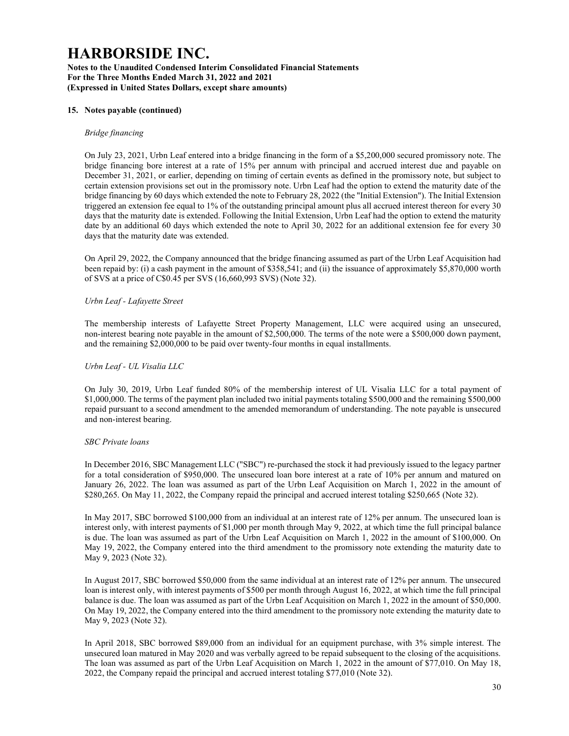## 15. Notes payable (continued)

*Bridge financing*

On July 23, 2021, Urbn Leaf entered into a bridge financing in the form of a $5,200,000 secured promissory note. The bridge financing bore interest at a rate of 15% per annum with principal and accrued interest due and payable on December 31, 2021, or earlier, depending on timing of certain events as defined in the promissory note, but subject to certain extension provisions set out in the promissory note. Urbn Leaf had the option to extend the maturity date of the bridge financing by 60 days which extended the note to February 28, 2022 (the "Initial Extension"). The Initial Extension triggered an extension fee equal to 1% of the outstanding principal amount plus all accrued interest thereon for every 30 days that the maturity date is extended. Following the Initial Extension, Urbn Leaf had the option to extend the maturity date by an additional 60 days which extended the note to April 30, 2022 for an additional extension fee for every 30 days that the maturity date was extended.

On April 29, 2022, the Company announced that the bridge financing assumed as part of the Urbn Leaf Acquisition had been repaid by: (i) a cash payment in the amount of $358,541; and (ii) the issuance of approximately $5,870,000 worth of SVS at a price of C$0.45 per SVS (16,660,993 SVS) (Note 32).

*Urbn Leaf - Lafayette Street*

The membership interests of Lafayette Street Property Management, LLC were acquired using an unsecured, non-interest bearing note payable in the amount of $2,500,000. The terms of the note were a $500,000 down payment, and the remaining $2,000,000 to be paid over twenty-four months in equal installments.

*Urbn Leaf - UL Visalia LLC*

On July 30, 2019, Urbn Leaf funded 80% of the membership interest of UL Visalia LLC for a total payment of $1,000,000. The terms of the payment plan included two initial payments totaling $500,000 and the remaining $500,000 repaid pursuant to a second amendment to the amended memorandum of understanding. The note payable is unsecured and non-interest bearing.

*SBC Private loans*

In December 2016, SBC Management LLC ("SBC") re-purchased the stock it had previously issued to the legacy partner for a total consideration of $950,000. The unsecured loan bore interest at a rate of 10% per annum and matured on January 26, 2022. The loan was assumed as part of the Urbn Leaf Acquisition on March 1, 2022 in the amount of $280,265. On May 11, 2022, the Company repaid the principal and accrued interest totaling $250,665 (Note 32).

In May 2017, SBC borrowed $100,000 from an individual at an interest rate of 12% per annum. The unsecured loan is interest only, with interest payments of $1,000 per month through May 9, 2022, at which time the full principal balance is due. The loan was assumed as part of the Urbn Leaf Acquisition on March 1, 2022 in the amount of $100,000. On May 19, 2022, the Company entered into the third amendment to the promissory note extending the maturity date to May 9, 2023 (Note 32).

In August 2017, SBC borrowed $50,000 from the same individual at an interest rate of 12% per annum. The unsecured loan is interest only, with interest payments of $500 per month through August 16, 2022, at which time the full principal balance is due. The loan was assumed as part of the Urbn Leaf Acquisition on March 1, 2022 in the amount of $50,000. On May 19, 2022, the Company entered into the third amendment to the promissory note extending the maturity date to May 9, 2023 (Note 32).

In April 2018, SBC borrowed $89,000 from an individual for an equipment purchase, with 3% simple interest. The unsecured loan matured in May 2020 and was verbally agreed to be repaid subsequent to the closing of the acquisitions. The loan was assumed as part of the Urbn Leaf Acquisition on March 1, 2022 in the amount of $77,010. On May 18, 2022, the Company repaid the principal and accrued interest totaling $77,010 (Note 32).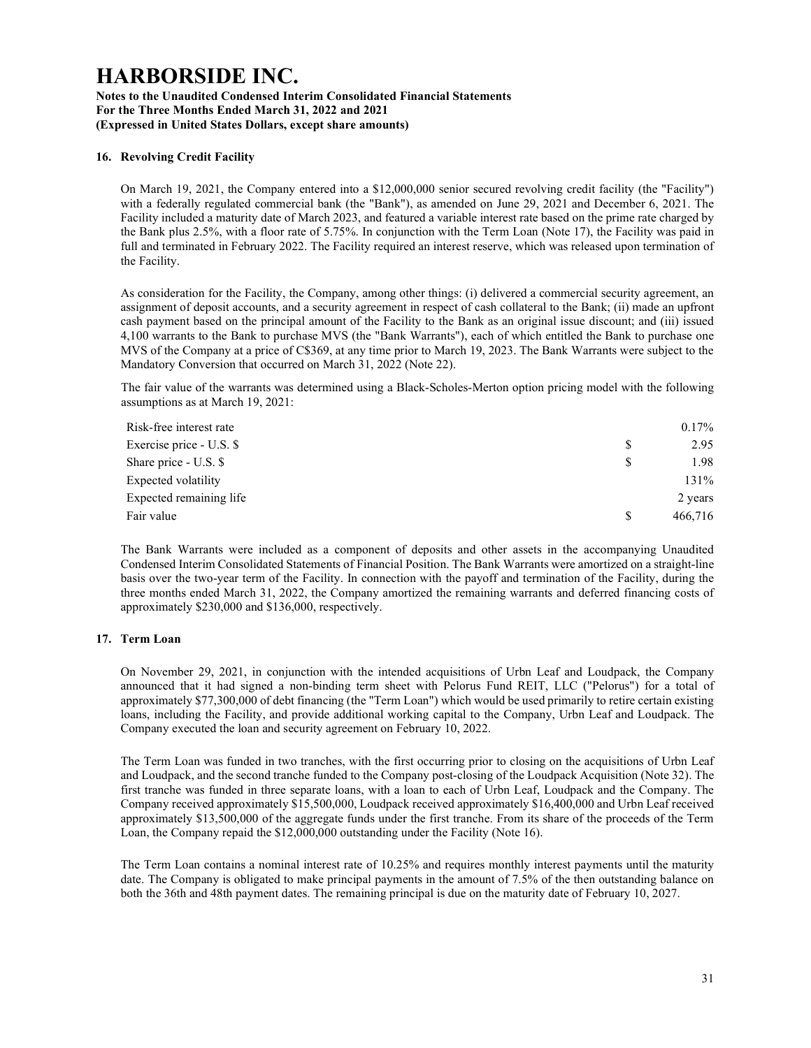# HARBORSIDE INC.

**Notes to the Unaudited Condensed Interim Consolidated Financial Statements**
**For the Three Months Ended March 31, 2022 and 2021**
**(Expressed in United States Dollars, except share amounts)**

## 16. Revolving Credit Facility

On March 19, 2021, the Company entered into a $12,000,000 senior secured revolving credit facility (the "Facility") with a federally regulated commercial bank (the "Bank"), as amended on June 29, 2021 and December 6, 2021. The Facility included a maturity date of March 2023, and featured a variable interest rate based on the prime rate charged by the Bank plus 2.5%, with a floor rate of 5.75%. In conjunction with the Term Loan (Note 17), the Facility was paid in full and terminated in February 2022. The Facility required an interest reserve, which was released upon termination of the Facility.

As consideration for the Facility, the Company, among other things: (i) delivered a commercial security agreement, an assignment of deposit accounts, and a security agreement in respect of cash collateral to the Bank; (ii) made an upfront cash payment based on the principal amount of the Facility to the Bank as an original issue discount; and (iii) issued 4,100 warrants to the Bank to purchase MVS (the "Bank Warrants"), each of which entitled the Bank to purchase one MVS of the Company at a price of C$369, at any time prior to March 19, 2023. The Bank Warrants were subject to the Mandatory Conversion that occurred on March 31, 2022 (Note 22).

The fair value of the warrants was determined using a Black-Scholes-Merton option pricing model with the following assumptions as at March 19, 2021:

| | | |
|---|---|---|
| Risk-free interest rate | | 0.17% |
| Exercise price - U.S. $ | $ | 2.95 |
| Share price - U.S. $ | $ | 1.98 |
| Expected volatility | | 131% |
| Expected remaining life | | 2 years |
| Fair value | $ | 466,716 |

The Bank Warrants were included as a component of deposits and other assets in the accompanying Unaudited Condensed Interim Consolidated Statements of Financial Position. The Bank Warrants were amortized on a straight-line basis over the two-year term of the Facility. In connection with the payoff and termination of the Facility, during the three months ended March 31, 2022, the Company amortized the remaining warrants and deferred financing costs of approximately $230,000 and $136,000, respectively.

## 17. Term Loan

On November 29, 2021, in conjunction with the intended acquisitions of Urbn Leaf and Loudpack, the Company announced that it had signed a non-binding term sheet with Pelorus Fund REIT, LLC ("Pelorus") for a total of approximately $77,300,000 of debt financing (the "Term Loan") which would be used primarily to retire certain existing loans, including the Facility, and provide additional working capital to the Company, Urbn Leaf and Loudpack. The Company executed the loan and security agreement on February 10, 2022.

The Term Loan was funded in two tranches, with the first occurring prior to closing on the acquisitions of Urbn Leaf and Loudpack, and the second tranche funded to the Company post-closing of the Loudpack Acquisition (Note 32). The first tranche was funded in three separate loans, with a loan to each of Urbn Leaf, Loudpack and the Company. The Company received approximately $15,500,000, Loudpack received approximately $16,400,000 and Urbn Leaf received approximately $13,500,000 of the aggregate funds under the first tranche. From its share of the proceeds of the Term Loan, the Company repaid the $12,000,000 outstanding under the Facility (Note 16).

The Term Loan contains a nominal interest rate of 10.25% and requires monthly interest payments until the maturity date. The Company is obligated to make principal payments in the amount of 7.5% of the then outstanding balance on both the 36th and 48th payment dates. The remaining principal is due on the maturity date of February 10, 2027.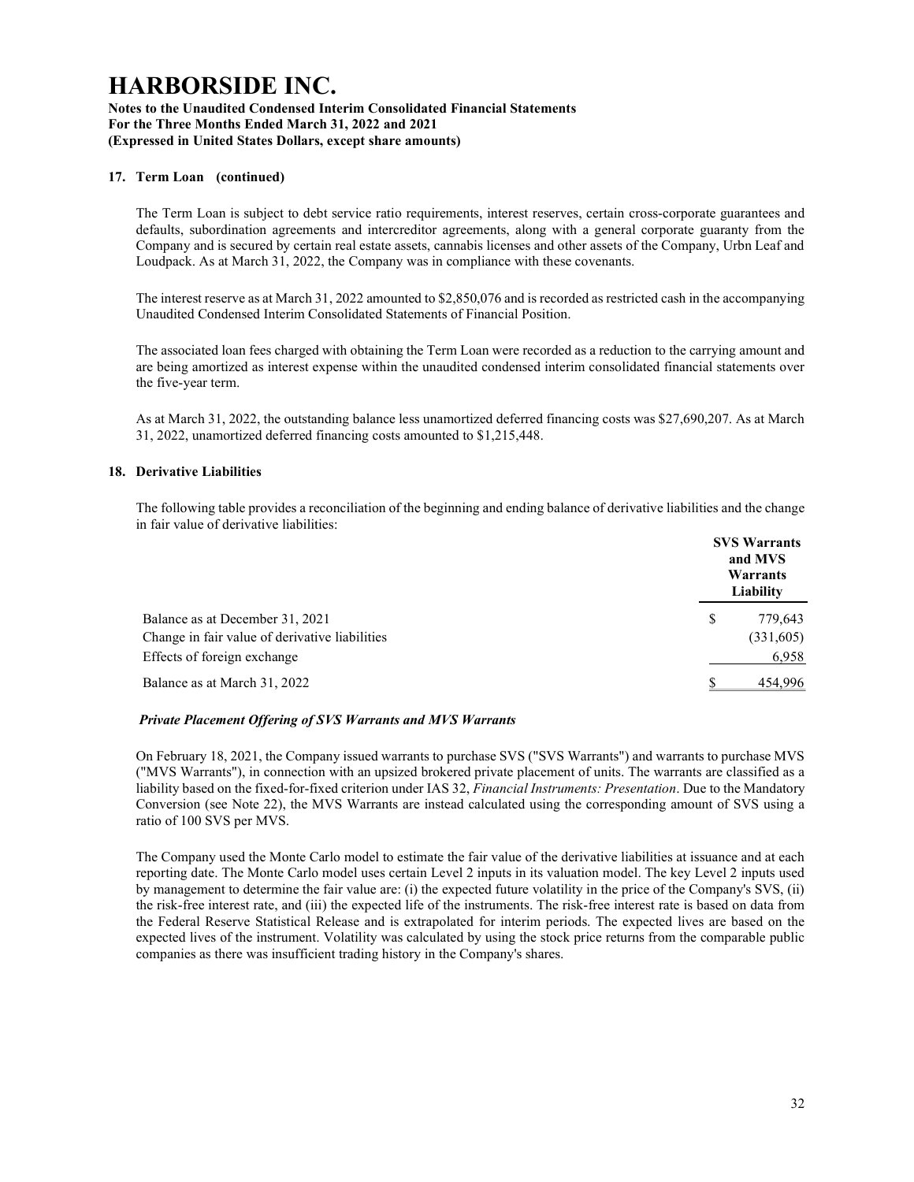## 17. Term Loan (continued)

The Term Loan is subject to debt service ratio requirements, interest reserves, certain cross-corporate guarantees and defaults, subordination agreements and intercreditor agreements, along with a general corporate guaranty from the Company and is secured by certain real estate assets, cannabis licenses and other assets of the Company, Urbn Leaf and Loudpack. As at March 31, 2022, the Company was in compliance with these covenants.

The interest reserve as at March 31, 2022 amounted to $2,850,076 and is recorded as restricted cash in the accompanying Unaudited Condensed Interim Consolidated Statements of Financial Position.

The associated loan fees charged with obtaining the Term Loan were recorded as a reduction to the carrying amount and are being amortized as interest expense within the unaudited condensed interim consolidated financial statements over the five-year term.

As at March 31, 2022, the outstanding balance less unamortized deferred financing costs was $27,690,207. As at March 31, 2022, unamortized deferred financing costs amounted to $1,215,448.

## 18. Derivative Liabilities

The following table provides a reconciliation of the beginning and ending balance of derivative liabilities and the change in fair value of derivative liabilities:

| | SVS Warrants and MVS Warrants Liability |
|---|---|
| Balance as at December 31, 2021 | $ 779,643 |
| Change in fair value of derivative liabilities | (331,605) |
| Effects of foreign exchange | 6,958 |
| Balance as at March 31, 2022 | $ 454,996 |

***Private Placement Offering of SVS Warrants and MVS Warrants***

On February 18, 2021, the Company issued warrants to purchase SVS ("SVS Warrants") and warrants to purchase MVS ("MVS Warrants"), in connection with an upsized brokered private placement of units. The warrants are classified as a liability based on the fixed-for-fixed criterion under IAS 32, *Financial Instruments: Presentation*. Due to the Mandatory Conversion (see Note 22), the MVS Warrants are instead calculated using the corresponding amount of SVS using a ratio of 100 SVS per MVS.

The Company used the Monte Carlo model to estimate the fair value of the derivative liabilities at issuance and at each reporting date. The Monte Carlo model uses certain Level 2 inputs in its valuation model. The key Level 2 inputs used by management to determine the fair value are: (i) the expected future volatility in the price of the Company's SVS, (ii) the risk-free interest rate, and (iii) the expected life of the instruments. The risk-free interest rate is based on data from the Federal Reserve Statistical Release and is extrapolated for interim periods. The expected lives are based on the expected lives of the instrument. Volatility was calculated by using the stock price returns from the comparable public companies as there was insufficient trading history in the Company's shares.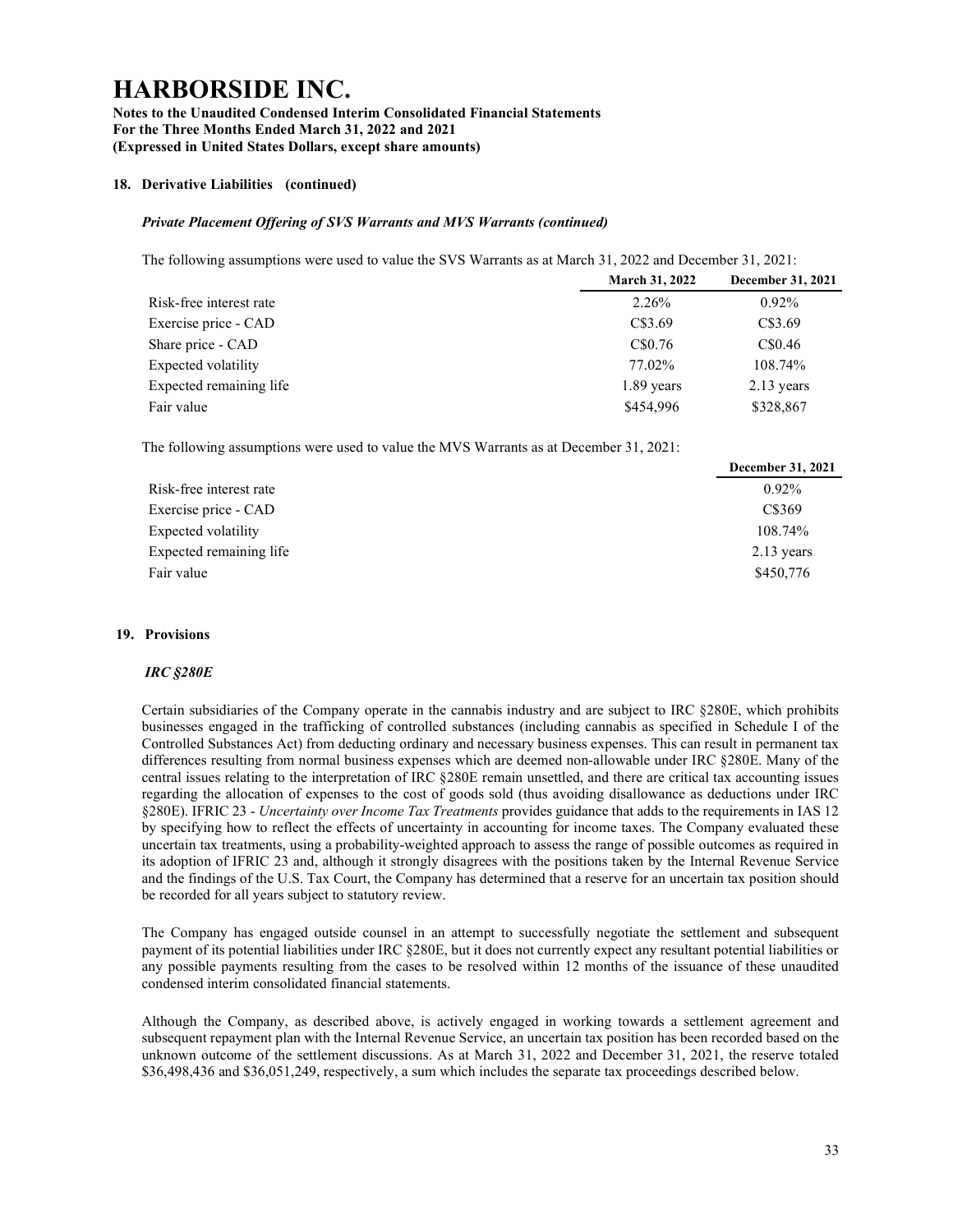## 18. Derivative Liabilities (continued)

### *Private Placement Offering of SVS Warrants and MVS Warrants (continued)*

The following assumptions were used to value the SVS Warrants as at March 31, 2022 and December 31, 2021:

| | March 31, 2022 | December 31, 2021 |
|---|---|---|
| Risk-free interest rate | 2.26% | 0.92% |
| Exercise price - CAD | C$3.69 | C$3.69 |
| Share price - CAD | C$0.76 | C$0.46 |
| Expected volatility | 77.02% | 108.74% |
| Expected remaining life | 1.89 years | 2.13 years |
| Fair value | \$454,996 | \$328,867 |

The following assumptions were used to value the MVS Warrants as at December 31, 2021:

| | December 31, 2021 |
|---|---|
| Risk-free interest rate | 0.92% |
| Exercise price - CAD | C$369 |
| Expected volatility | 108.74% |
| Expected remaining life | 2.13 years |
| Fair value | \$450,776 |

## 19. Provisions

### *IRC §280E*

Certain subsidiaries of the Company operate in the cannabis industry and are subject to IRC §280E, which prohibits businesses engaged in the trafficking of controlled substances (including cannabis as specified in Schedule I of the Controlled Substances Act) from deducting ordinary and necessary business expenses. This can result in permanent tax differences resulting from normal business expenses which are deemed non-allowable under IRC §280E. Many of the central issues relating to the interpretation of IRC §280E remain unsettled, and there are critical tax accounting issues regarding the allocation of expenses to the cost of goods sold (thus avoiding disallowance as deductions under IRC §280E). IFRIC 23 - *Uncertainty over Income Tax Treatments* provides guidance that adds to the requirements in IAS 12 by specifying how to reflect the effects of uncertainty in accounting for income taxes. The Company evaluated these uncertain tax treatments, using a probability-weighted approach to assess the range of possible outcomes as required in its adoption of IFRIC 23 and, although it strongly disagrees with the positions taken by the Internal Revenue Service and the findings of the U.S. Tax Court, the Company has determined that a reserve for an uncertain tax position should be recorded for all years subject to statutory review.

The Company has engaged outside counsel in an attempt to successfully negotiate the settlement and subsequent payment of its potential liabilities under IRC §280E, but it does not currently expect any resultant potential liabilities or any possible payments resulting from the cases to be resolved within 12 months of the issuance of these unaudited condensed interim consolidated financial statements.

Although the Company, as described above, is actively engaged in working towards a settlement agreement and subsequent repayment plan with the Internal Revenue Service, an uncertain tax position has been recorded based on the unknown outcome of the settlement discussions. As at March 31, 2022 and December 31, 2021, the reserve totaled \$36,498,436 and \$36,051,249, respectively, a sum which includes the separate tax proceedings described below.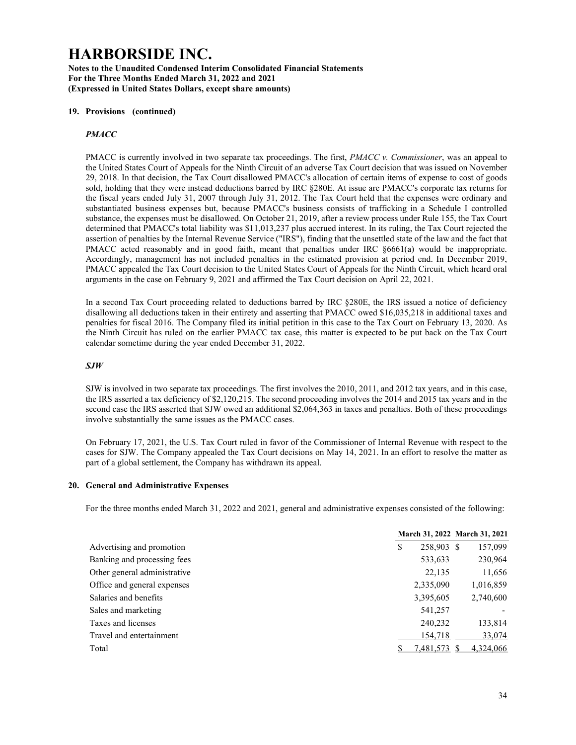# HARBORSIDE INC.

**Notes to the Unaudited Condensed Interim Consolidated Financial Statements**
**For the Three Months Ended March 31, 2022 and 2021**
**(Expressed in United States Dollars, except share amounts)**

## 19. Provisions (continued)

***PMACC***

PMACC is currently involved in two separate tax proceedings. The first, *PMACC v. Commissioner*, was an appeal to the United States Court of Appeals for the Ninth Circuit of an adverse Tax Court decision that was issued on November 29, 2018. In that decision, the Tax Court disallowed PMACC's allocation of certain items of expense to cost of goods sold, holding that they were instead deductions barred by IRC §280E. At issue are PMACC's corporate tax returns for the fiscal years ended July 31, 2007 through July 31, 2012. The Tax Court held that the expenses were ordinary and substantiated business expenses but, because PMACC's business consists of trafficking in a Schedule I controlled substance, the expenses must be disallowed. On October 21, 2019, after a review process under Rule 155, the Tax Court determined that PMACC's total liability was $11,013,237 plus accrued interest. In its ruling, the Tax Court rejected the assertion of penalties by the Internal Revenue Service ("IRS"), finding that the unsettled state of the law and the fact that PMACC acted reasonably and in good faith, meant that penalties under IRC §6661(a) would be inappropriate. Accordingly, management has not included penalties in the estimated provision at period end. In December 2019, PMACC appealed the Tax Court decision to the United States Court of Appeals for the Ninth Circuit, which heard oral arguments in the case on February 9, 2021 and affirmed the Tax Court decision on April 22, 2021.

In a second Tax Court proceeding related to deductions barred by IRC §280E, the IRS issued a notice of deficiency disallowing all deductions taken in their entirety and asserting that PMACC owed $16,035,218 in additional taxes and penalties for fiscal 2016. The Company filed its initial petition in this case to the Tax Court on February 13, 2020. As the Ninth Circuit has ruled on the earlier PMACC tax case, this matter is expected to be put back on the Tax Court calendar sometime during the year ended December 31, 2022.

***SJW***

SJW is involved in two separate tax proceedings. The first involves the 2010, 2011, and 2012 tax years, and in this case, the IRS asserted a tax deficiency of $2,120,215. The second proceeding involves the 2014 and 2015 tax years and in the second case the IRS asserted that SJW owed an additional $2,064,363 in taxes and penalties. Both of these proceedings involve substantially the same issues as the PMACC cases.

On February 17, 2021, the U.S. Tax Court ruled in favor of the Commissioner of Internal Revenue with respect to the cases for SJW. The Company appealed the Tax Court decisions on May 14, 2021. In an effort to resolve the matter as part of a global settlement, the Company has withdrawn its appeal.

## 20. General and Administrative Expenses

For the three months ended March 31, 2022 and 2021, general and administrative expenses consisted of the following:

| | March 31, 2022 | March 31, 2021 |
|---|---|---|
| Advertising and promotion | $ 258,903 | $ 157,099 |
| Banking and processing fees | 533,633 | 230,964 |
| Other general administrative | 22,135 | 11,656 |
| Office and general expenses | 2,335,090 | 1,016,859 |
| Salaries and benefits | 3,395,605 | 2,740,600 |
| Sales and marketing | 541,257 | - |
| Taxes and licenses | 240,232 | 133,814 |
| Travel and entertainment | 154,718 | 33,074 |
| Total | $ 7,481,573 | $ 4,324,066 |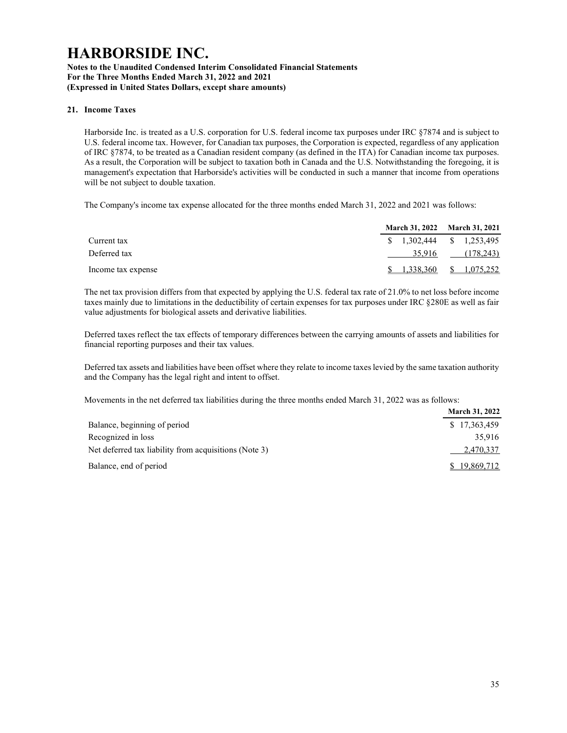# HARBORSIDE INC.

**Notes to the Unaudited Condensed Interim Consolidated Financial Statements**
**For the Three Months Ended March 31, 2022 and 2021**
**(Expressed in United States Dollars, except share amounts)**

## 21. Income Taxes

Harborside Inc. is treated as a U.S. corporation for U.S. federal income tax purposes under IRC §7874 and is subject to U.S. federal income tax. However, for Canadian tax purposes, the Corporation is expected, regardless of any application of IRC §7874, to be treated as a Canadian resident company (as defined in the ITA) for Canadian income tax purposes. As a result, the Corporation will be subject to taxation both in Canada and the U.S. Notwithstanding the foregoing, it is management's expectation that Harborside's activities will be conducted in such a manner that income from operations will be not subject to double taxation.

The Company's income tax expense allocated for the three months ended March 31, 2022 and 2021 was follows:

| | March 31, 2022 | March 31, 2021 |
|---|---|---|
| Current tax | $ 1,302,444 | $ 1,253,495 |
| Deferred tax | 35,916 | (178,243) |
| Income tax expense | $ 1,338,360 | $ 1,075,252 |

The net tax provision differs from that expected by applying the U.S. federal tax rate of 21.0% to net loss before income taxes mainly due to limitations in the deductibility of certain expenses for tax purposes under IRC §280E as well as fair value adjustments for biological assets and derivative liabilities.

Deferred taxes reflect the tax effects of temporary differences between the carrying amounts of assets and liabilities for financial reporting purposes and their tax values.

Deferred tax assets and liabilities have been offset where they relate to income taxes levied by the same taxation authority and the Company has the legal right and intent to offset.

Movements in the net deferred tax liabilities during the three months ended March 31, 2022 was as follows:

| | March 31, 2022 |
|---|---|
| Balance, beginning of period | $ 17,363,459 |
| Recognized in loss | 35,916 |
| Net deferred tax liability from acquisitions (Note 3) | 2,470,337 |
| Balance, end of period | $ 19,869,712 |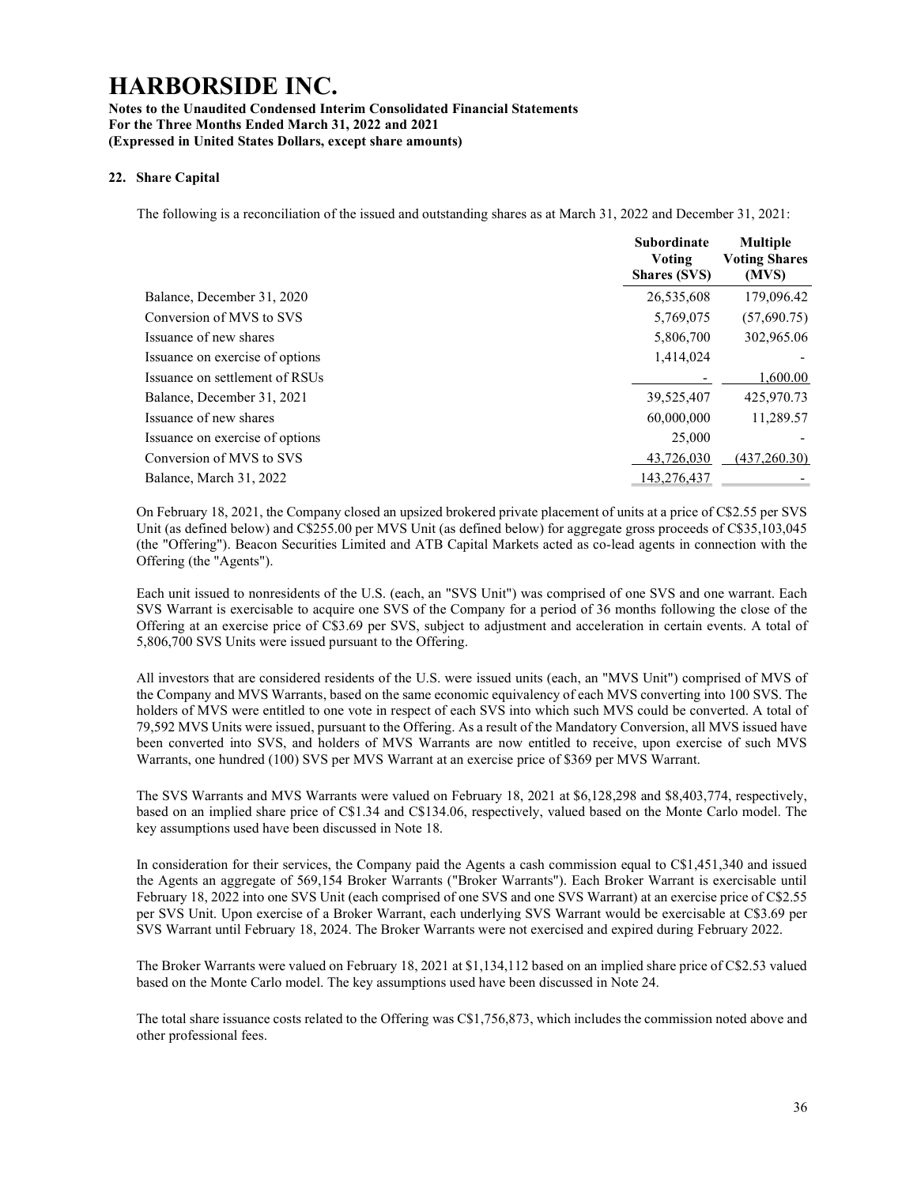# HARBORSIDE INC.

**Notes to the Unaudited Condensed Interim Consolidated Financial Statements**
**For the Three Months Ended March 31, 2022 and 2021**
**(Expressed in United States Dollars, except share amounts)**

## 22. Share Capital

The following is a reconciliation of the issued and outstanding shares as at March 31, 2022 and December 31, 2021:

| | Subordinate Voting Shares (SVS) | Multiple Voting Shares (MVS) |
|---|---|---|
| Balance, December 31, 2020 | 26,535,608 | 179,096.42 |
| Conversion of MVS to SVS | 5,769,075 | (57,690.75) |
| Issuance of new shares | 5,806,700 | 302,965.06 |
| Issuance on exercise of options | 1,414,024 | - |
| Issuance on settlement of RSUs | - | 1,600.00 |
| Balance, December 31, 2021 | 39,525,407 | 425,970.73 |
| Issuance of new shares | 60,000,000 | 11,289.57 |
| Issuance on exercise of options | 25,000 | - |
| Conversion of MVS to SVS | 43,726,030 | (437,260.30) |
| Balance, March 31, 2022 | 143,276,437 | - |

On February 18, 2021, the Company closed an upsized brokered private placement of units at a price of C$2.55 per SVS Unit (as defined below) and C$255.00 per MVS Unit (as defined below) for aggregate gross proceeds of C$35,103,045 (the "Offering"). Beacon Securities Limited and ATB Capital Markets acted as co-lead agents in connection with the Offering (the "Agents").

Each unit issued to nonresidents of the U.S. (each, an "SVS Unit") was comprised of one SVS and one warrant. Each SVS Warrant is exercisable to acquire one SVS of the Company for a period of 36 months following the close of the Offering at an exercise price of C$3.69 per SVS, subject to adjustment and acceleration in certain events. A total of 5,806,700 SVS Units were issued pursuant to the Offering.

All investors that are considered residents of the U.S. were issued units (each, an "MVS Unit") comprised of MVS of the Company and MVS Warrants, based on the same economic equivalency of each MVS converting into 100 SVS. The holders of MVS were entitled to one vote in respect of each SVS into which such MVS could be converted. A total of 79,592 MVS Units were issued, pursuant to the Offering. As a result of the Mandatory Conversion, all MVS issued have been converted into SVS, and holders of MVS Warrants are now entitled to receive, upon exercise of such MVS Warrants, one hundred (100) SVS per MVS Warrant at an exercise price of $369 per MVS Warrant.

The SVS Warrants and MVS Warrants were valued on February 18, 2021 at $6,128,298 and $8,403,774, respectively, based on an implied share price of C$1.34 and C$134.06, respectively, valued based on the Monte Carlo model. The key assumptions used have been discussed in Note 18.

In consideration for their services, the Company paid the Agents a cash commission equal to C$1,451,340 and issued the Agents an aggregate of 569,154 Broker Warrants ("Broker Warrants"). Each Broker Warrant is exercisable until February 18, 2022 into one SVS Unit (each comprised of one SVS and one SVS Warrant) at an exercise price of C$2.55 per SVS Unit. Upon exercise of a Broker Warrant, each underlying SVS Warrant would be exercisable at C$3.69 per SVS Warrant until February 18, 2024. The Broker Warrants were not exercised and expired during February 2022.

The Broker Warrants were valued on February 18, 2021 at $1,134,112 based on an implied share price of C$2.53 valued based on the Monte Carlo model. The key assumptions used have been discussed in Note 24.

The total share issuance costs related to the Offering was C$1,756,873, which includes the commission noted above and other professional fees.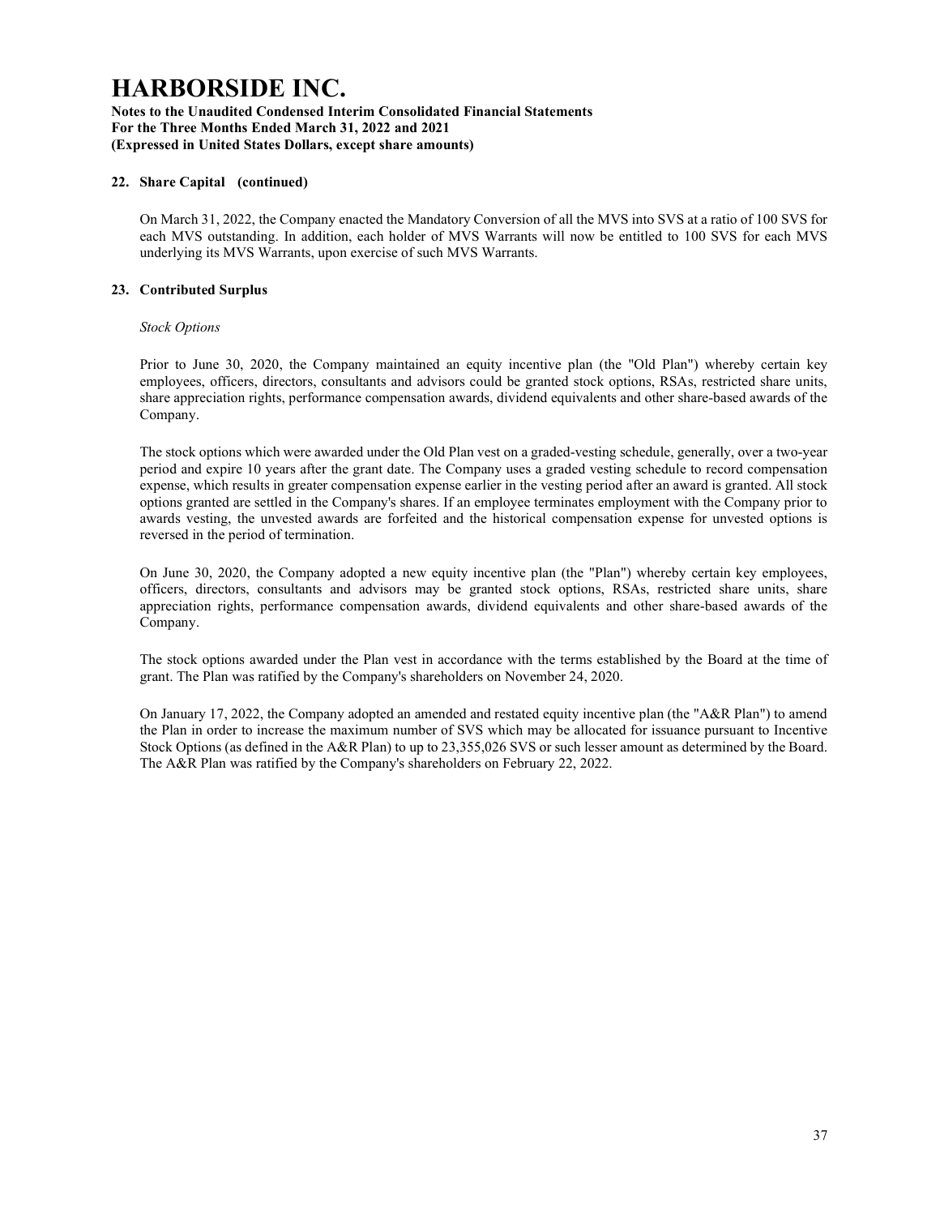#### 22. Share Capital (continued)

On March 31, 2022, the Company enacted the Mandatory Conversion of all the MVS into SVS at a ratio of 100 SVS for each MVS outstanding. In addition, each holder of MVS Warrants will now be entitled to 100 SVS for each MVS underlying its MVS Warrants, upon exercise of such MVS Warrants.

#### 23. Contributed Surplus

*Stock Options*

Prior to June 30, 2020, the Company maintained an equity incentive plan (the "Old Plan") whereby certain key employees, officers, directors, consultants and advisors could be granted stock options, RSAs, restricted share units, share appreciation rights, performance compensation awards, dividend equivalents and other share-based awards of the Company.

The stock options which were awarded under the Old Plan vest on a graded-vesting schedule, generally, over a two-year period and expire 10 years after the grant date. The Company uses a graded vesting schedule to record compensation expense, which results in greater compensation expense earlier in the vesting period after an award is granted. All stock options granted are settled in the Company's shares. If an employee terminates employment with the Company prior to awards vesting, the unvested awards are forfeited and the historical compensation expense for unvested options is reversed in the period of termination.

On June 30, 2020, the Company adopted a new equity incentive plan (the "Plan") whereby certain key employees, officers, directors, consultants and advisors may be granted stock options, RSAs, restricted share units, share appreciation rights, performance compensation awards, dividend equivalents and other share-based awards of the Company.

The stock options awarded under the Plan vest in accordance with the terms established by the Board at the time of grant. The Plan was ratified by the Company's shareholders on November 24, 2020.

On January 17, 2022, the Company adopted an amended and restated equity incentive plan (the "A&R Plan") to amend the Plan in order to increase the maximum number of SVS which may be allocated for issuance pursuant to Incentive Stock Options (as defined in the A&R Plan) to up to 23,355,026 SVS or such lesser amount as determined by the Board. The A&R Plan was ratified by the Company's shareholders on February 22, 2022.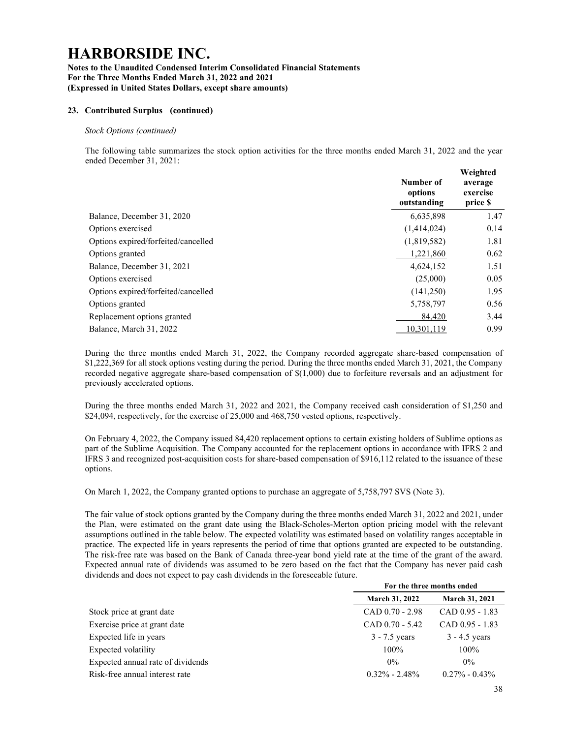# HARBORSIDE INC.

**Notes to the Unaudited Condensed Interim Consolidated Financial Statements**
**For the Three Months Ended March 31, 2022 and 2021**
**(Expressed in United States Dollars, except share amounts)**

### 23. Contributed Surplus (continued)

*Stock Options (continued)*

The following table summarizes the stock option activities for the three months ended March 31, 2022 and the year ended December 31, 2021:

| | Number of options outstanding | Weighted average exercise price $ |
|---|---|---|
| Balance, December 31, 2020 | 6,635,898 | 1.47 |
| Options exercised | (1,414,024) | 0.14 |
| Options expired/forfeited/cancelled | (1,819,582) | 1.81 |
| Options granted | 1,221,860 | 0.62 |
| Balance, December 31, 2021 | 4,624,152 | 1.51 |
| Options exercised | (25,000) | 0.05 |
| Options expired/forfeited/cancelled | (141,250) | 1.95 |
| Options granted | 5,758,797 | 0.56 |
| Replacement options granted | 84,420 | 3.44 |
| Balance, March 31, 2022 | 10,301,119 | 0.99 |

During the three months ended March 31, 2022, the Company recorded aggregate share-based compensation of $1,222,369 for all stock options vesting during the period. During the three months ended March 31, 2021, the Company recorded negative aggregate share-based compensation of $(1,000) due to forfeiture reversals and an adjustment for previously accelerated options.

During the three months ended March 31, 2022 and 2021, the Company received cash consideration of $1,250 and $24,094, respectively, for the exercise of 25,000 and 468,750 vested options, respectively.

On February 4, 2022, the Company issued 84,420 replacement options to certain existing holders of Sublime options as part of the Sublime Acquisition. The Company accounted for the replacement options in accordance with IFRS 2 and IFRS 3 and recognized post-acquisition costs for share-based compensation of $916,112 related to the issuance of these options.

On March 1, 2022, the Company granted options to purchase an aggregate of 5,758,797 SVS (Note 3).

The fair value of stock options granted by the Company during the three months ended March 31, 2022 and 2021, under the Plan, were estimated on the grant date using the Black-Scholes-Merton option pricing model with the relevant assumptions outlined in the table below. The expected volatility was estimated based on volatility ranges acceptable in practice. The expected life in years represents the period of time that options granted are expected to be outstanding. The risk-free rate was based on the Bank of Canada three-year bond yield rate at the time of the grant of the award. Expected annual rate of dividends was assumed to be zero based on the fact that the Company has never paid cash dividends and does not expect to pay cash dividends in the foreseeable future.

| | For the three months ended | |
|---|---|---|
| | March 31, 2022 | March 31, 2021 |
| Stock price at grant date | CAD 0.70 - 2.98 | CAD 0.95 - 1.83 |
| Exercise price at grant date | CAD 0.70 - 5.42 | CAD 0.95 - 1.83 |
| Expected life in years | 3 - 7.5 years | 3 - 4.5 years |
| Expected volatility | 100% | 100% |
| Expected annual rate of dividends | 0% | 0% |
| Risk-free annual interest rate | 0.32% - 2.48% | 0.27% - 0.43% |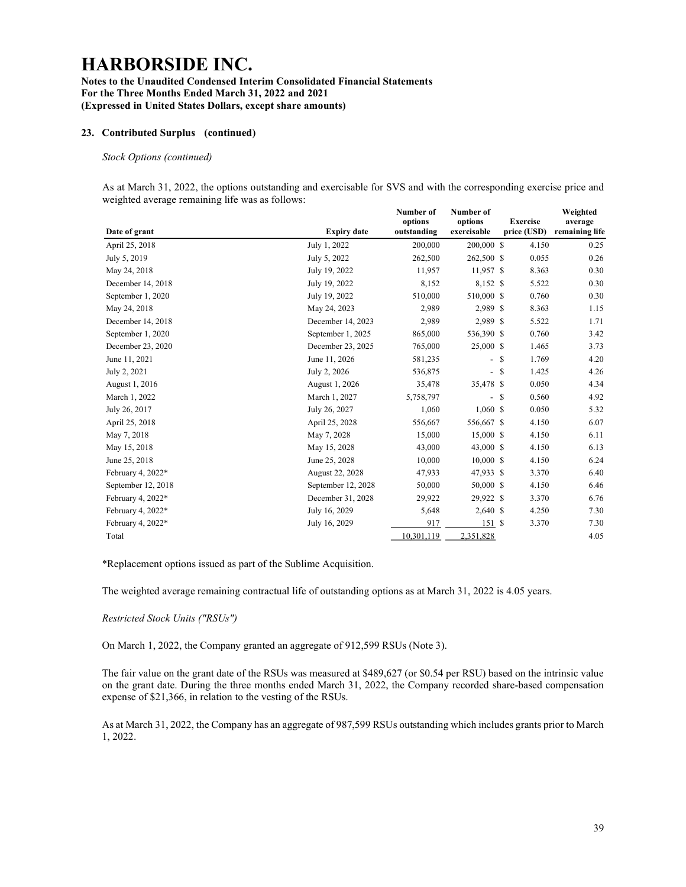# HARBORSIDE INC.

**Notes to the Unaudited Condensed Interim Consolidated Financial Statements**
**For the Three Months Ended March 31, 2022 and 2021**
**(Expressed in United States Dollars, except share amounts)**

## 23. Contributed Surplus (continued)

*Stock Options (continued)*

As at March 31, 2022, the options outstanding and exercisable for SVS and with the corresponding exercise price and weighted average remaining life was as follows:

| Date of grant | Expiry date | Number of options outstanding | Number of options exercisable | Exercise price (USD) | Weighted average remaining life |
|---|---|---|---|---|---|
| April 25, 2018 | July 1, 2022 | 200,000 | 200,000 | $ 4.150 | 0.25 |
| July 5, 2019 | July 5, 2022 | 262,500 | 262,500 | $ 0.055 | 0.26 |
| May 24, 2018 | July 19, 2022 | 11,957 | 11,957 | $ 8.363 | 0.30 |
| December 14, 2018 | July 19, 2022 | 8,152 | 8,152 | $ 5.522 | 0.30 |
| September 1, 2020 | July 19, 2022 | 510,000 | 510,000 | $ 0.760 | 0.30 |
| May 24, 2018 | May 24, 2023 | 2,989 | 2,989 | $ 8.363 | 1.15 |
| December 14, 2018 | December 14, 2023 | 2,989 | 2,989 | $ 5.522 | 1.71 |
| September 1, 2020 | September 1, 2025 | 865,000 | 536,390 | $ 0.760 | 3.42 |
| December 23, 2020 | December 23, 2025 | 765,000 | 25,000 | $ 1.465 | 3.73 |
| June 11, 2021 | June 11, 2026 | 581,235 | - | $ 1.769 | 4.20 |
| July 2, 2021 | July 2, 2026 | 536,875 | - | $ 1.425 | 4.26 |
| August 1, 2016 | August 1, 2026 | 35,478 | 35,478 | $ 0.050 | 4.34 |
| March 1, 2022 | March 1, 2027 | 5,758,797 | - | $ 0.560 | 4.92 |
| July 26, 2017 | July 26, 2027 | 1,060 | 1,060 | $ 0.050 | 5.32 |
| April 25, 2018 | April 25, 2028 | 556,667 | 556,667 | $ 4.150 | 6.07 |
| May 7, 2018 | May 7, 2028 | 15,000 | 15,000 | $ 4.150 | 6.11 |
| May 15, 2018 | May 15, 2028 | 43,000 | 43,000 | $ 4.150 | 6.13 |
| June 25, 2018 | June 25, 2028 | 10,000 | 10,000 | $ 4.150 | 6.24 |
| February 4, 2022* | August 22, 2028 | 47,933 | 47,933 | $ 3.370 | 6.40 |
| September 12, 2018 | September 12, 2028 | 50,000 | 50,000 | $ 4.150 | 6.46 |
| February 4, 2022* | December 31, 2028 | 29,922 | 29,922 | $ 3.370 | 6.76 |
| February 4, 2022* | July 16, 2029 | 5,648 | 2,640 | $ 4.250 | 7.30 |
| February 4, 2022* | July 16, 2029 | 917 | 151 | $ 3.370 | 7.30 |
| Total | | 10,301,119 | 2,351,828 | | 4.05 |

*Replacement options issued as part of the Sublime Acquisition.

The weighted average remaining contractual life of outstanding options as at March 31, 2022 is 4.05 years.

*Restricted Stock Units ("RSUs")*

On March 1, 2022, the Company granted an aggregate of 912,599 RSUs (Note 3).

The fair value on the grant date of the RSUs was measured at $489,627 (or $0.54 per RSU) based on the intrinsic value on the grant date. During the three months ended March 31, 2022, the Company recorded share-based compensation expense of $21,366, in relation to the vesting of the RSUs.

As at March 31, 2022, the Company has an aggregate of 987,599 RSUs outstanding which includes grants prior to March 1, 2022.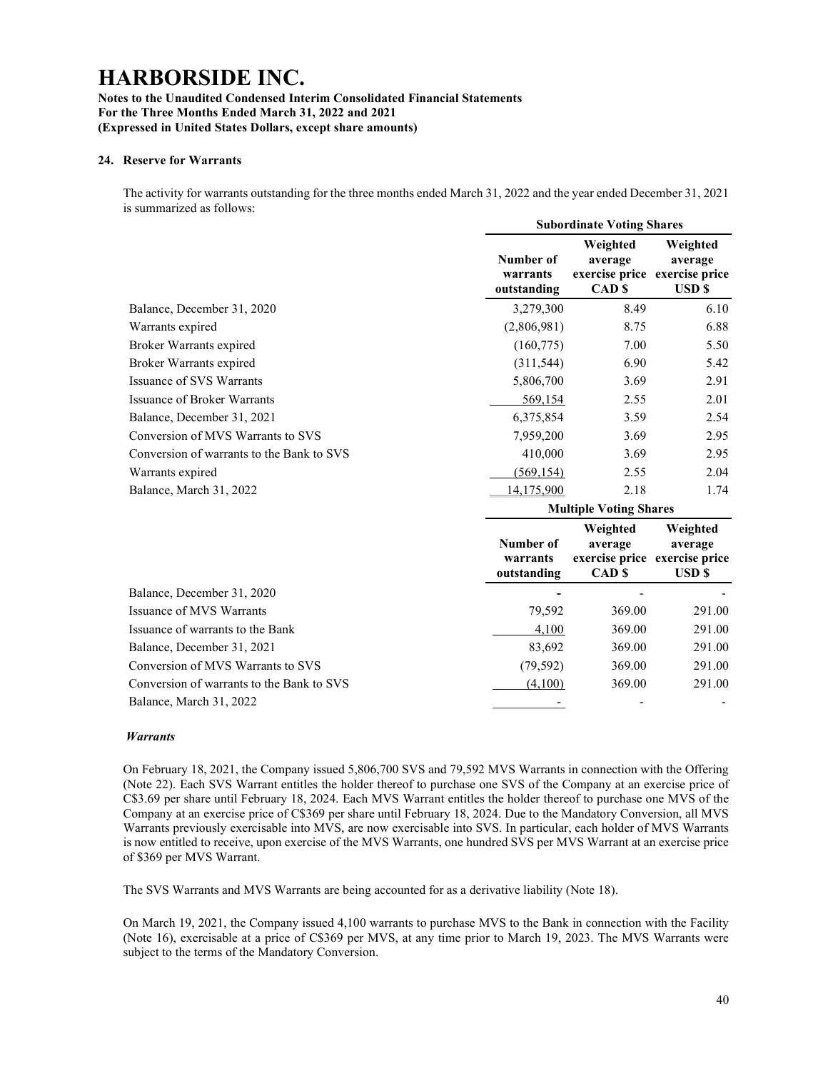# HARBORSIDE INC.

**Notes to the Unaudited Condensed Interim Consolidated Financial Statements**
**For the Three Months Ended March 31, 2022 and 2021**
**(Expressed in United States Dollars, except share amounts)**

## 24. Reserve for Warrants

The activity for warrants outstanding for the three months ended March 31, 2022 and the year ended December 31, 2021 is summarized as follows:

| | Subordinate Voting Shares | | |
|---|---|---|---|
| | **Number of warrants outstanding** | **Weighted average exercise price CAD $** | **Weighted average exercise price USD $** |
| Balance, December 31, 2020 | 3,279,300 | 8.49 | 6.10 |
| Warrants expired | (2,806,981) | 8.75 | 6.88 |
| Broker Warrants expired | (160,775) | 7.00 | 5.50 |
| Broker Warrants expired | (311,544) | 6.90 | 5.42 |
| Issuance of SVS Warrants | 5,806,700 | 3.69 | 2.91 |
| Issuance of Broker Warrants | 569,154 | 2.55 | 2.01 |
| Balance, December 31, 2021 | 6,375,854 | 3.59 | 2.54 |
| Conversion of MVS Warrants to SVS | 7,959,200 | 3.69 | 2.95 |
| Conversion of warrants to the Bank to SVS | 410,000 | 3.69 | 2.95 |
| Warrants expired | (569,154) | 2.55 | 2.04 |
| Balance, March 31, 2022 | 14,175,900 | 2.18 | 1.74 |

| | Multiple Voting Shares | | |
|---|---|---|---|
| | **Number of warrants outstanding** | **Weighted average exercise price CAD $** | **Weighted average exercise price USD $** |
| Balance, December 31, 2020 | - | - | - |
| Issuance of MVS Warrants | 79,592 | 369.00 | 291.00 |
| Issuance of warrants to the Bank | 4,100 | 369.00 | 291.00 |
| Balance, December 31, 2021 | 83,692 | 369.00 | 291.00 |
| Conversion of MVS Warrants to SVS | (79,592) | 369.00 | 291.00 |
| Conversion of warrants to the Bank to SVS | (4,100) | 369.00 | 291.00 |
| Balance, March 31, 2022 | - | - | - |

***Warrants***

On February 18, 2021, the Company issued 5,806,700 SVS and 79,592 MVS Warrants in connection with the Offering (Note 22). Each SVS Warrant entitles the holder thereof to purchase one SVS of the Company at an exercise price of C$3.69 per share until February 18, 2024. Each MVS Warrant entitles the holder thereof to purchase one MVS of the Company at an exercise price of C$369 per share until February 18, 2024. Due to the Mandatory Conversion, all MVS Warrants previously exercisable into MVS, are now exercisable into SVS. In particular, each holder of MVS Warrants is now entitled to receive, upon exercise of the MVS Warrants, one hundred SVS per MVS Warrant at an exercise price of $369 per MVS Warrant.

The SVS Warrants and MVS Warrants are being accounted for as a derivative liability (Note 18).

On March 19, 2021, the Company issued 4,100 warrants to purchase MVS to the Bank in connection with the Facility (Note 16), exercisable at a price of C$369 per MVS, at any time prior to March 19, 2023. The MVS Warrants were subject to the terms of the Mandatory Conversion.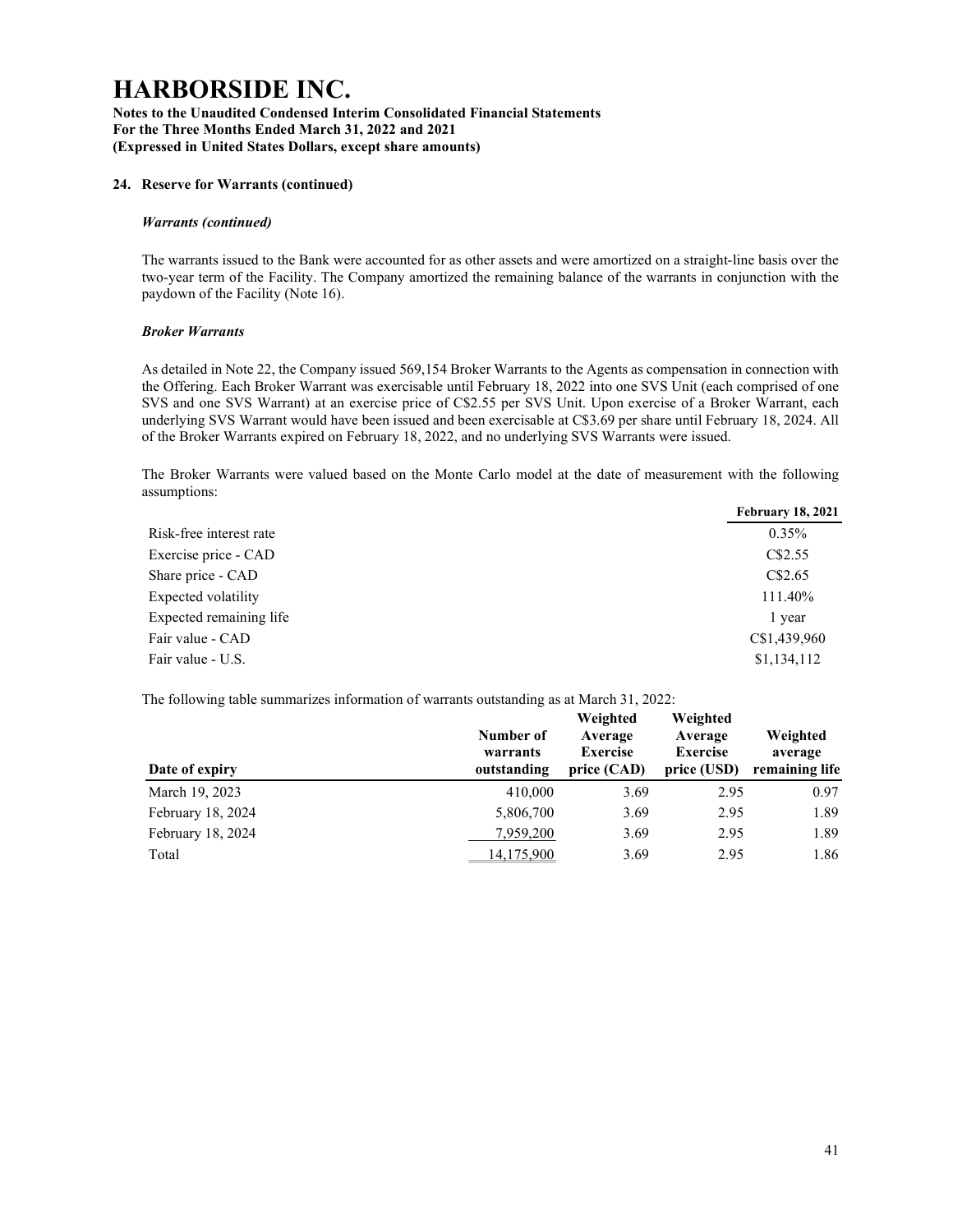# HARBORSIDE INC.

**Notes to the Unaudited Condensed Interim Consolidated Financial Statements**
**For the Three Months Ended March 31, 2022 and 2021**
**(Expressed in United States Dollars, except share amounts)**

## 24. Reserve for Warrants (continued)

### *Warrants (continued)*

The warrants issued to the Bank were accounted for as other assets and were amortized on a straight-line basis over the two-year term of the Facility. The Company amortized the remaining balance of the warrants in conjunction with the paydown of the Facility (Note 16).

### *Broker Warrants*

As detailed in Note 22, the Company issued 569,154 Broker Warrants to the Agents as compensation in connection with the Offering. Each Broker Warrant was exercisable until February 18, 2022 into one SVS Unit (each comprised of one SVS and one SVS Warrant) at an exercise price of C$2.55 per SVS Unit. Upon exercise of a Broker Warrant, each underlying SVS Warrant would have been issued and been exercisable at C$3.69 per share until February 18, 2024. All of the Broker Warrants expired on February 18, 2022, and no underlying SVS Warrants were issued.

The Broker Warrants were valued based on the Monte Carlo model at the date of measurement with the following assumptions:

| | **February 18, 2021** |
|---|---|
| Risk-free interest rate | 0.35% |
| Exercise price - CAD | C$2.55 |
| Share price - CAD | C$2.65 |
| Expected volatility | 111.40% |
| Expected remaining life | 1 year |
| Fair value - CAD | C$1,439,960 |
| Fair value - U.S. | $1,134,112 |

The following table summarizes information of warrants outstanding as at March 31, 2022:

| **Date of expiry** | **Number of warrants outstanding** | **Weighted Average Exercise price (CAD)** | **Weighted Average Exercise price (USD)** | **Weighted average remaining life** |
|---|---|---|---|---|
| March 19, 2023 | 410,000 | 3.69 | 2.95 | 0.97 |
| February 18, 2024 | 5,806,700 | 3.69 | 2.95 | 1.89 |
| February 18, 2024 | 7,959,200 | 3.69 | 2.95 | 1.89 |
| Total | 14,175,900 | 3.69 | 2.95 | 1.86 |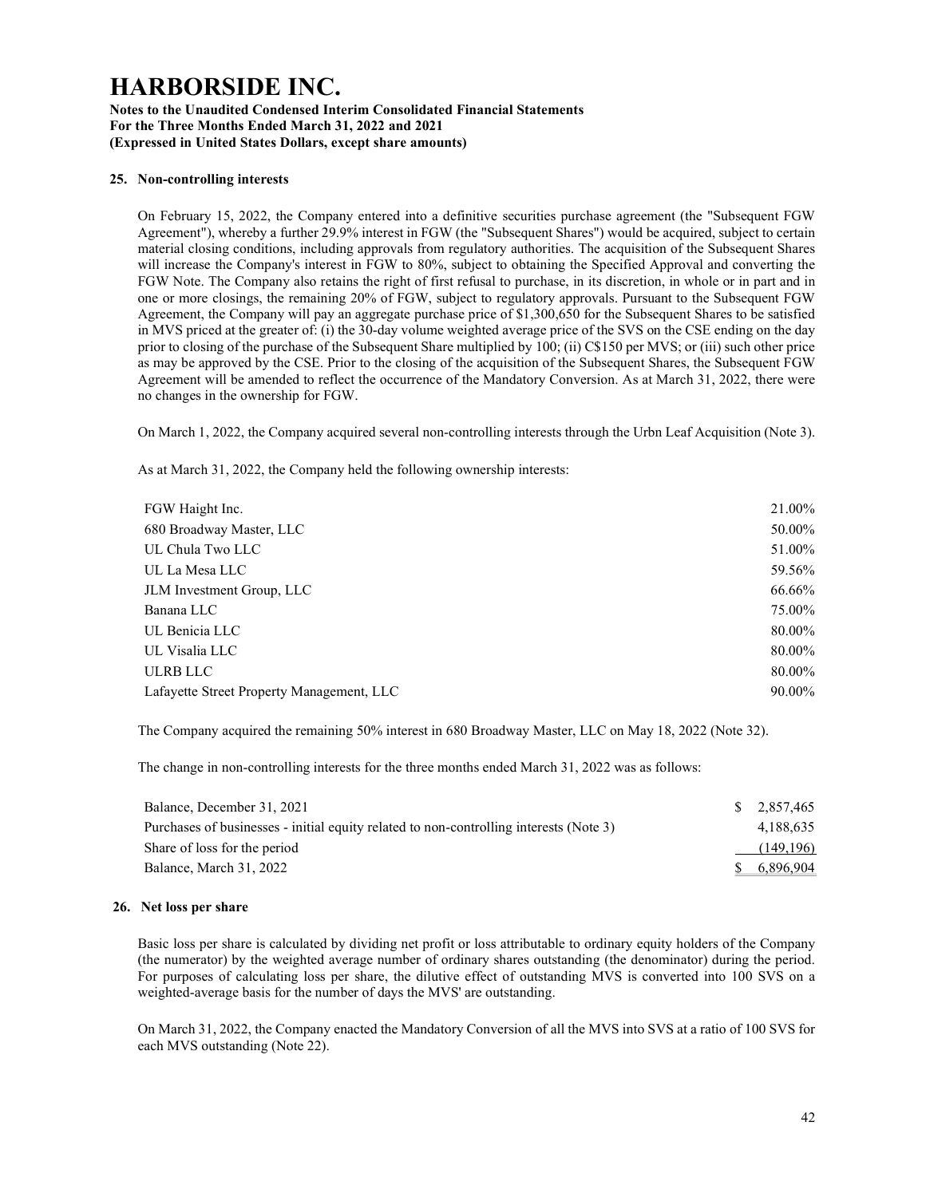## 25. Non-controlling interests

On February 15, 2022, the Company entered into a definitive securities purchase agreement (the "Subsequent FGW Agreement"), whereby a further 29.9% interest in FGW (the "Subsequent Shares") would be acquired, subject to certain material closing conditions, including approvals from regulatory authorities. The acquisition of the Subsequent Shares will increase the Company's interest in FGW to 80%, subject to obtaining the Specified Approval and converting the FGW Note. The Company also retains the right of first refusal to purchase, in its discretion, in whole or in part and in one or more closings, the remaining 20% of FGW, subject to regulatory approvals. Pursuant to the Subsequent FGW Agreement, the Company will pay an aggregate purchase price of $1,300,650 for the Subsequent Shares to be satisfied in MVS priced at the greater of: (i) the 30-day volume weighted average price of the SVS on the CSE ending on the day prior to closing of the purchase of the Subsequent Share multiplied by 100; (ii) C$150 per MVS; or (iii) such other price as may be approved by the CSE. Prior to the closing of the acquisition of the Subsequent Shares, the Subsequent FGW Agreement will be amended to reflect the occurrence of the Mandatory Conversion. As at March 31, 2022, there were no changes in the ownership for FGW.

On March 1, 2022, the Company acquired several non-controlling interests through the Urbn Leaf Acquisition (Note 3).

As at March 31, 2022, the Company held the following ownership interests:

| | |
|---|---|
| FGW Haight Inc. | 21.00% |
| 680 Broadway Master, LLC | 50.00% |
| UL Chula Two LLC | 51.00% |
| UL La Mesa LLC | 59.56% |
| JLM Investment Group, LLC | 66.66% |
| Banana LLC | 75.00% |
| UL Benicia LLC | 80.00% |
| UL Visalia LLC | 80.00% |
| ULRB LLC | 80.00% |
| Lafayette Street Property Management, LLC | 90.00% |

The Company acquired the remaining 50% interest in 680 Broadway Master, LLC on May 18, 2022 (Note 32).

The change in non-controlling interests for the three months ended March 31, 2022 was as follows:

| | |
|---|---|
| Balance, December 31, 2021 | $ 2,857,465 |
| Purchases of businesses - initial equity related to non-controlling interests (Note 3) | 4,188,635 |
| Share of loss for the period | (149,196) |
| Balance, March 31, 2022 | $ 6,896,904 |

## 26. Net loss per share

Basic loss per share is calculated by dividing net profit or loss attributable to ordinary equity holders of the Company (the numerator) by the weighted average number of ordinary shares outstanding (the denominator) during the period. For purposes of calculating loss per share, the dilutive effect of outstanding MVS is converted into 100 SVS on a weighted-average basis for the number of days the MVS' are outstanding.

On March 31, 2022, the Company enacted the Mandatory Conversion of all the MVS into SVS at a ratio of 100 SVS for each MVS outstanding (Note 22).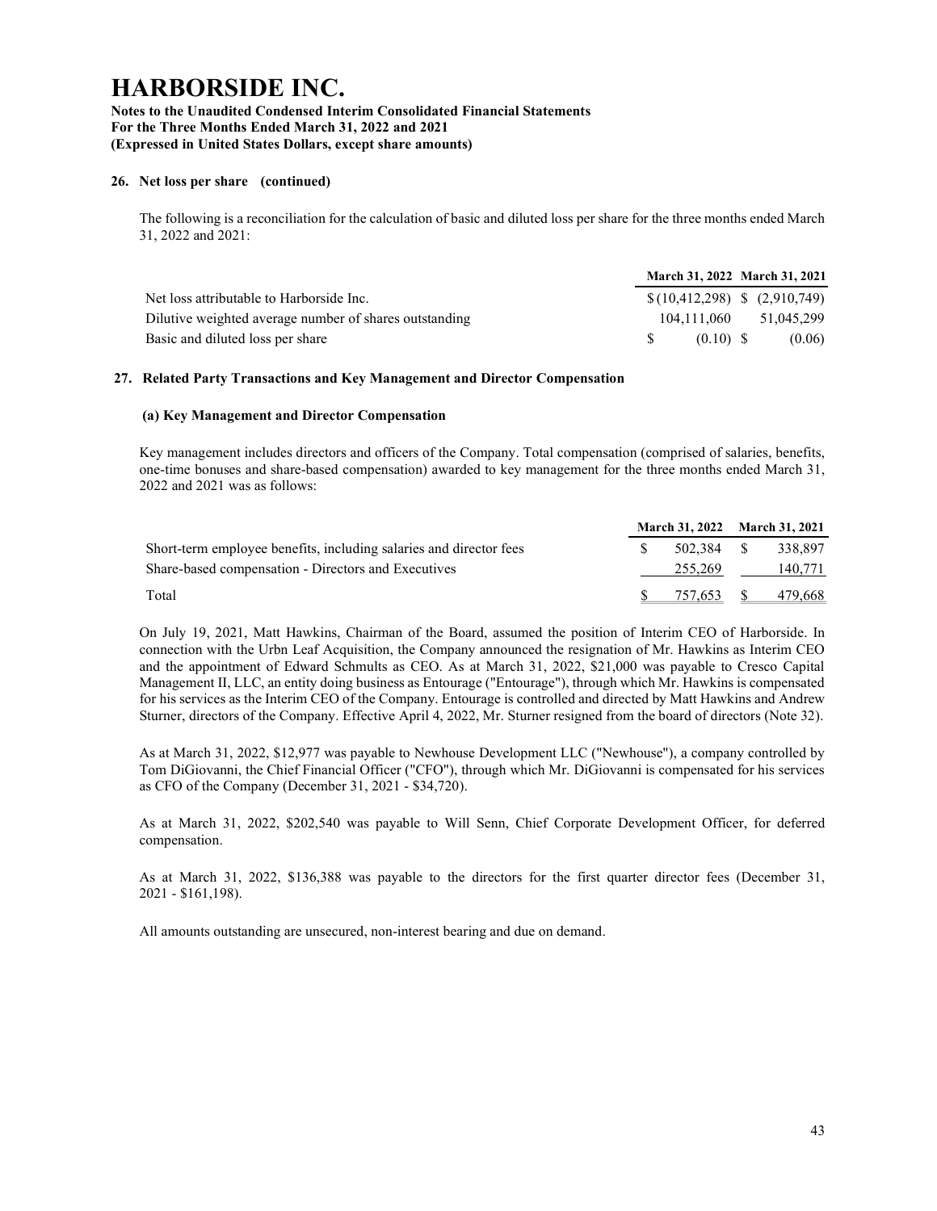# HARBORSIDE INC.

**Notes to the Unaudited Condensed Interim Consolidated Financial Statements**
**For the Three Months Ended March 31, 2022 and 2021**
**(Expressed in United States Dollars, except share amounts)**

**26. Net loss per share (continued)**

The following is a reconciliation for the calculation of basic and diluted loss per share for the three months ended March 31, 2022 and 2021:

| | March 31, 2022 | March 31, 2021 |
|---|---|---|
| Net loss attributable to Harborside Inc. | $ (10,412,298) | $ (2,910,749) |
| Dilutive weighted average number of shares outstanding | 104,111,060 | 51,045,299 |
| Basic and diluted loss per share | $ (0.10) | $ (0.06) |

**27. Related Party Transactions and Key Management and Director Compensation**

**(a) Key Management and Director Compensation**

Key management includes directors and officers of the Company. Total compensation (comprised of salaries, benefits, one-time bonuses and share-based compensation) awarded to key management for the three months ended March 31, 2022 and 2021 was as follows:

| | March 31, 2022 | March 31, 2021 |
|---|---|---|
| Short-term employee benefits, including salaries and director fees | $ 502,384 | $ 338,897 |
| Share-based compensation - Directors and Executives | 255,269 | 140,771 |
| Total | $ 757,653 | $ 479,668 |

On July 19, 2021, Matt Hawkins, Chairman of the Board, assumed the position of Interim CEO of Harborside. In connection with the Urbn Leaf Acquisition, the Company announced the resignation of Mr. Hawkins as Interim CEO and the appointment of Edward Schmults as CEO. As at March 31, 2022, $21,000 was payable to Cresco Capital Management II, LLC, an entity doing business as Entourage ("Entourage"), through which Mr. Hawkins is compensated for his services as the Interim CEO of the Company. Entourage is controlled and directed by Matt Hawkins and Andrew Sturner, directors of the Company. Effective April 4, 2022, Mr. Sturner resigned from the board of directors (Note 32).

As at March 31, 2022, $12,977 was payable to Newhouse Development LLC ("Newhouse"), a company controlled by Tom DiGiovanni, the Chief Financial Officer ("CFO"), through which Mr. DiGiovanni is compensated for his services as CFO of the Company (December 31, 2021 - $34,720).

As at March 31, 2022, $202,540 was payable to Will Senn, Chief Corporate Development Officer, for deferred compensation.

As at March 31, 2022, $136,388 was payable to the directors for the first quarter director fees (December 31, 2021 - $161,198).

All amounts outstanding are unsecured, non-interest bearing and due on demand.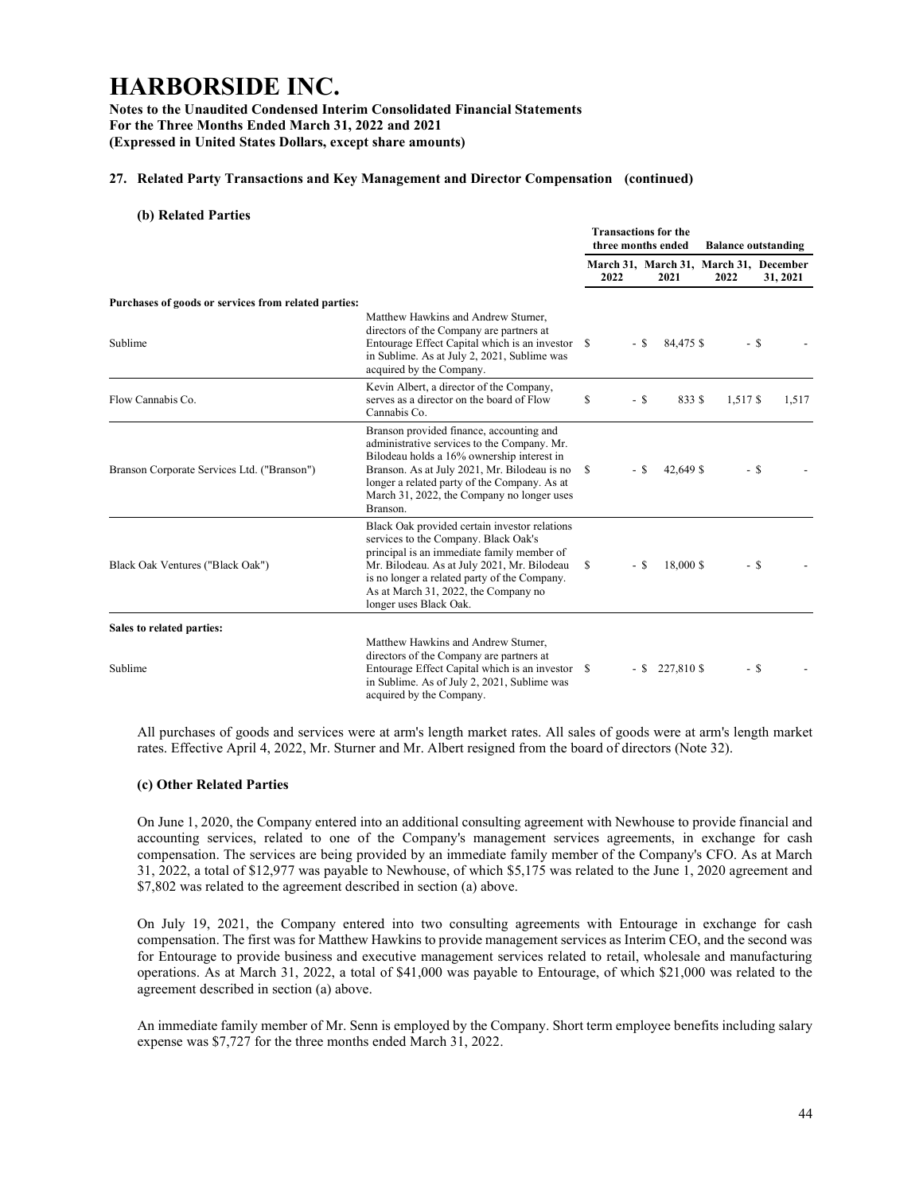# HARBORSIDE INC.

**Notes to the Unaudited Condensed Interim Consolidated Financial Statements**
**For the Three Months Ended March 31, 2022 and 2021**
**(Expressed in United States Dollars, except share amounts)**

### 27. Related Party Transactions and Key Management and Director Compensation (continued)

#### (b) Related Parties

| | | Transactions for the three months ended | | Balance outstanding | |
|---|---|---|---|---|---|
| | | March 31, 2022 | March 31, 2021 | March 31, 2022 | December 31, 2021 |
| **Purchases of goods or services from related parties:** | | | | | |
| Sublime | Matthew Hawkins and Andrew Sturner, directors of the Company are partners at Entourage Effect Capital which is an investor in Sublime. As at July 2, 2021, Sublime was acquired by the Company. | $ - | $ 84,475 | $ - | $ - |
| Flow Cannabis Co. | Kevin Albert, a director of the Company, serves as a director on the board of Flow Cannabis Co. | $ - | $ 833 | $ 1,517 | $ 1,517 |
| Branson Corporate Services Ltd. ("Branson") | Branson provided finance, accounting and administrative services to the Company. Mr. Bilodeau holds a 16% ownership interest in Branson. As at July 2021, Mr. Bilodeau is no longer a related party of the Company. As at March 31, 2022, the Company no longer uses Branson. | $ - | $ 42,649 | $ - | $ - |
| Black Oak Ventures ("Black Oak") | Black Oak provided certain investor relations services to the Company. Black Oak's principal is an immediate family member of Mr. Bilodeau. As at July 2021, Mr. Bilodeau is no longer a related party of the Company. As at March 31, 2022, the Company no longer uses Black Oak. | $ - | $ 18,000 | $ - | $ - |
| **Sales to related parties:** | | | | | |
| Sublime | Matthew Hawkins and Andrew Sturner, directors of the Company are partners at Entourage Effect Capital which is an investor in Sublime. As of July 2, 2021, Sublime was acquired by the Company. | $ - | $ 227,810 | $ - | $ - |

All purchases of goods and services were at arm's length market rates. All sales of goods were at arm's length market rates. Effective April 4, 2022, Mr. Sturner and Mr. Albert resigned from the board of directors (Note 32).

#### (c) Other Related Parties

On June 1, 2020, the Company entered into an additional consulting agreement with Newhouse to provide financial and accounting services, related to one of the Company's management services agreements, in exchange for cash compensation. The services are being provided by an immediate family member of the Company's CFO. As at March 31, 2022, a total of $12,977 was payable to Newhouse, of which $5,175 was related to the June 1, 2020 agreement and $7,802 was related to the agreement described in section (a) above.

On July 19, 2021, the Company entered into two consulting agreements with Entourage in exchange for cash compensation. The first was for Matthew Hawkins to provide management services as Interim CEO, and the second was for Entourage to provide business and executive management services related to retail, wholesale and manufacturing operations. As at March 31, 2022, a total of $41,000 was payable to Entourage, of which $21,000 was related to the agreement described in section (a) above.

An immediate family member of Mr. Senn is employed by the Company. Short term employee benefits including salary expense was $7,727 for the three months ended March 31, 2022.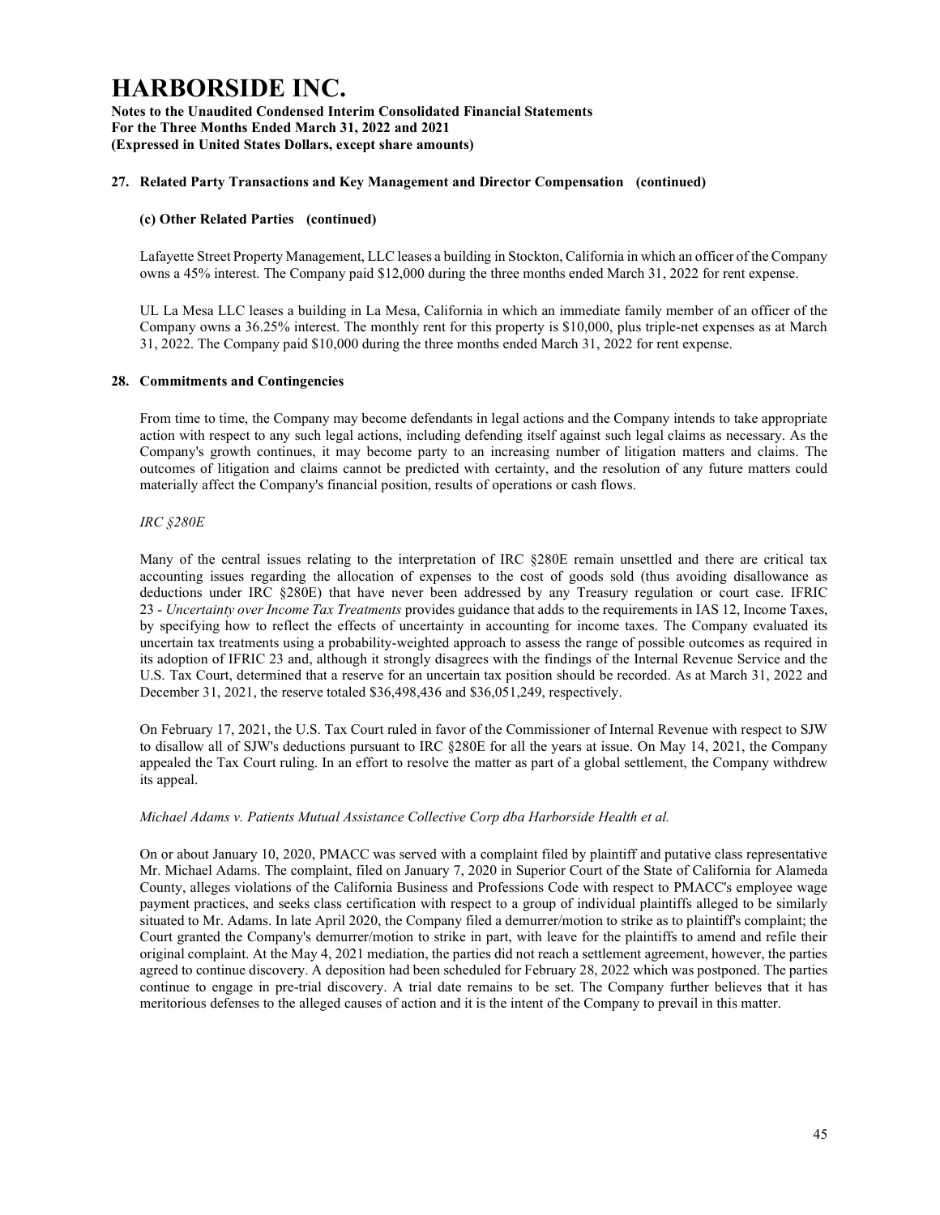# HARBORSIDE INC.

**Notes to the Unaudited Condensed Interim Consolidated Financial Statements**
**For the Three Months Ended March 31, 2022 and 2021**
**(Expressed in United States Dollars, except share amounts)**

### 27. Related Party Transactions and Key Management and Director Compensation (continued)

#### (c) Other Related Parties (continued)

Lafayette Street Property Management, LLC leases a building in Stockton, California in which an officer of the Company owns a 45% interest. The Company paid $12,000 during the three months ended March 31, 2022 for rent expense.

UL La Mesa LLC leases a building in La Mesa, California in which an immediate family member of an officer of the Company owns a 36.25% interest. The monthly rent for this property is $10,000, plus triple-net expenses as at March 31, 2022. The Company paid $10,000 during the three months ended March 31, 2022 for rent expense.

### 28. Commitments and Contingencies

From time to time, the Company may become defendants in legal actions and the Company intends to take appropriate action with respect to any such legal actions, including defending itself against such legal claims as necessary. As the Company's growth continues, it may become party to an increasing number of litigation matters and claims. The outcomes of litigation and claims cannot be predicted with certainty, and the resolution of any future matters could materially affect the Company's financial position, results of operations or cash flows.

*IRC §280E*

Many of the central issues relating to the interpretation of IRC §280E remain unsettled and there are critical tax accounting issues regarding the allocation of expenses to the cost of goods sold (thus avoiding disallowance as deductions under IRC §280E) that have never been addressed by any Treasury regulation or court case. IFRIC 23 - *Uncertainty over Income Tax Treatments* provides guidance that adds to the requirements in IAS 12, Income Taxes, by specifying how to reflect the effects of uncertainty in accounting for income taxes. The Company evaluated its uncertain tax treatments using a probability-weighted approach to assess the range of possible outcomes as required in its adoption of IFRIC 23 and, although it strongly disagrees with the findings of the Internal Revenue Service and the U.S. Tax Court, determined that a reserve for an uncertain tax position should be recorded. As at March 31, 2022 and December 31, 2021, the reserve totaled $36,498,436 and $36,051,249, respectively.

On February 17, 2021, the U.S. Tax Court ruled in favor of the Commissioner of Internal Revenue with respect to SJW to disallow all of SJW's deductions pursuant to IRC §280E for all the years at issue. On May 14, 2021, the Company appealed the Tax Court ruling. In an effort to resolve the matter as part of a global settlement, the Company withdrew its appeal.

*Michael Adams v. Patients Mutual Assistance Collective Corp dba Harborside Health et al.*

On or about January 10, 2020, PMACC was served with a complaint filed by plaintiff and putative class representative Mr. Michael Adams. The complaint, filed on January 7, 2020 in Superior Court of the State of California for Alameda County, alleges violations of the California Business and Professions Code with respect to PMACC's employee wage payment practices, and seeks class certification with respect to a group of individual plaintiffs alleged to be similarly situated to Mr. Adams. In late April 2020, the Company filed a demurrer/motion to strike as to plaintiff's complaint; the Court granted the Company's demurrer/motion to strike in part, with leave for the plaintiffs to amend and refile their original complaint. At the May 4, 2021 mediation, the parties did not reach a settlement agreement, however, the parties agreed to continue discovery. A deposition had been scheduled for February 28, 2022 which was postponed. The parties continue to engage in pre-trial discovery. A trial date remains to be set. The Company further believes that it has meritorious defenses to the alleged causes of action and it is the intent of the Company to prevail in this matter.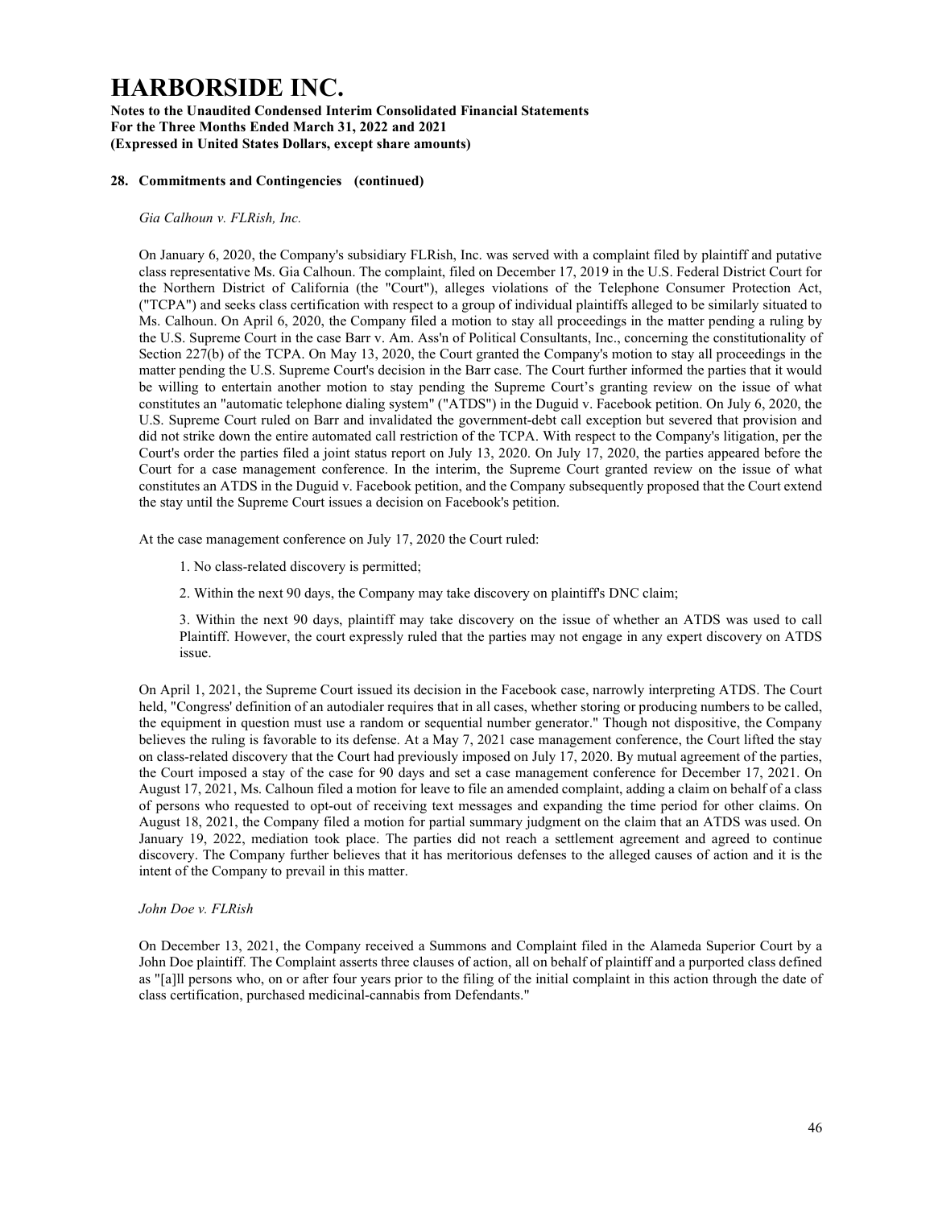## 28. Commitments and Contingencies (continued)

*Gia Calhoun v. FLRish, Inc.*

On January 6, 2020, the Company's subsidiary FLRish, Inc. was served with a complaint filed by plaintiff and putative class representative Ms. Gia Calhoun. The complaint, filed on December 17, 2019 in the U.S. Federal District Court for the Northern District of California (the "Court"), alleges violations of the Telephone Consumer Protection Act, ("TCPA") and seeks class certification with respect to a group of individual plaintiffs alleged to be similarly situated to Ms. Calhoun. On April 6, 2020, the Company filed a motion to stay all proceedings in the matter pending a ruling by the U.S. Supreme Court in the case Barr v. Am. Ass'n of Political Consultants, Inc., concerning the constitutionality of Section 227(b) of the TCPA. On May 13, 2020, the Court granted the Company's motion to stay all proceedings in the matter pending the U.S. Supreme Court's decision in the Barr case. The Court further informed the parties that it would be willing to entertain another motion to stay pending the Supreme Court's granting review on the issue of what constitutes an "automatic telephone dialing system" ("ATDS") in the Duguid v. Facebook petition. On July 6, 2020, the U.S. Supreme Court ruled on Barr and invalidated the government-debt call exception but severed that provision and did not strike down the entire automated call restriction of the TCPA. With respect to the Company's litigation, per the Court's order the parties filed a joint status report on July 13, 2020. On July 17, 2020, the parties appeared before the Court for a case management conference. In the interim, the Supreme Court granted review on the issue of what constitutes an ATDS in the Duguid v. Facebook petition, and the Company subsequently proposed that the Court extend the stay until the Supreme Court issues a decision on Facebook's petition.

At the case management conference on July 17, 2020 the Court ruled:

1. No class-related discovery is permitted;

2. Within the next 90 days, the Company may take discovery on plaintiff's DNC claim;

3. Within the next 90 days, plaintiff may take discovery on the issue of whether an ATDS was used to call Plaintiff. However, the court expressly ruled that the parties may not engage in any expert discovery on ATDS issue.

On April 1, 2021, the Supreme Court issued its decision in the Facebook case, narrowly interpreting ATDS. The Court held, "Congress' definition of an autodialer requires that in all cases, whether storing or producing numbers to be called, the equipment in question must use a random or sequential number generator." Though not dispositive, the Company believes the ruling is favorable to its defense. At a May 7, 2021 case management conference, the Court lifted the stay on class-related discovery that the Court had previously imposed on July 17, 2020. By mutual agreement of the parties, the Court imposed a stay of the case for 90 days and set a case management conference for December 17, 2021. On August 17, 2021, Ms. Calhoun filed a motion for leave to file an amended complaint, adding a claim on behalf of a class of persons who requested to opt-out of receiving text messages and expanding the time period for other claims. On August 18, 2021, the Company filed a motion for partial summary judgment on the claim that an ATDS was used. On January 19, 2022, mediation took place. The parties did not reach a settlement agreement and agreed to continue discovery. The Company further believes that it has meritorious defenses to the alleged causes of action and it is the intent of the Company to prevail in this matter.

*John Doe v. FLRish*

On December 13, 2021, the Company received a Summons and Complaint filed in the Alameda Superior Court by a John Doe plaintiff. The Complaint asserts three clauses of action, all on behalf of plaintiff and a purported class defined as "[a]ll persons who, on or after four years prior to the filing of the initial complaint in this action through the date of class certification, purchased medicinal-cannabis from Defendants."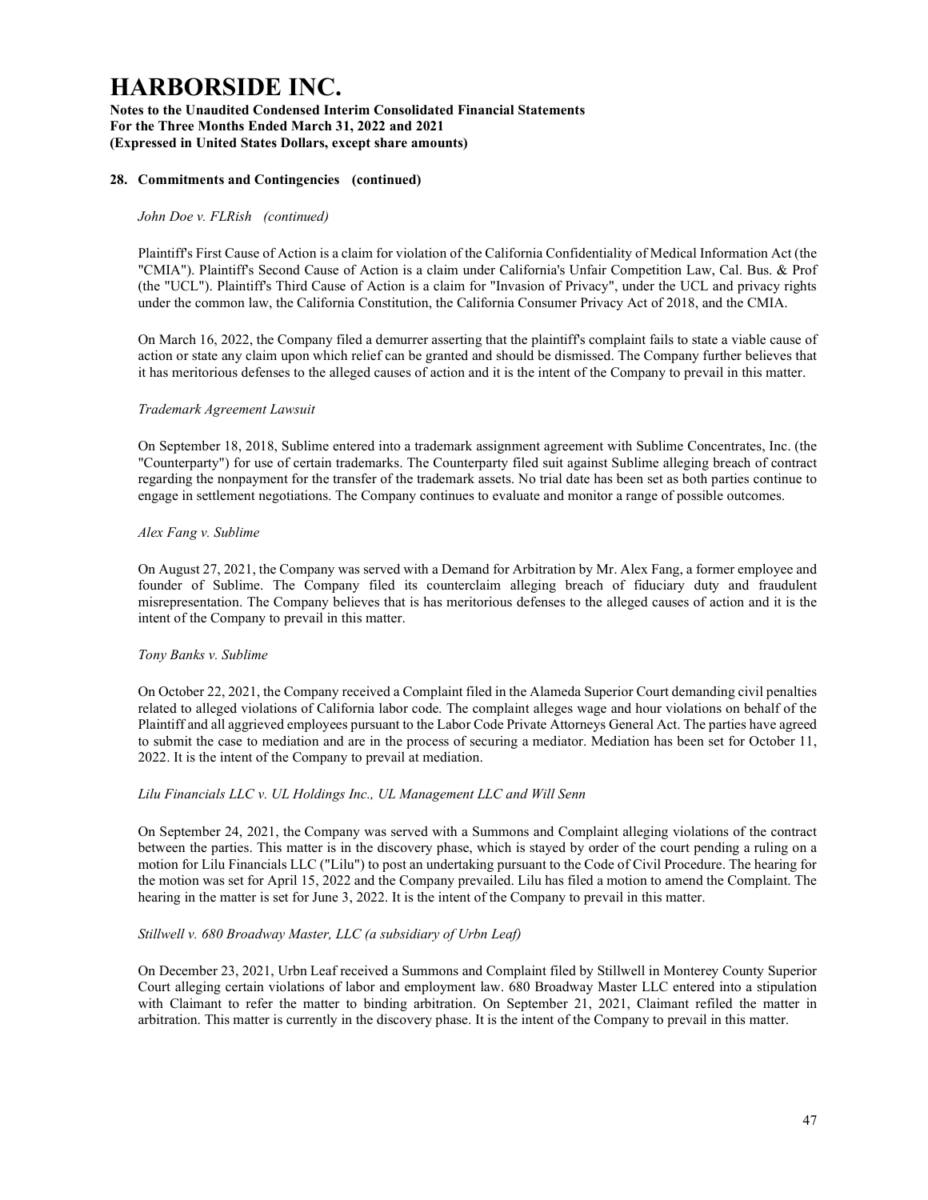#### 28. Commitments and Contingencies (continued)

*John Doe v. FLRish (continued)*

Plaintiff's First Cause of Action is a claim for violation of the California Confidentiality of Medical Information Act (the "CMIA"). Plaintiff's Second Cause of Action is a claim under California's Unfair Competition Law, Cal. Bus. & Prof (the "UCL"). Plaintiff's Third Cause of Action is a claim for "Invasion of Privacy", under the UCL and privacy rights under the common law, the California Constitution, the California Consumer Privacy Act of 2018, and the CMIA.

On March 16, 2022, the Company filed a demurrer asserting that the plaintiff's complaint fails to state a viable cause of action or state any claim upon which relief can be granted and should be dismissed. The Company further believes that it has meritorious defenses to the alleged causes of action and it is the intent of the Company to prevail in this matter.

*Trademark Agreement Lawsuit*

On September 18, 2018, Sublime entered into a trademark assignment agreement with Sublime Concentrates, Inc. (the "Counterparty") for use of certain trademarks. The Counterparty filed suit against Sublime alleging breach of contract regarding the nonpayment for the transfer of the trademark assets. No trial date has been set as both parties continue to engage in settlement negotiations. The Company continues to evaluate and monitor a range of possible outcomes.

*Alex Fang v. Sublime*

On August 27, 2021, the Company was served with a Demand for Arbitration by Mr. Alex Fang, a former employee and founder of Sublime. The Company filed its counterclaim alleging breach of fiduciary duty and fraudulent misrepresentation. The Company believes that is has meritorious defenses to the alleged causes of action and it is the intent of the Company to prevail in this matter.

*Tony Banks v. Sublime*

On October 22, 2021, the Company received a Complaint filed in the Alameda Superior Court demanding civil penalties related to alleged violations of California labor code. The complaint alleges wage and hour violations on behalf of the Plaintiff and all aggrieved employees pursuant to the Labor Code Private Attorneys General Act. The parties have agreed to submit the case to mediation and are in the process of securing a mediator. Mediation has been set for October 11, 2022. It is the intent of the Company to prevail at mediation.

*Lilu Financials LLC v. UL Holdings Inc., UL Management LLC and Will Senn*

On September 24, 2021, the Company was served with a Summons and Complaint alleging violations of the contract between the parties. This matter is in the discovery phase, which is stayed by order of the court pending a ruling on a motion for Lilu Financials LLC ("Lilu") to post an undertaking pursuant to the Code of Civil Procedure. The hearing for the motion was set for April 15, 2022 and the Company prevailed. Lilu has filed a motion to amend the Complaint. The hearing in the matter is set for June 3, 2022. It is the intent of the Company to prevail in this matter.

*Stillwell v. 680 Broadway Master, LLC (a subsidiary of Urbn Leaf)*

On December 23, 2021, Urbn Leaf received a Summons and Complaint filed by Stillwell in Monterey County Superior Court alleging certain violations of labor and employment law. 680 Broadway Master LLC entered into a stipulation with Claimant to refer the matter to binding arbitration. On September 21, 2021, Claimant refiled the matter in arbitration. This matter is currently in the discovery phase. It is the intent of the Company to prevail in this matter.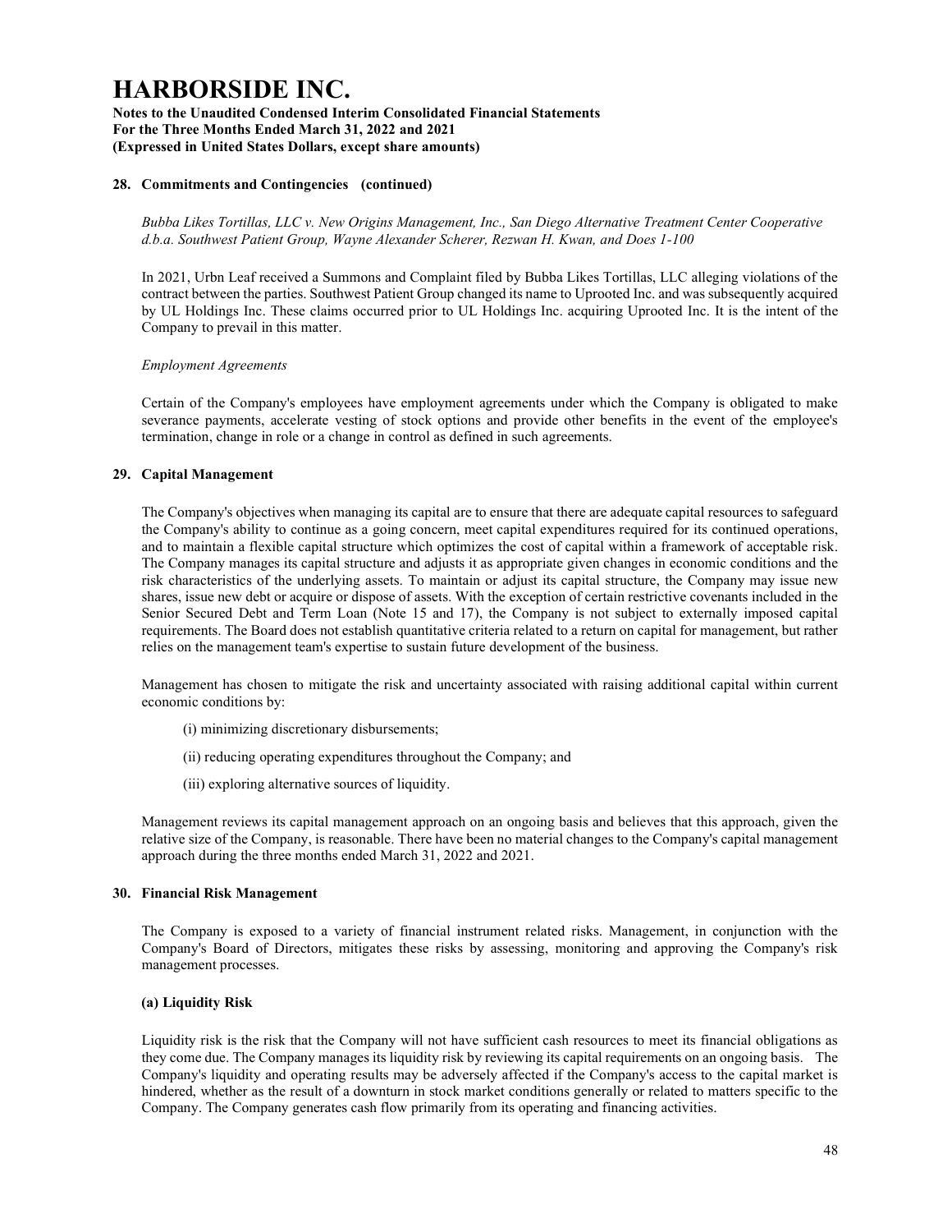**28. Commitments and Contingencies (continued)**

*Bubba Likes Tortillas, LLC v. New Origins Management, Inc., San Diego Alternative Treatment Center Cooperative d.b.a. Southwest Patient Group, Wayne Alexander Scherer, Rezwan H. Kwan, and Does 1-100*

In 2021, Urbn Leaf received a Summons and Complaint filed by Bubba Likes Tortillas, LLC alleging violations of the contract between the parties. Southwest Patient Group changed its name to Uprooted Inc. and was subsequently acquired by UL Holdings Inc. These claims occurred prior to UL Holdings Inc. acquiring Uprooted Inc. It is the intent of the Company to prevail in this matter.

*Employment Agreements*

Certain of the Company's employees have employment agreements under which the Company is obligated to make severance payments, accelerate vesting of stock options and provide other benefits in the event of the employee's termination, change in role or a change in control as defined in such agreements.

**29. Capital Management**

The Company's objectives when managing its capital are to ensure that there are adequate capital resources to safeguard the Company's ability to continue as a going concern, meet capital expenditures required for its continued operations, and to maintain a flexible capital structure which optimizes the cost of capital within a framework of acceptable risk. The Company manages its capital structure and adjusts it as appropriate given changes in economic conditions and the risk characteristics of the underlying assets. To maintain or adjust its capital structure, the Company may issue new shares, issue new debt or acquire or dispose of assets. With the exception of certain restrictive covenants included in the Senior Secured Debt and Term Loan (Note 15 and 17), the Company is not subject to externally imposed capital requirements. The Board does not establish quantitative criteria related to a return on capital for management, but rather relies on the management team's expertise to sustain future development of the business.

Management has chosen to mitigate the risk and uncertainty associated with raising additional capital within current economic conditions by:

(i) minimizing discretionary disbursements;

(ii) reducing operating expenditures throughout the Company; and

(iii) exploring alternative sources of liquidity.

Management reviews its capital management approach on an ongoing basis and believes that this approach, given the relative size of the Company, is reasonable. There have been no material changes to the Company's capital management approach during the three months ended March 31, 2022 and 2021.

**30. Financial Risk Management**

The Company is exposed to a variety of financial instrument related risks. Management, in conjunction with the Company's Board of Directors, mitigates these risks by assessing, monitoring and approving the Company's risk management processes.

**(a) Liquidity Risk**

Liquidity risk is the risk that the Company will not have sufficient cash resources to meet its financial obligations as they come due. The Company manages its liquidity risk by reviewing its capital requirements on an ongoing basis. The Company's liquidity and operating results may be adversely affected if the Company's access to the capital market is hindered, whether as the result of a downturn in stock market conditions generally or related to matters specific to the Company. The Company generates cash flow primarily from its operating and financing activities.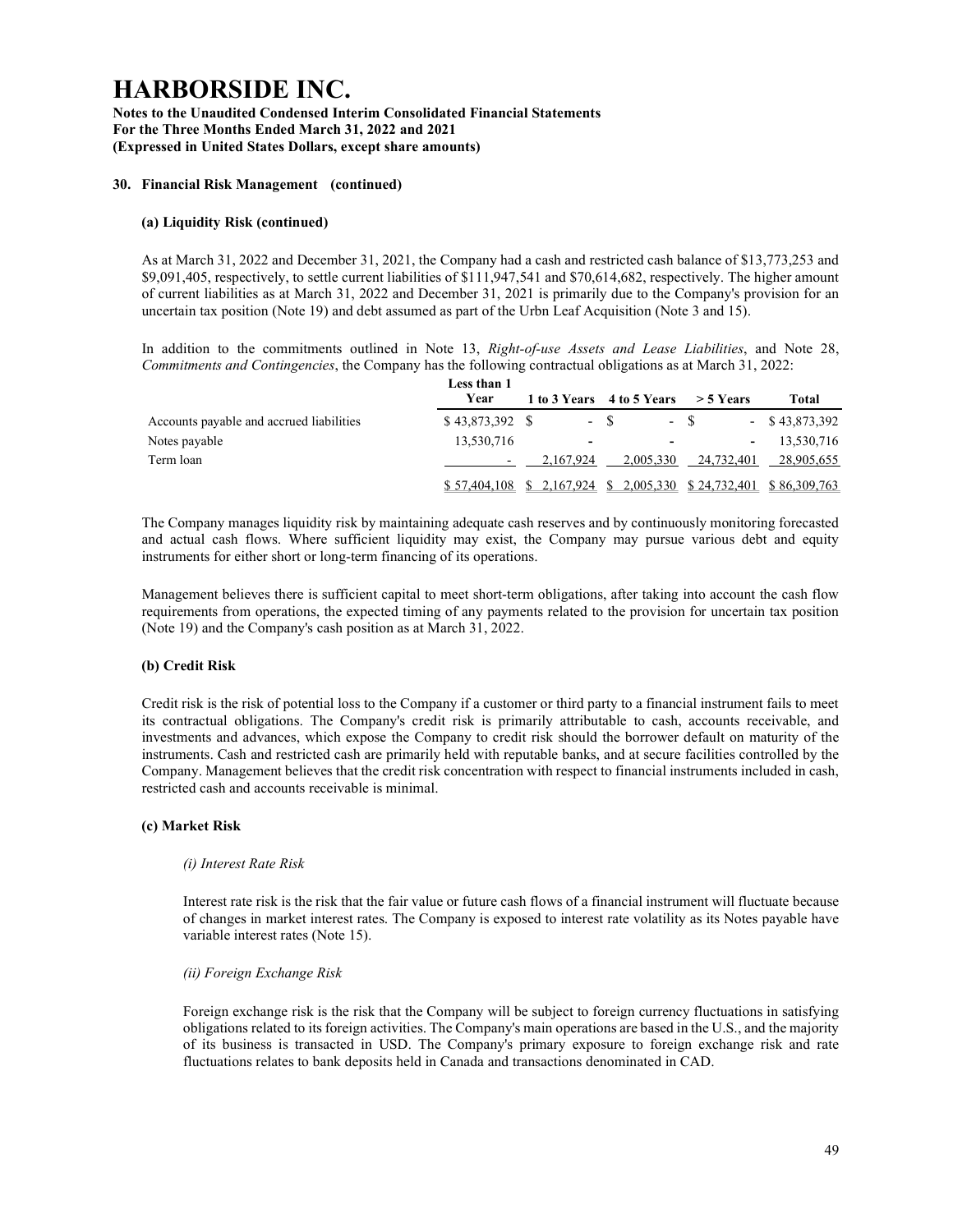# HARBORSIDE INC.

**Notes to the Unaudited Condensed Interim Consolidated Financial Statements**
**For the Three Months Ended March 31, 2022 and 2021**
**(Expressed in United States Dollars, except share amounts)**

## 30. Financial Risk Management (continued)

### (a) Liquidity Risk (continued)

As at March 31, 2022 and December 31, 2021, the Company had a cash and restricted cash balance of $13,773,253 and $9,091,405, respectively, to settle current liabilities of $111,947,541 and $70,614,682, respectively. The higher amount of current liabilities as at March 31, 2022 and December 31, 2021 is primarily due to the Company's provision for an uncertain tax position (Note 19) and debt assumed as part of the Urbn Leaf Acquisition (Note 3 and 15).

In addition to the commitments outlined in Note 13, *Right-of-use Assets and Lease Liabilities*, and Note 28, *Commitments and Contingencies*, the Company has the following contractual obligations as at March 31, 2022:

| | Less than 1 Year | 1 to 3 Years | 4 to 5 Years | > 5 Years | Total |
|---|---|---|---|---|---|
| Accounts payable and accrued liabilities | $ 43,873,392 | $ - | $ - | $ - | $ 43,873,392 |
| Notes payable | 13,530,716 | - | - | - | 13,530,716 |
| Term loan | - | 2,167,924 | 2,005,330 | 24,732,401 | 28,905,655 |
| | $ 57,404,108 | $ 2,167,924 | $ 2,005,330 | $ 24,732,401 | $ 86,309,763 |

The Company manages liquidity risk by maintaining adequate cash reserves and by continuously monitoring forecasted and actual cash flows. Where sufficient liquidity may exist, the Company may pursue various debt and equity instruments for either short or long-term financing of its operations.

Management believes there is sufficient capital to meet short-term obligations, after taking into account the cash flow requirements from operations, the expected timing of any payments related to the provision for uncertain tax position (Note 19) and the Company's cash position as at March 31, 2022.

### (b) Credit Risk

Credit risk is the risk of potential loss to the Company if a customer or third party to a financial instrument fails to meet its contractual obligations. The Company's credit risk is primarily attributable to cash, accounts receivable, and investments and advances, which expose the Company to credit risk should the borrower default on maturity of the instruments. Cash and restricted cash are primarily held with reputable banks, and at secure facilities controlled by the Company. Management believes that the credit risk concentration with respect to financial instruments included in cash, restricted cash and accounts receivable is minimal.

### (c) Market Risk

*(i) Interest Rate Risk*

Interest rate risk is the risk that the fair value or future cash flows of a financial instrument will fluctuate because of changes in market interest rates. The Company is exposed to interest rate volatility as its Notes payable have variable interest rates (Note 15).

*(ii) Foreign Exchange Risk*

Foreign exchange risk is the risk that the Company will be subject to foreign currency fluctuations in satisfying obligations related to its foreign activities. The Company's main operations are based in the U.S., and the majority of its business is transacted in USD. The Company's primary exposure to foreign exchange risk and rate fluctuations relates to bank deposits held in Canada and transactions denominated in CAD.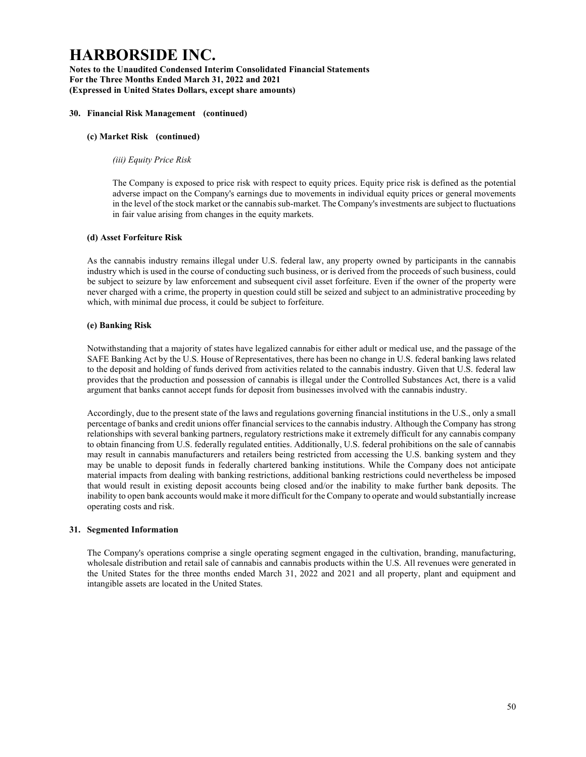### 30. Financial Risk Management (continued)

#### (c) Market Risk (continued)

*(iii) Equity Price Risk*

The Company is exposed to price risk with respect to equity prices. Equity price risk is defined as the potential adverse impact on the Company's earnings due to movements in individual equity prices or general movements in the level of the stock market or the cannabis sub-market. The Company's investments are subject to fluctuations in fair value arising from changes in the equity markets.

#### (d) Asset Forfeiture Risk

As the cannabis industry remains illegal under U.S. federal law, any property owned by participants in the cannabis industry which is used in the course of conducting such business, or is derived from the proceeds of such business, could be subject to seizure by law enforcement and subsequent civil asset forfeiture. Even if the owner of the property were never charged with a crime, the property in question could still be seized and subject to an administrative proceeding by which, with minimal due process, it could be subject to forfeiture.

#### (e) Banking Risk

Notwithstanding that a majority of states have legalized cannabis for either adult or medical use, and the passage of the SAFE Banking Act by the U.S. House of Representatives, there has been no change in U.S. federal banking laws related to the deposit and holding of funds derived from activities related to the cannabis industry. Given that U.S. federal law provides that the production and possession of cannabis is illegal under the Controlled Substances Act, there is a valid argument that banks cannot accept funds for deposit from businesses involved with the cannabis industry.

Accordingly, due to the present state of the laws and regulations governing financial institutions in the U.S., only a small percentage of banks and credit unions offer financial services to the cannabis industry. Although the Company has strong relationships with several banking partners, regulatory restrictions make it extremely difficult for any cannabis company to obtain financing from U.S. federally regulated entities. Additionally, U.S. federal prohibitions on the sale of cannabis may result in cannabis manufacturers and retailers being restricted from accessing the U.S. banking system and they may be unable to deposit funds in federally chartered banking institutions. While the Company does not anticipate material impacts from dealing with banking restrictions, additional banking restrictions could nevertheless be imposed that would result in existing deposit accounts being closed and/or the inability to make further bank deposits. The inability to open bank accounts would make it more difficult for the Company to operate and would substantially increase operating costs and risk.

### 31. Segmented Information

The Company's operations comprise a single operating segment engaged in the cultivation, branding, manufacturing, wholesale distribution and retail sale of cannabis and cannabis products within the U.S. All revenues were generated in the United States for the three months ended March 31, 2022 and 2021 and all property, plant and equipment and intangible assets are located in the United States.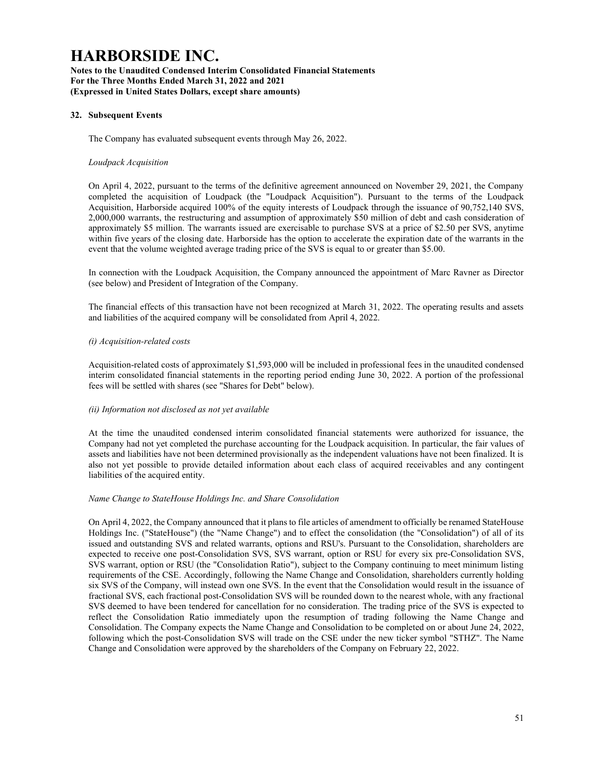### 32. Subsequent Events

The Company has evaluated subsequent events through May 26, 2022.

*Loudpack Acquisition*

On April 4, 2022, pursuant to the terms of the definitive agreement announced on November 29, 2021, the Company completed the acquisition of Loudpack (the "Loudpack Acquisition"). Pursuant to the terms of the Loudpack Acquisition, Harborside acquired 100% of the equity interests of Loudpack through the issuance of 90,752,140 SVS, 2,000,000 warrants, the restructuring and assumption of approximately $50 million of debt and cash consideration of approximately $5 million. The warrants issued are exercisable to purchase SVS at a price of $2.50 per SVS, anytime within five years of the closing date. Harborside has the option to accelerate the expiration date of the warrants in the event that the volume weighted average trading price of the SVS is equal to or greater than $5.00.

In connection with the Loudpack Acquisition, the Company announced the appointment of Marc Ravner as Director (see below) and President of Integration of the Company.

The financial effects of this transaction have not been recognized at March 31, 2022. The operating results and assets and liabilities of the acquired company will be consolidated from April 4, 2022.

*(i) Acquisition-related costs*

Acquisition-related costs of approximately $1,593,000 will be included in professional fees in the unaudited condensed interim consolidated financial statements in the reporting period ending June 30, 2022. A portion of the professional fees will be settled with shares (see "Shares for Debt" below).

*(ii) Information not disclosed as not yet available*

At the time the unaudited condensed interim consolidated financial statements were authorized for issuance, the Company had not yet completed the purchase accounting for the Loudpack acquisition. In particular, the fair values of assets and liabilities have not been determined provisionally as the independent valuations have not been finalized. It is also not yet possible to provide detailed information about each class of acquired receivables and any contingent liabilities of the acquired entity.

*Name Change to StateHouse Holdings Inc. and Share Consolidation*

On April 4, 2022, the Company announced that it plans to file articles of amendment to officially be renamed StateHouse Holdings Inc. ("StateHouse") (the "Name Change") and to effect the consolidation (the "Consolidation") of all of its issued and outstanding SVS and related warrants, options and RSU's. Pursuant to the Consolidation, shareholders are expected to receive one post-Consolidation SVS, SVS warrant, option or RSU for every six pre-Consolidation SVS, SVS warrant, option or RSU (the "Consolidation Ratio"), subject to the Company continuing to meet minimum listing requirements of the CSE. Accordingly, following the Name Change and Consolidation, shareholders currently holding six SVS of the Company, will instead own one SVS. In the event that the Consolidation would result in the issuance of fractional SVS, each fractional post-Consolidation SVS will be rounded down to the nearest whole, with any fractional SVS deemed to have been tendered for cancellation for no consideration. The trading price of the SVS is expected to reflect the Consolidation Ratio immediately upon the resumption of trading following the Name Change and Consolidation. The Company expects the Name Change and Consolidation to be completed on or about June 24, 2022, following which the post-Consolidation SVS will trade on the CSE under the new ticker symbol "STHZ". The Name Change and Consolidation were approved by the shareholders of the Company on February 22, 2022.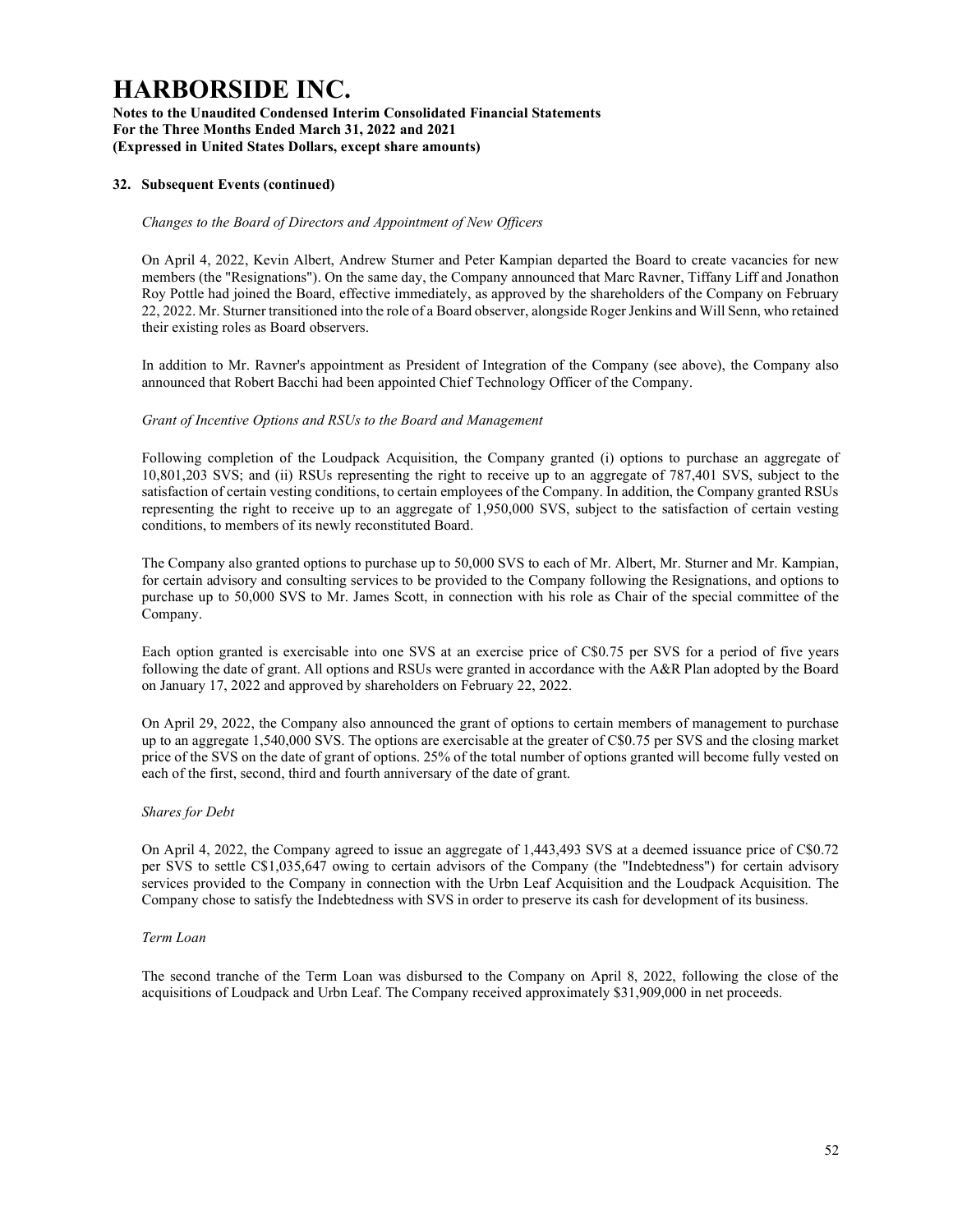## 32. Subsequent Events (continued)

*Changes to the Board of Directors and Appointment of New Officers*

On April 4, 2022, Kevin Albert, Andrew Sturner and Peter Kampian departed the Board to create vacancies for new members (the "Resignations"). On the same day, the Company announced that Marc Ravner, Tiffany Liff and Jonathon Roy Pottle had joined the Board, effective immediately, as approved by the shareholders of the Company on February 22, 2022. Mr. Sturner transitioned into the role of a Board observer, alongside Roger Jenkins and Will Senn, who retained their existing roles as Board observers.

In addition to Mr. Ravner's appointment as President of Integration of the Company (see above), the Company also announced that Robert Bacchi had been appointed Chief Technology Officer of the Company.

*Grant of Incentive Options and RSUs to the Board and Management*

Following completion of the Loudpack Acquisition, the Company granted (i) options to purchase an aggregate of 10,801,203 SVS; and (ii) RSUs representing the right to receive up to an aggregate of 787,401 SVS, subject to the satisfaction of certain vesting conditions, to certain employees of the Company. In addition, the Company granted RSUs representing the right to receive up to an aggregate of 1,950,000 SVS, subject to the satisfaction of certain vesting conditions, to members of its newly reconstituted Board.

The Company also granted options to purchase up to 50,000 SVS to each of Mr. Albert, Mr. Sturner and Mr. Kampian, for certain advisory and consulting services to be provided to the Company following the Resignations, and options to purchase up to 50,000 SVS to Mr. James Scott, in connection with his role as Chair of the special committee of the Company.

Each option granted is exercisable into one SVS at an exercise price of C$0.75 per SVS for a period of five years following the date of grant. All options and RSUs were granted in accordance with the A&R Plan adopted by the Board on January 17, 2022 and approved by shareholders on February 22, 2022.

On April 29, 2022, the Company also announced the grant of options to certain members of management to purchase up to an aggregate 1,540,000 SVS. The options are exercisable at the greater of C$0.75 per SVS and the closing market price of the SVS on the date of grant of options. 25% of the total number of options granted will become fully vested on each of the first, second, third and fourth anniversary of the date of grant.

*Shares for Debt*

On April 4, 2022, the Company agreed to issue an aggregate of 1,443,493 SVS at a deemed issuance price of C$0.72 per SVS to settle C$1,035,647 owing to certain advisors of the Company (the "Indebtedness") for certain advisory services provided to the Company in connection with the Urbn Leaf Acquisition and the Loudpack Acquisition. The Company chose to satisfy the Indebtedness with SVS in order to preserve its cash for development of its business.

*Term Loan*

The second tranche of the Term Loan was disbursed to the Company on April 8, 2022, following the close of the acquisitions of Loudpack and Urbn Leaf. The Company received approximately $31,909,000 in net proceeds.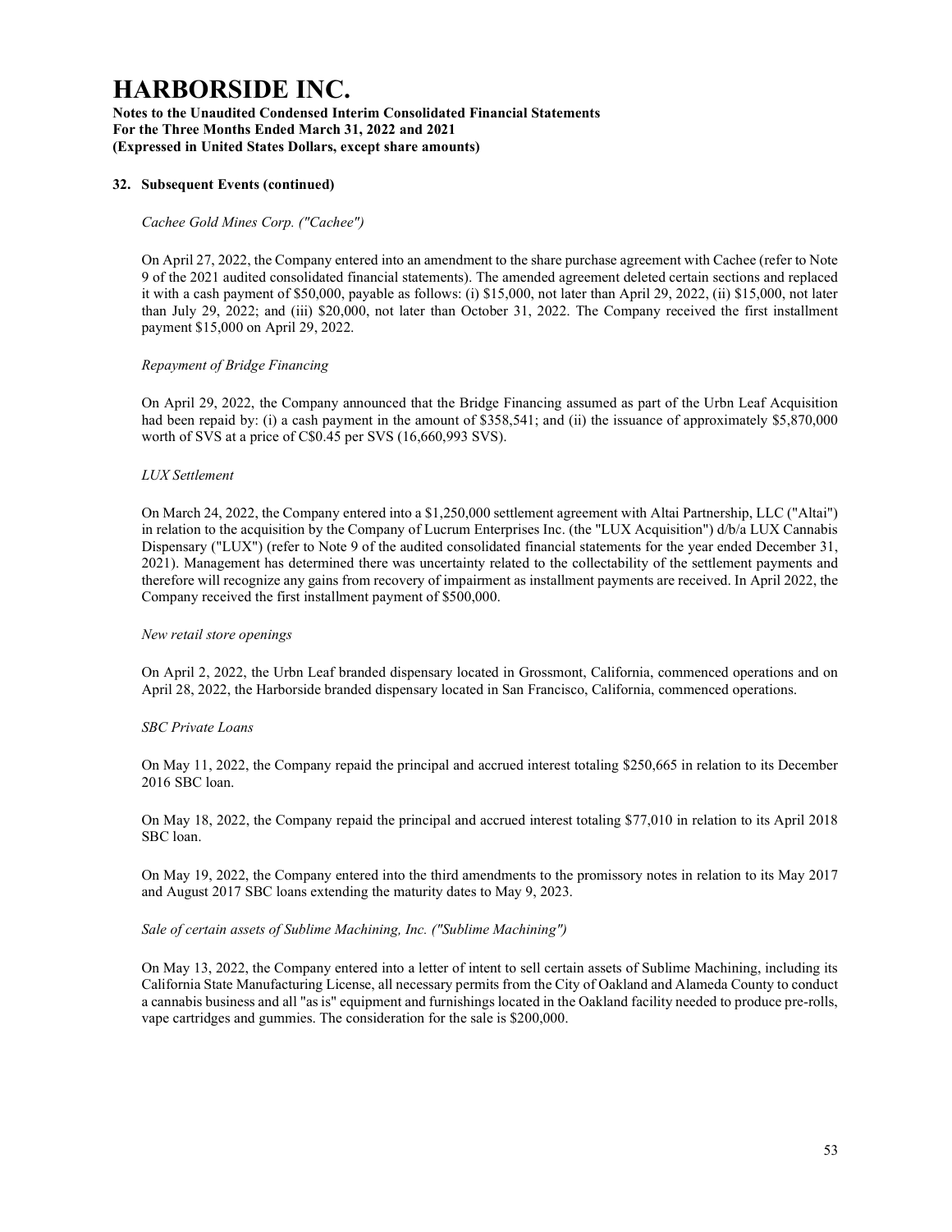# HARBORSIDE INC.

**Notes to the Unaudited Condensed Interim Consolidated Financial Statements**
**For the Three Months Ended March 31, 2022 and 2021**
**(Expressed in United States Dollars, except share amounts)**

## 32. Subsequent Events (continued)

*Cachee Gold Mines Corp. ("Cachee")*

On April 27, 2022, the Company entered into an amendment to the share purchase agreement with Cachee (refer to Note 9 of the 2021 audited consolidated financial statements). The amended agreement deleted certain sections and replaced it with a cash payment of $50,000, payable as follows: (i) $15,000, not later than April 29, 2022, (ii) $15,000, not later than July 29, 2022; and (iii) $20,000, not later than October 31, 2022. The Company received the first installment payment $15,000 on April 29, 2022.

*Repayment of Bridge Financing*

On April 29, 2022, the Company announced that the Bridge Financing assumed as part of the Urbn Leaf Acquisition had been repaid by: (i) a cash payment in the amount of $358,541; and (ii) the issuance of approximately $5,870,000 worth of SVS at a price of C$0.45 per SVS (16,660,993 SVS).

*LUX Settlement*

On March 24, 2022, the Company entered into a $1,250,000 settlement agreement with Altai Partnership, LLC ("Altai") in relation to the acquisition by the Company of Lucrum Enterprises Inc. (the "LUX Acquisition") d/b/a LUX Cannabis Dispensary ("LUX") (refer to Note 9 of the audited consolidated financial statements for the year ended December 31, 2021). Management has determined there was uncertainty related to the collectability of the settlement payments and therefore will recognize any gains from recovery of impairment as installment payments are received. In April 2022, the Company received the first installment payment of $500,000.

*New retail store openings*

On April 2, 2022, the Urbn Leaf branded dispensary located in Grossmont, California, commenced operations and on April 28, 2022, the Harborside branded dispensary located in San Francisco, California, commenced operations.

*SBC Private Loans*

On May 11, 2022, the Company repaid the principal and accrued interest totaling $250,665 in relation to its December 2016 SBC loan.

On May 18, 2022, the Company repaid the principal and accrued interest totaling $77,010 in relation to its April 2018 SBC loan.

On May 19, 2022, the Company entered into the third amendments to the promissory notes in relation to its May 2017 and August 2017 SBC loans extending the maturity dates to May 9, 2023.

*Sale of certain assets of Sublime Machining, Inc. ("Sublime Machining")*

On May 13, 2022, the Company entered into a letter of intent to sell certain assets of Sublime Machining, including its California State Manufacturing License, all necessary permits from the City of Oakland and Alameda County to conduct a cannabis business and all "as is" equipment and furnishings located in the Oakland facility needed to produce pre-rolls, vape cartridges and gummies. The consideration for the sale is $200,000.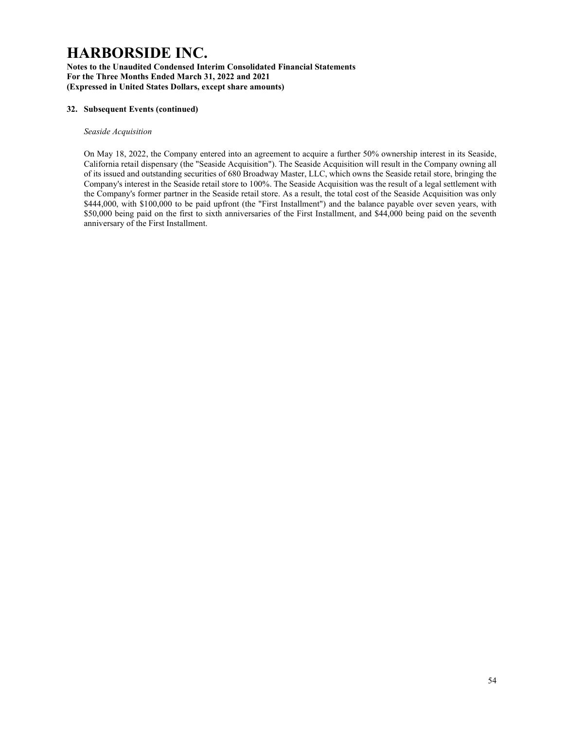### 32. Subsequent Events (continued)

*Seaside Acquisition*

On May 18, 2022, the Company entered into an agreement to acquire a further 50% ownership interest in its Seaside, California retail dispensary (the "Seaside Acquisition"). The Seaside Acquisition will result in the Company owning all of its issued and outstanding securities of 680 Broadway Master, LLC, which owns the Seaside retail store, bringing the Company's interest in the Seaside retail store to 100%. The Seaside Acquisition was the result of a legal settlement with the Company's former partner in the Seaside retail store. As a result, the total cost of the Seaside Acquisition was only $444,000, with $100,000 to be paid upfront (the "First Installment") and the balance payable over seven years, with $50,000 being paid on the first to sixth anniversaries of the First Installment, and $44,000 being paid on the seventh anniversary of the First Installment.